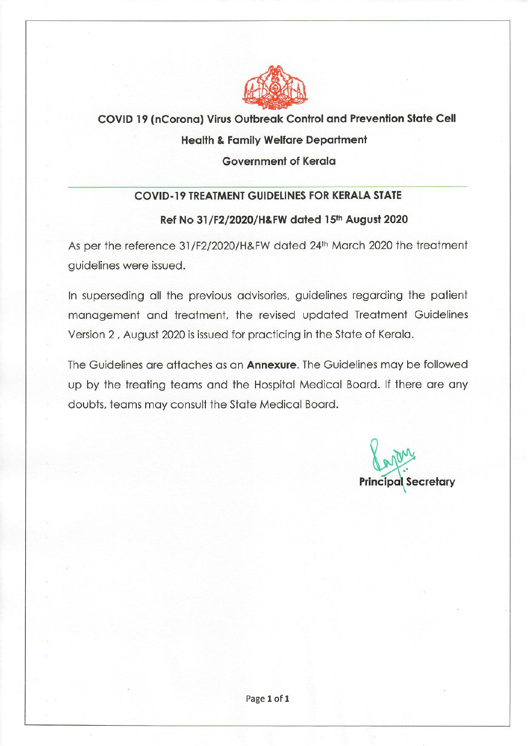**COVID 19 (nCorona) Virus Outbreak Control and Prevention State Cell**

**Health & Family Welfare Department**

**Government of Kerala**

---

## COVID-19 TREATMENT GUIDELINES FOR KERALA STATE

### Ref No 31/F2/2020/H&FW dated 15th August 2020

As per the reference 31/F2/2020/H&FW dated 24th March 2020 the treatment guidelines were issued.

In superseding all the previous advisories, guidelines regarding the patient management and treatment, the revised updated Treatment Guidelines Version 2 , August 2020 is issued for practicing in the State of Kerala.

The Guidelines are attaches as an **Annexure**. The Guidelines may be followed up by the treating teams and the Hospital Medical Board. If there are any doubts, teams may consult the State Medical Board.

**Principal Secretary**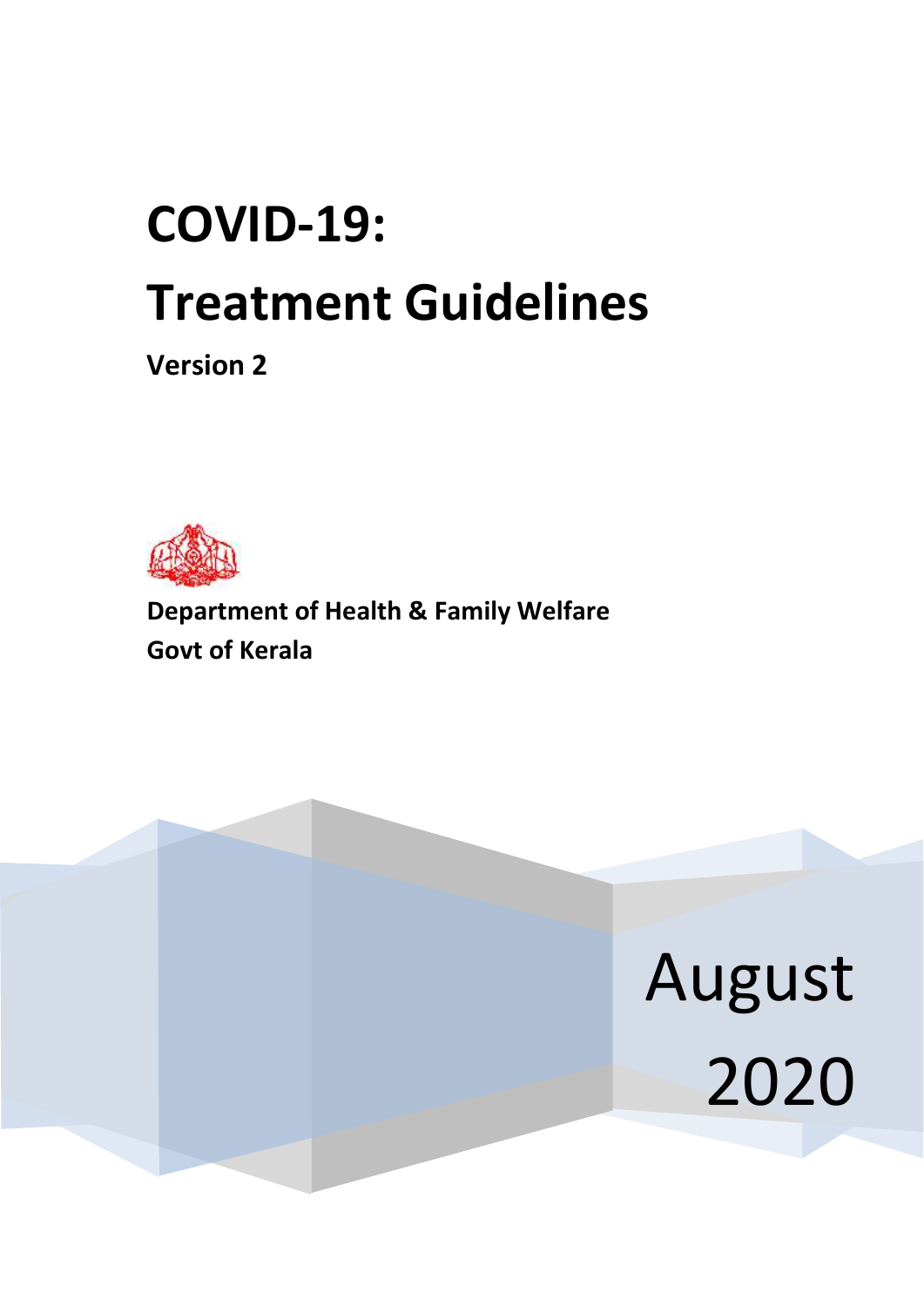# COVID-19:

# Treatment Guidelines

**Version 2**

**Department of Health & Family Welfare**
**Govt of Kerala**

August 2020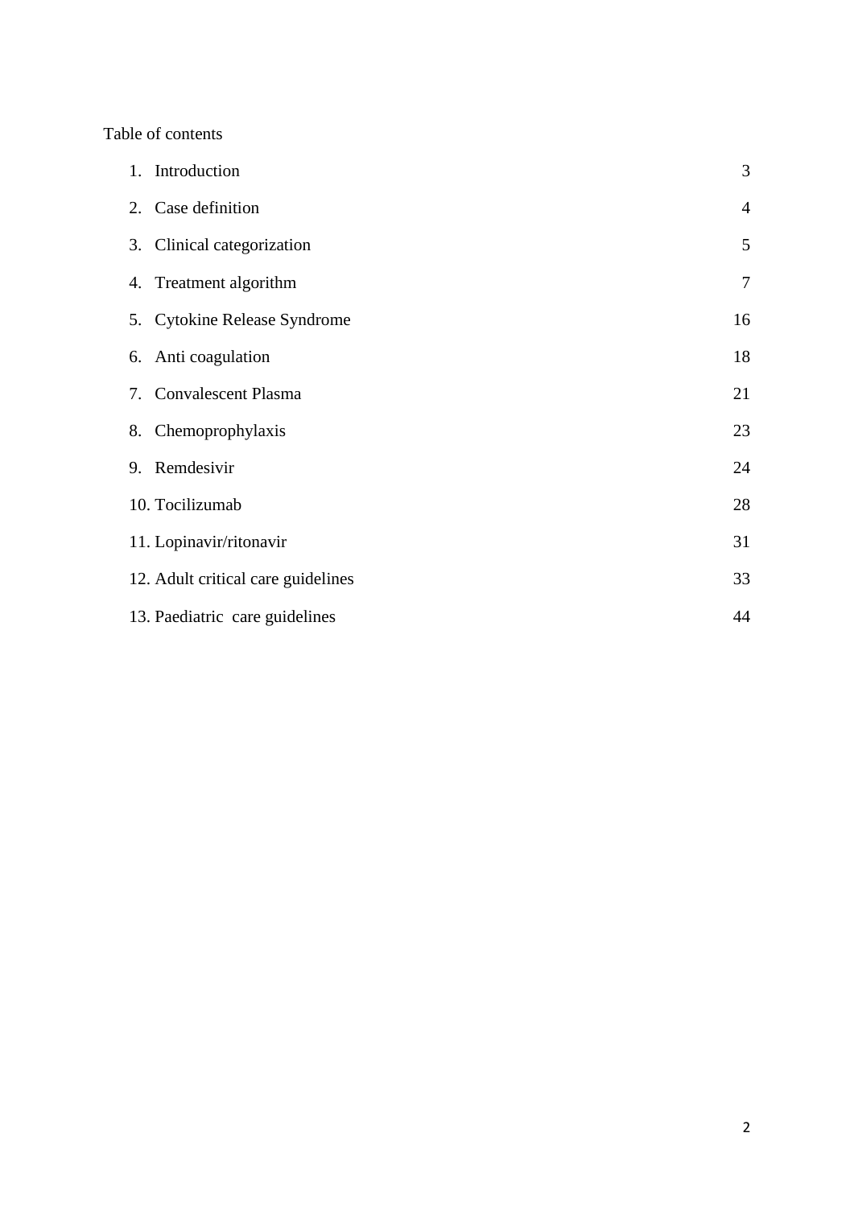Table of contents

| | |
|---|---|
| 1. Introduction | 3 |
| 2. Case definition | 4 |
| 3. Clinical categorization | 5 |
| 4. Treatment algorithm | 7 |
| 5. Cytokine Release Syndrome | 16 |
| 6. Anti coagulation | 18 |
| 7. Convalescent Plasma | 21 |
| 8. Chemoprophylaxis | 23 |
| 9. Remdesivir | 24 |
| 10. Tocilizumab | 28 |
| 11. Lopinavir/ritonavir | 31 |
| 12. Adult critical care guidelines | 33 |
| 13. Paediatric care guidelines | 44 |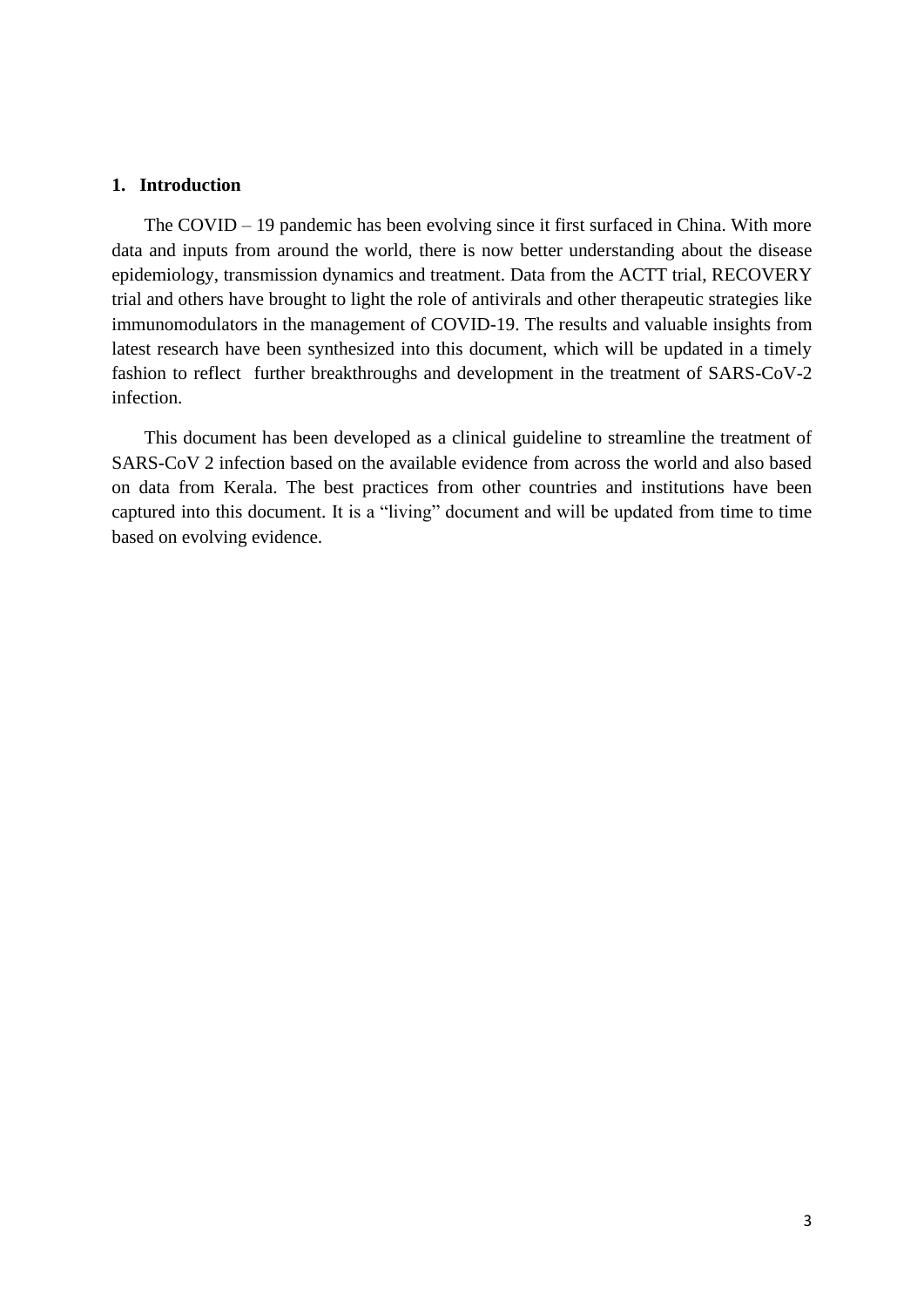## 1. Introduction

The COVID – 19 pandemic has been evolving since it first surfaced in China. With more data and inputs from around the world, there is now better understanding about the disease epidemiology, transmission dynamics and treatment. Data from the ACTT trial, RECOVERY trial and others have brought to light the role of antivirals and other therapeutic strategies like immunomodulators in the management of COVID-19. The results and valuable insights from latest research have been synthesized into this document, which will be updated in a timely fashion to reflect further breakthroughs and development in the treatment of SARS-CoV-2 infection.

This document has been developed as a clinical guideline to streamline the treatment of SARS-CoV 2 infection based on the available evidence from across the world and also based on data from Kerala. The best practices from other countries and institutions have been captured into this document. It is a "living" document and will be updated from time to time based on evolving evidence.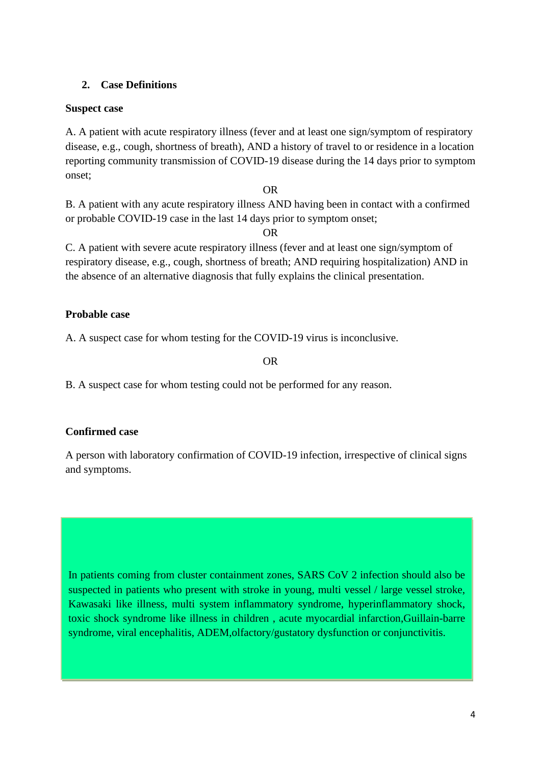## 2. Case Definitions

**Suspect case**

A. A patient with acute respiratory illness (fever and at least one sign/symptom of respiratory disease, e.g., cough, shortness of breath), AND a history of travel to or residence in a location reporting community transmission of COVID-19 disease during the 14 days prior to symptom onset;

OR

B. A patient with any acute respiratory illness AND having been in contact with a confirmed or probable COVID-19 case in the last 14 days prior to symptom onset;

OR

C. A patient with severe acute respiratory illness (fever and at least one sign/symptom of respiratory disease, e.g., cough, shortness of breath; AND requiring hospitalization) AND in the absence of an alternative diagnosis that fully explains the clinical presentation.

**Probable case**

A. A suspect case for whom testing for the COVID-19 virus is inconclusive.

OR

B. A suspect case for whom testing could not be performed for any reason.

**Confirmed case**

A person with laboratory confirmation of COVID-19 infection, irrespective of clinical signs and symptoms.

In patients coming from cluster containment zones, SARS CoV 2 infection should also be suspected in patients who present with stroke in young, multi vessel / large vessel stroke, Kawasaki like illness, multi system inflammatory syndrome, hyperinflammatory shock, toxic shock syndrome like illness in children , acute myocardial infarction,Guillain-barre syndrome, viral encephalitis, ADEM,olfactory/gustatory dysfunction or conjunctivitis.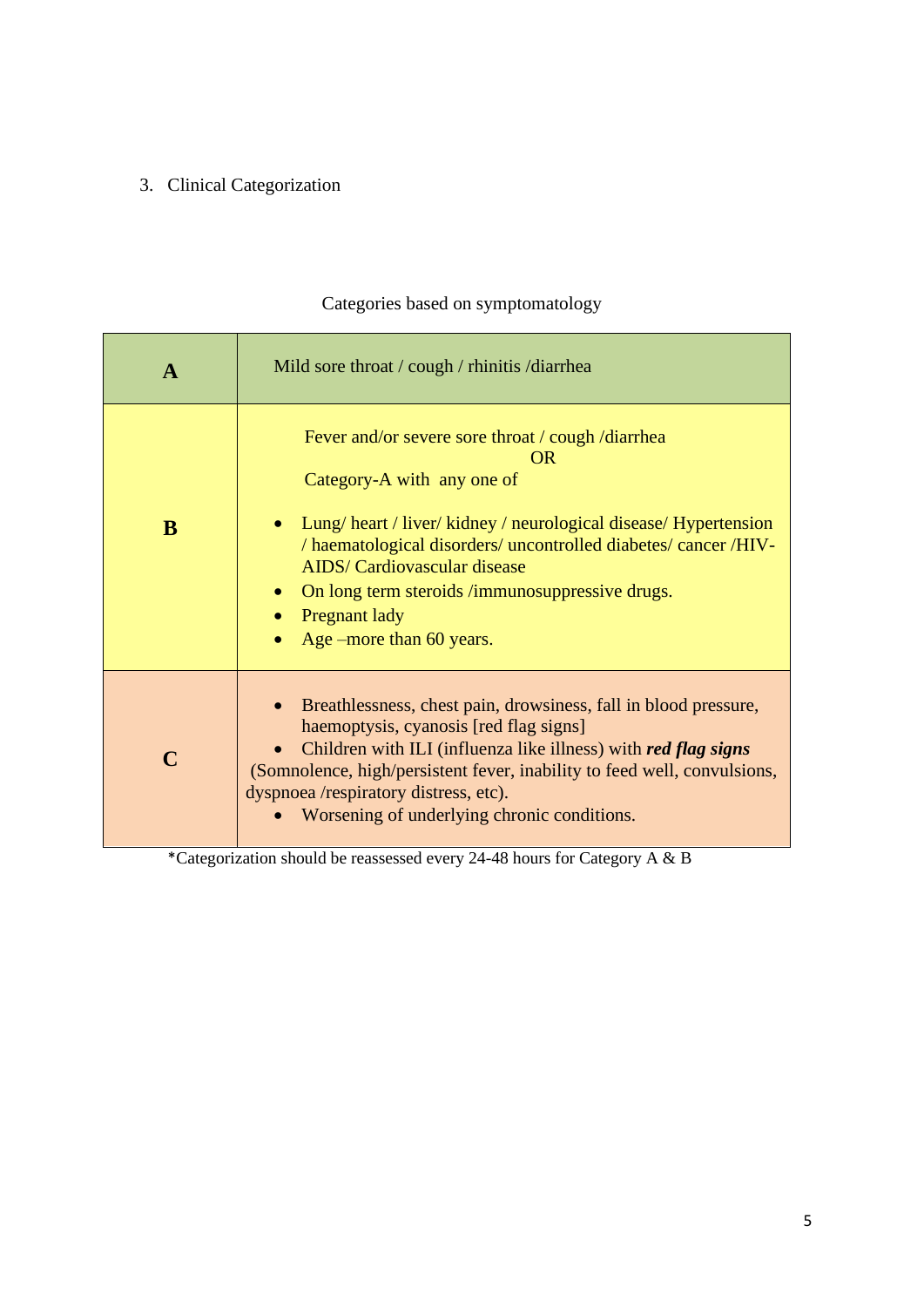3. Clinical Categorization

Categories based on symptomatology

| | |
|---|---|
| **A** | Mild sore throat / cough / rhinitis /diarrhea |
| **B** | Fever and/or severe sore throat / cough /diarrhea<br>OR<br>Category-A with any one of<br>• Lung/ heart / liver/ kidney / neurological disease/ Hypertension / haematological disorders/ uncontrolled diabetes/ cancer /HIV-AIDS/ Cardiovascular disease<br>• On long term steroids /immunosuppressive drugs.<br>• Pregnant lady<br>• Age –more than 60 years. |
| **C** | • Breathlessness, chest pain, drowsiness, fall in blood pressure, haemoptysis, cyanosis [red flag signs]<br>• Children with ILI (influenza like illness) with ***red flag signs*** (Somnolence, high/persistent fever, inability to feed well, convulsions, dyspnoea /respiratory distress, etc).<br>• Worsening of underlying chronic conditions. |

*Categorization should be reassessed every 24-48 hours for Category A & B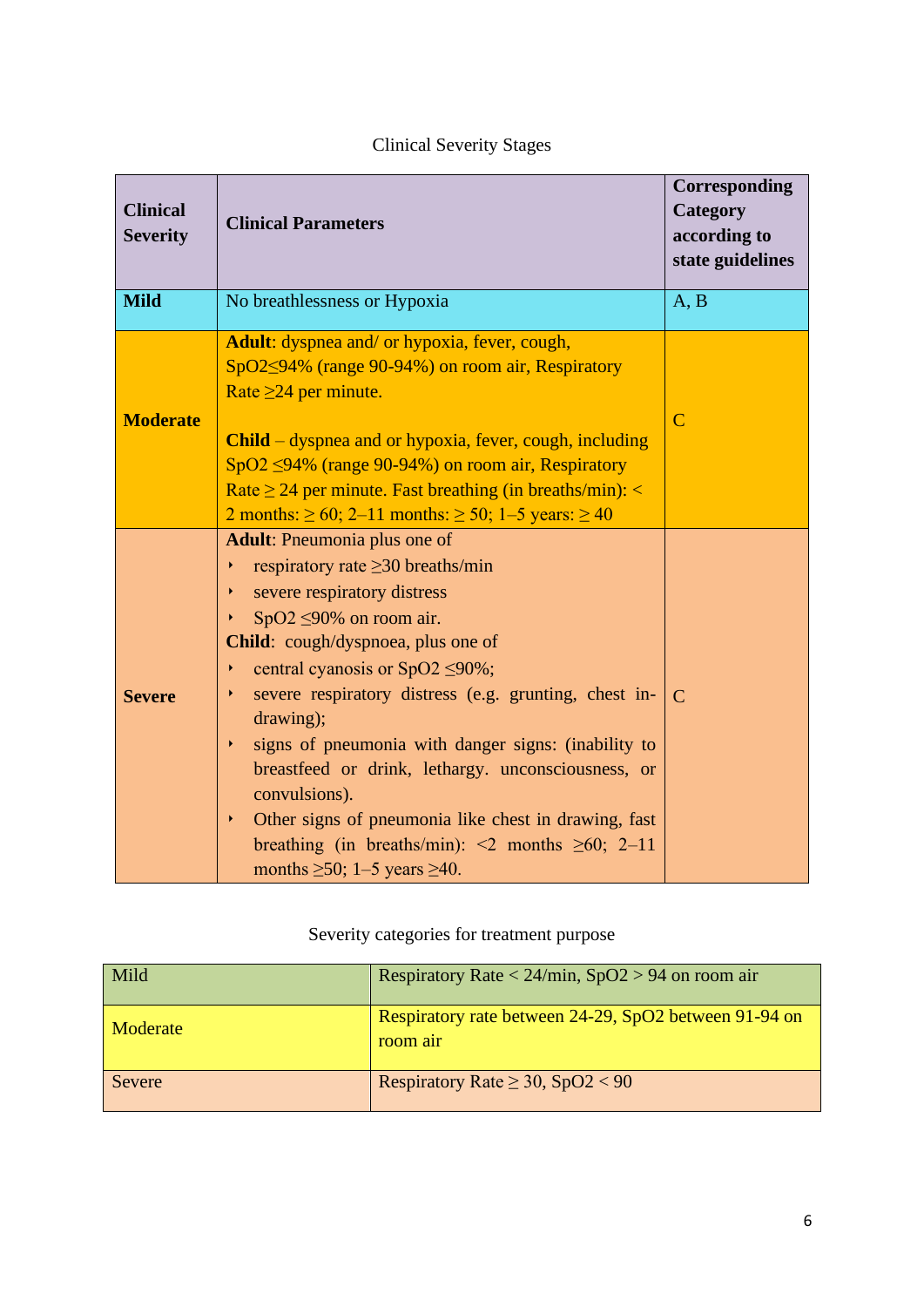Clinical Severity Stages

| Clinical Severity | Clinical Parameters | Corresponding Category according to state guidelines |
|---|---|---|
| **Mild** | No breathlessness or Hypoxia | A, B |
| **Moderate** | **Adult**: dyspnea and/ or hypoxia, fever, cough, SpO2≤94% (range 90-94%) on room air, Respiratory Rate ≥24 per minute.<br><br>**Child** – dyspnea and or hypoxia, fever, cough, including SpO2 ≤94% (range 90-94%) on room air, Respiratory Rate ≥ 24 per minute. Fast breathing (in breaths/min): < 2 months: ≥ 60; 2–11 months: ≥ 50; 1–5 years: ≥ 40 | C |
| **Severe** | **Adult**: Pneumonia plus one of<br>‣ respiratory rate ≥30 breaths/min<br>‣ severe respiratory distress<br>‣ SpO2 ≤90% on room air.<br>**Child**: cough/dyspnoea, plus one of<br>‣ central cyanosis or SpO2 ≤90%;<br>‣ severe respiratory distress (e.g. grunting, chest in-drawing);<br>‣ signs of pneumonia with danger signs: (inability to breastfeed or drink, lethargy. unconsciousness, or convulsions).<br>‣ Other signs of pneumonia like chest in drawing, fast breathing (in breaths/min): <2 months ≥60; 2–11 months ≥50; 1–5 years ≥40. | C |

Severity categories for treatment purpose

| | |
|---|---|
| Mild | Respiratory Rate < 24/min, SpO2 > 94 on room air |
| Moderate | Respiratory rate between 24-29, SpO2 between 91-94 on room air |
| Severe | Respiratory Rate ≥ 30, SpO2 < 90 |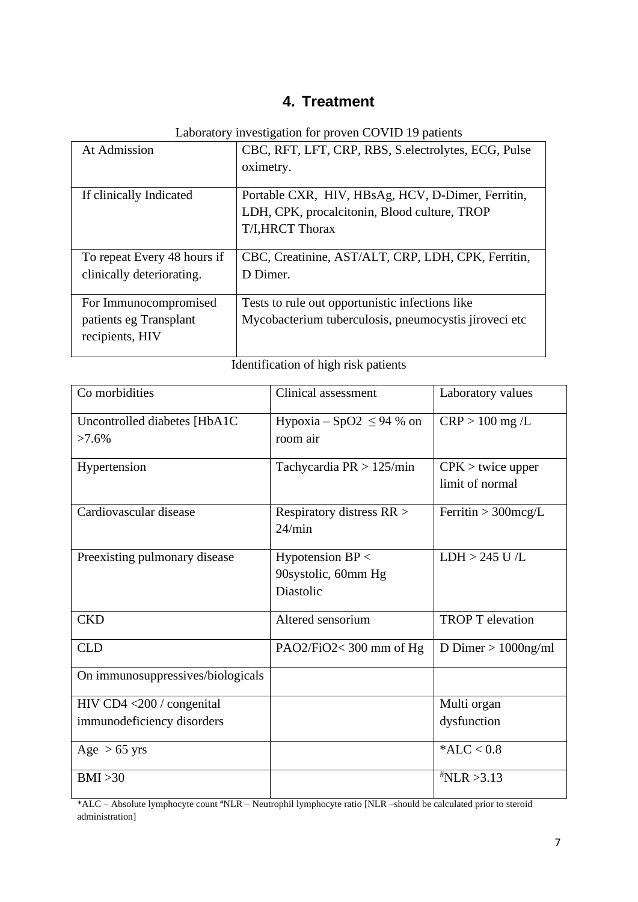# 4. Treatment

Laboratory investigation for proven COVID 19 patients

| At Admission | CBC, RFT, LFT, CRP, RBS, S.electrolytes, ECG, Pulse oximetry. |
|---|---|
| If clinically Indicated | Portable CXR, HIV, HBsAg, HCV, D-Dimer, Ferritin, LDH, CPK, procalcitonin, Blood culture, TROP T/I,HRCT Thorax |
| To repeat Every 48 hours if clinically deteriorating. | CBC, Creatinine, AST/ALT, CRP, LDH, CPK, Ferritin, D Dimer. |
| For Immunocompromised patients eg Transplant recipients, HIV | Tests to rule out opportunistic infections like Mycobacterium tuberculosis, pneumocystis jiroveci etc |

Identification of high risk patients

| Co morbidities | Clinical assessment | Laboratory values |
|---|---|---|
| Uncontrolled diabetes [HbA1C >7.6% | Hypoxia – SpO2 $\leq$ 94 % on room air | CRP > 100 mg /L |
| Hypertension | Tachycardia PR > 125/min | CPK > twice upper limit of normal |
| Cardiovascular disease | Respiratory distress RR > 24/min | Ferritin > 300mcg/L |
| Preexisting pulmonary disease | Hypotension BP < 90systolic, 60mm Hg Diastolic | LDH > 245 U /L |
| CKD | Altered sensorium | TROP T elevation |
| CLD | PAO2/FiO2< 300 mm of Hg | D Dimer > 1000ng/ml |
| On immunosuppressives/biologicals | | |
| HIV CD4 <200 / congenital immunodeficiency disorders | | Multi organ dysfunction |
| Age > 65 yrs | | *ALC < 0.8 |
| BMI >30 | | #NLR >3.13 |

*ALC – Absolute lymphocyte count #NLR – Neutrophil lymphocyte ratio [NLR –should be calculated prior to steroid administration]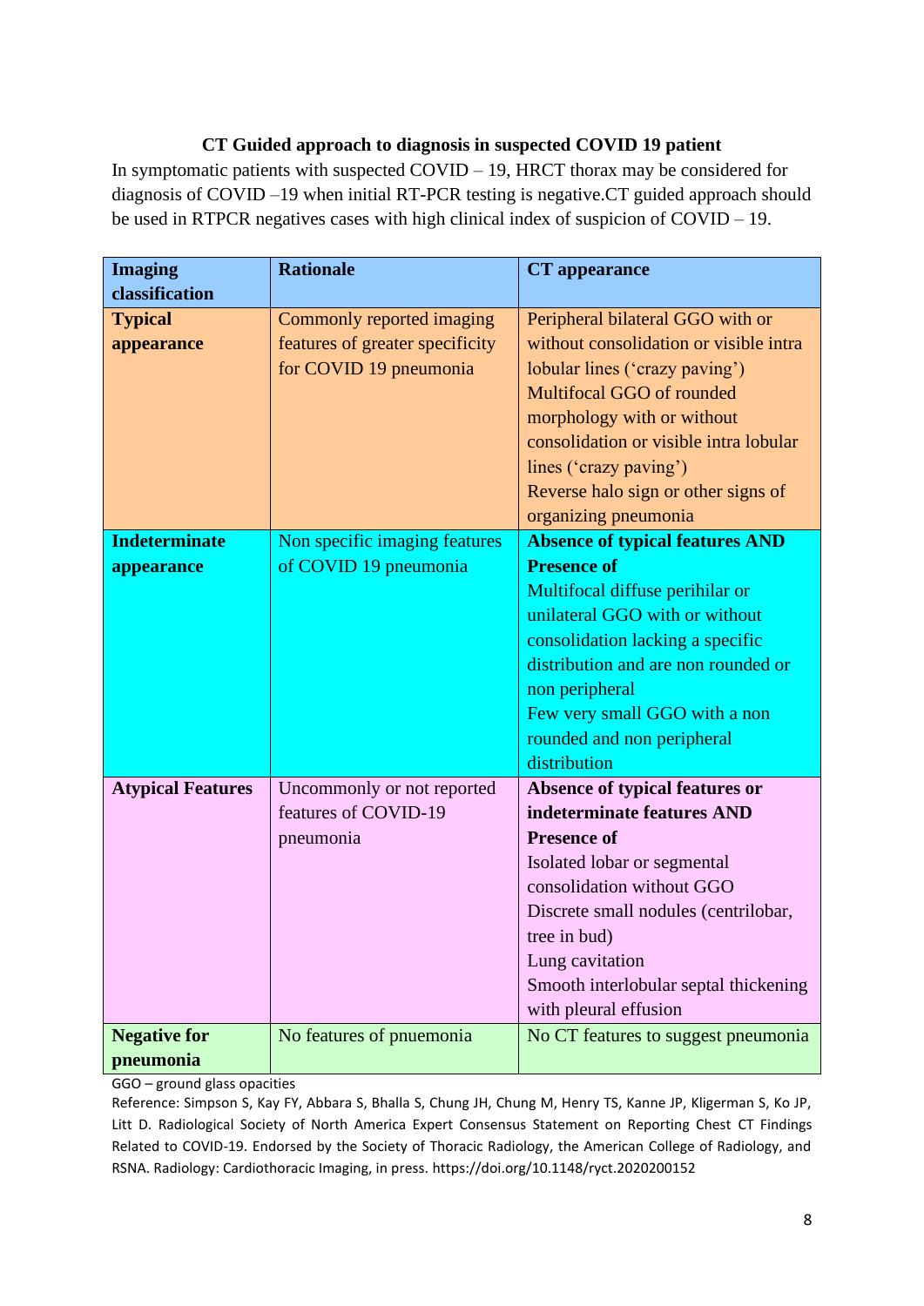### CT Guided approach to diagnosis in suspected COVID 19 patient

In symptomatic patients with suspected COVID – 19, HRCT thorax may be considered for diagnosis of COVID –19 when initial RT-PCR testing is negative.CT guided approach should be used in RTPCR negatives cases with high clinical index of suspicion of COVID – 19.

| Imaging classification | Rationale | CT appearance |
| --- | --- | --- |
| **Typical appearance** | Commonly reported imaging features of greater specificity for COVID 19 pneumonia | Peripheral bilateral GGO with or without consolidation or visible intra lobular lines ('crazy paving')<br>Multifocal GGO of rounded morphology with or without consolidation or visible intra lobular lines ('crazy paving')<br>Reverse halo sign or other signs of organizing pneumonia |
| **Indeterminate appearance** | Non specific imaging features of COVID 19 pneumonia | **Absence of typical features AND Presence of**<br>Multifocal diffuse perihilar or unilateral GGO with or without consolidation lacking a specific distribution and are non rounded or non peripheral<br>Few very small GGO with a non rounded and non peripheral distribution |
| **Atypical Features** | Uncommonly or not reported features of COVID-19 pneumonia | **Absence of typical features or indeterminate features AND Presence of**<br>Isolated lobar or segmental consolidation without GGO<br>Discrete small nodules (centrilobar, tree in bud)<br>Lung cavitation<br>Smooth interlobular septal thickening with pleural effusion |
| **Negative for pneumonia** | No features of pnuemonia | No CT features to suggest pneumonia |

GGO – ground glass opacities

Reference: Simpson S, Kay FY, Abbara S, Bhalla S, Chung JH, Chung M, Henry TS, Kanne JP, Kligerman S, Ko JP, Litt D. Radiological Society of North America Expert Consensus Statement on Reporting Chest CT Findings Related to COVID-19. Endorsed by the Society of Thoracic Radiology, the American College of Radiology, and RSNA. Radiology: Cardiothoracic Imaging, in press. https://doi.org/10.1148/ryct.2020200152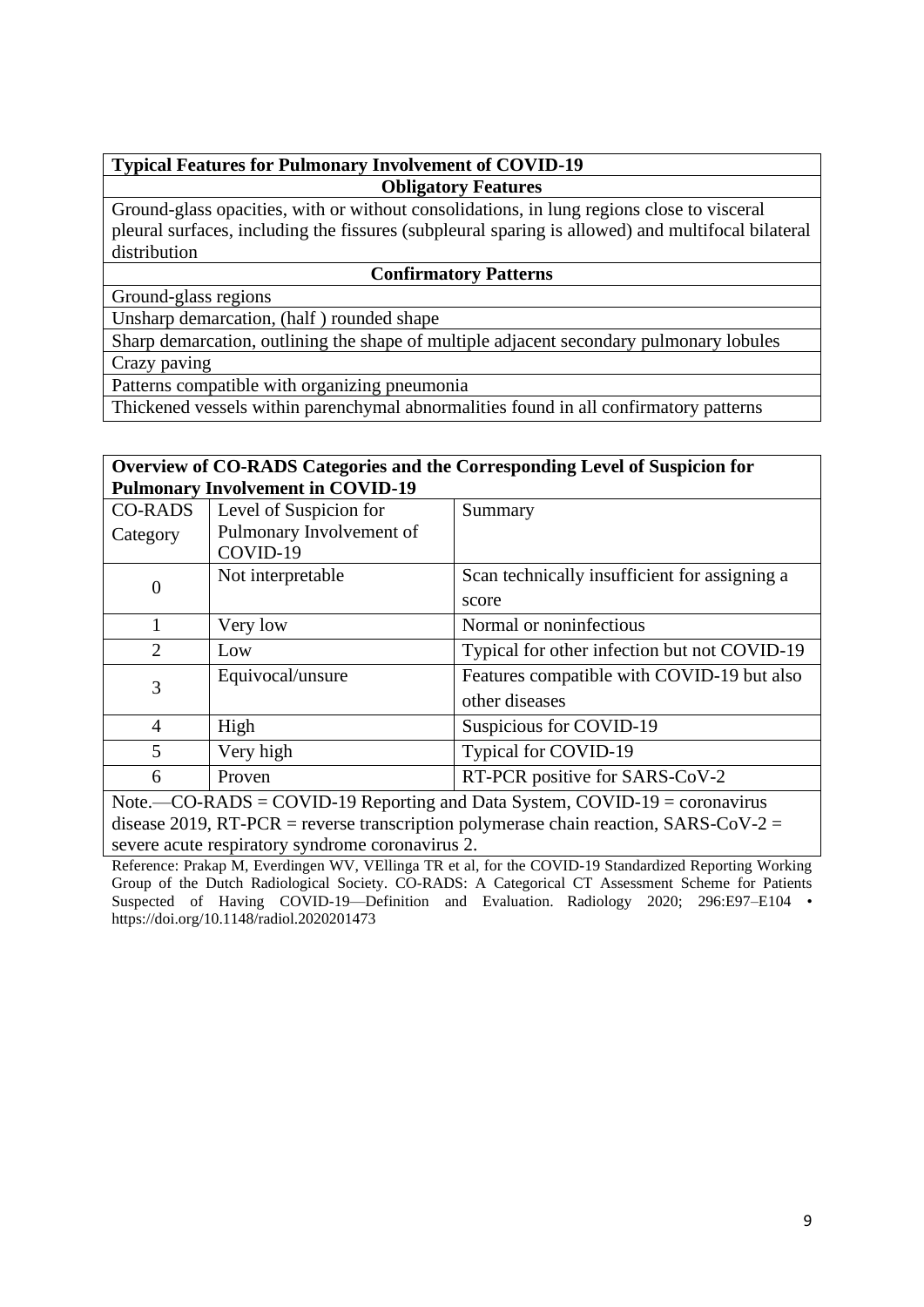| Typical Features for Pulmonary Involvement of COVID-19 |
|---|
| **Obligatory Features** |
| Ground-glass opacities, with or without consolidations, in lung regions close to visceral pleural surfaces, including the fissures (subpleural sparing is allowed) and multifocal bilateral distribution |
| **Confirmatory Patterns** |
| Ground-glass regions |
| Unsharp demarcation, (half ) rounded shape |
| Sharp demarcation, outlining the shape of multiple adjacent secondary pulmonary lobules |
| Crazy paving |
| Patterns compatible with organizing pneumonia |
| Thickened vessels within parenchymal abnormalities found in all confirmatory patterns |

**Overview of CO-RADS Categories and the Corresponding Level of Suspicion for Pulmonary Involvement in COVID-19**

| CO-RADS Category | Level of Suspicion for Pulmonary Involvement of COVID-19 | Summary |
|---|---|---|
| 0 | Not interpretable | Scan technically insufficient for assigning a score |
| 1 | Very low | Normal or noninfectious |
| 2 | Low | Typical for other infection but not COVID-19 |
| 3 | Equivocal/unsure | Features compatible with COVID-19 but also other diseases |
| 4 | High | Suspicious for COVID-19 |
| 5 | Very high | Typical for COVID-19 |
| 6 | Proven | RT-PCR positive for SARS-CoV-2 |

Note.—CO-RADS = COVID-19 Reporting and Data System, COVID-19 = coronavirus disease 2019, RT-PCR = reverse transcription polymerase chain reaction, SARS-CoV-2 = severe acute respiratory syndrome coronavirus 2.

Reference: Prakap M, Everdingen WV, VEllinga TR et al, for the COVID-19 Standardized Reporting Working Group of the Dutch Radiological Society. CO-RADS: A Categorical CT Assessment Scheme for Patients Suspected of Having COVID-19—Definition and Evaluation. Radiology 2020; 296:E97–E104 • https://doi.org/10.1148/radiol.2020201473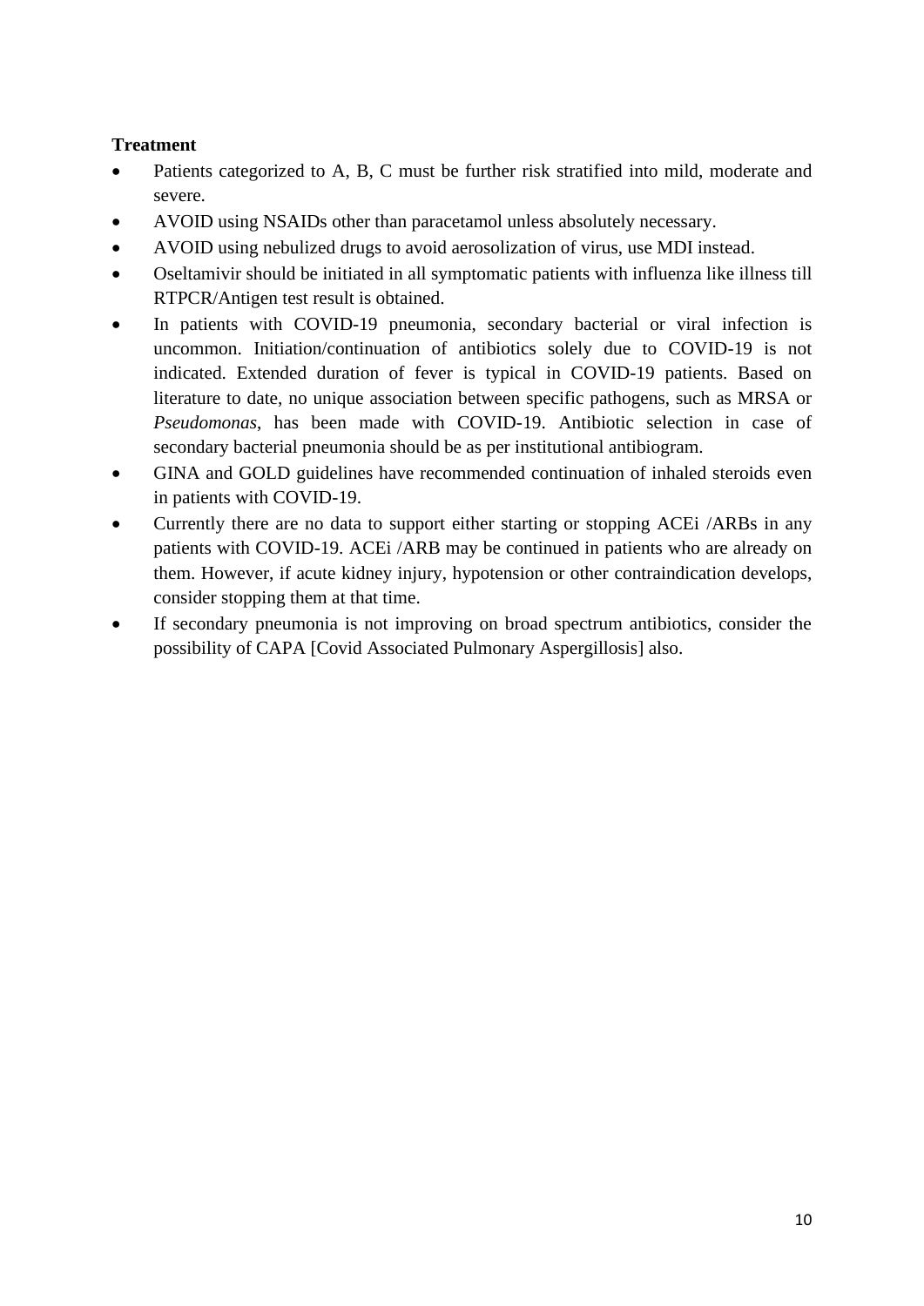**Treatment**

- Patients categorized to A, B, C must be further risk stratified into mild, moderate and severe.
- AVOID using NSAIDs other than paracetamol unless absolutely necessary.
- AVOID using nebulized drugs to avoid aerosolization of virus, use MDI instead.
- Oseltamivir should be initiated in all symptomatic patients with influenza like illness till RTPCR/Antigen test result is obtained.
- In patients with COVID-19 pneumonia, secondary bacterial or viral infection is uncommon. Initiation/continuation of antibiotics solely due to COVID-19 is not indicated. Extended duration of fever is typical in COVID-19 patients. Based on literature to date, no unique association between specific pathogens, such as MRSA or *Pseudomonas*, has been made with COVID-19. Antibiotic selection in case of secondary bacterial pneumonia should be as per institutional antibiogram.
- GINA and GOLD guidelines have recommended continuation of inhaled steroids even in patients with COVID-19.
- Currently there are no data to support either starting or stopping ACEi /ARBs in any patients with COVID-19. ACEi /ARB may be continued in patients who are already on them. However, if acute kidney injury, hypotension or other contraindication develops, consider stopping them at that time.
- If secondary pneumonia is not improving on broad spectrum antibiotics, consider the possibility of CAPA [Covid Associated Pulmonary Aspergillosis] also.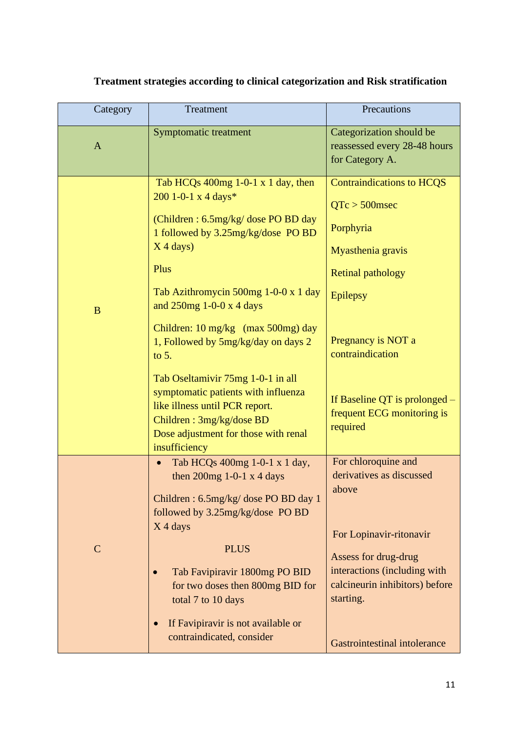**Treatment strategies according to clinical categorization and Risk stratification**

| Category | Treatment | Precautions |
|---|---|---|
| A | Symptomatic treatment | Categorization should be reassessed every 28-48 hours for Category A. |
| B | Tab HCQs 400mg 1-0-1 x 1 day, then 200 1-0-1 x 4 days*<br><br>(Children : 6.5mg/kg/ dose PO BD day 1 followed by 3.25mg/kg/dose PO BD X 4 days)<br><br>Plus<br><br>Tab Azithromycin 500mg 1-0-0 x 1 day and 250mg 1-0-0 x 4 days<br><br>Children: 10 mg/kg (max 500mg) day 1, Followed by 5mg/kg/day on days 2 to 5.<br><br>Tab Oseltamivir 75mg 1-0-1 in all symptomatic patients with influenza like illness until PCR report.<br>Children : 3mg/kg/dose BD<br>Dose adjustment for those with renal insufficiency | Contraindications to HCQS<br><br>QTc > 500msec<br><br>Porphyria<br><br>Myasthenia gravis<br><br>Retinal pathology<br><br>Epilepsy<br><br>Pregnancy is NOT a contraindication<br><br>If Baseline QT is prolonged – frequent ECG monitoring is required |
| C | • Tab HCQs 400mg 1-0-1 x 1 day, then 200mg 1-0-1 x 4 days<br><br>Children : 6.5mg/kg/ dose PO BD day 1 followed by 3.25mg/kg/dose PO BD X 4 days<br><br>PLUS<br><br>• Tab Favipiravir 1800mg PO BID for two doses then 800mg BID for total 7 to 10 days<br><br>• If Favipiravir is not available or contraindicated, consider | For chloroquine and derivatives as discussed above<br><br>For Lopinavir-ritonavir<br><br>Assess for drug-drug interactions (including with calcineurin inhibitors) before starting.<br><br>Gastrointestinal intolerance |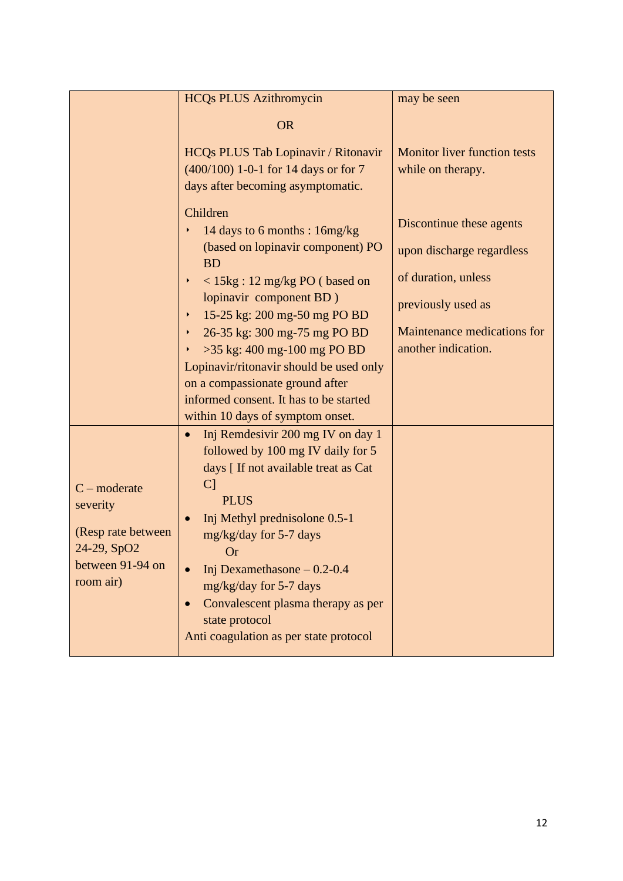| | | |
|---|---|---|
| | HCQs PLUS Azithromycin<br><br>OR<br><br>HCQs PLUS Tab Lopinavir / Ritonavir (400/100) 1-0-1 for 14 days or for 7 days after becoming asymptomatic.<br><br>Children<br>• 14 days to 6 months : 16mg/kg (based on lopinavir component) PO BD<br>• < 15kg : 12 mg/kg PO ( based on lopinavir component BD )<br>• 15-25 kg: 200 mg-50 mg PO BD<br>• 26-35 kg: 300 mg-75 mg PO BD<br>• >35 kg: 400 mg-100 mg PO BD<br>Lopinavir/ritonavir should be used only on a compassionate ground after informed consent. It has to be started within 10 days of symptom onset. | may be seen<br><br>Monitor liver function tests while on therapy.<br><br>Discontinue these agents upon discharge regardless of duration, unless previously used as Maintenance medications for another indication. |
| C – moderate severity<br><br>(Resp rate between 24-29, SpO2 between 91-94 on room air) | • Inj Remdesivir 200 mg IV on day 1 followed by 100 mg IV daily for 5 days [ If not available treat as Cat C]<br>PLUS<br>• Inj Methyl prednisolone 0.5-1 mg/kg/day for 5-7 days<br>Or<br>• Inj Dexamethasone – 0.2-0.4 mg/kg/day for 5-7 days<br>• Convalescent plasma therapy as per state protocol<br>Anti coagulation as per state protocol | |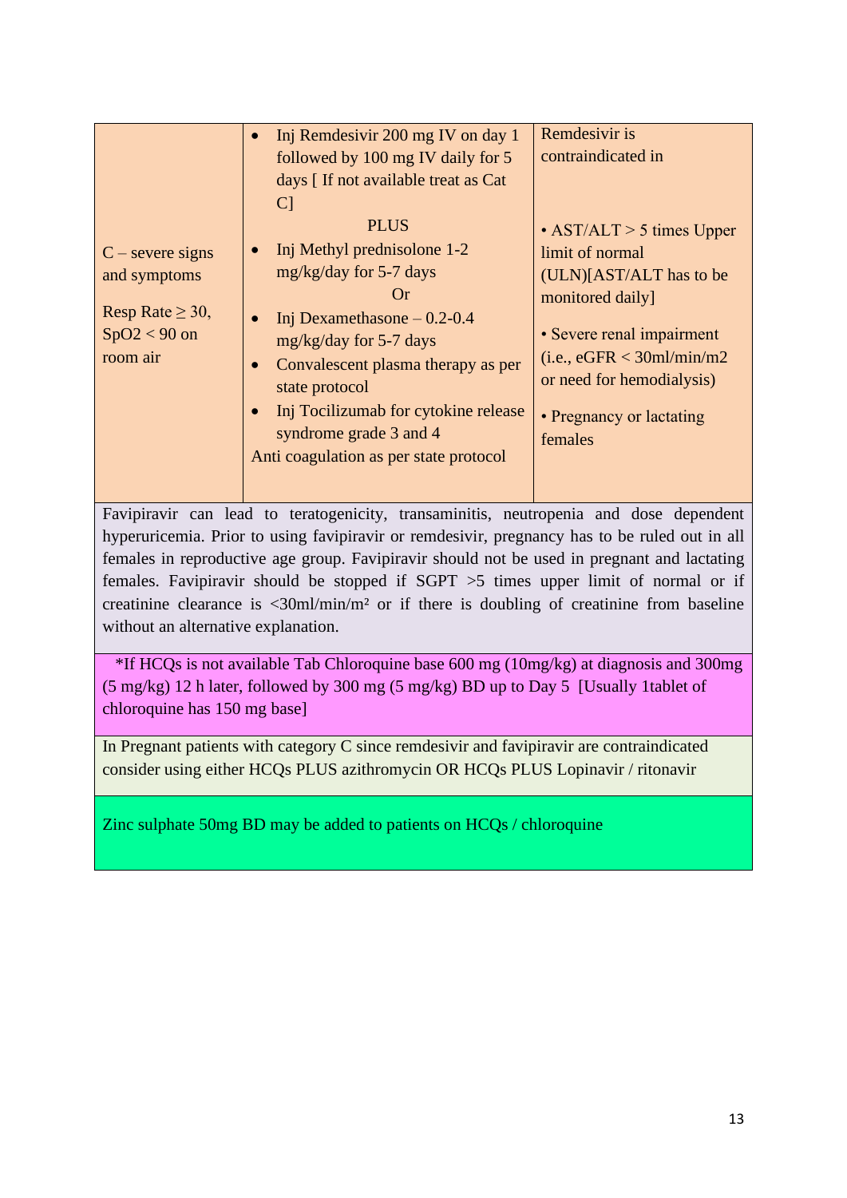| | | |
|---|---|---|
| C – severe signs and symptoms<br><br>Resp Rate ≥ 30, SpO2 < 90 on room air | • Inj Remdesivir 200 mg IV on day 1 followed by 100 mg IV daily for 5 days [ If not available treat as Cat C]<br>PLUS<br>• Inj Methyl prednisolone 1-2 mg/kg/day for 5-7 days<br>Or<br>• Inj Dexamethasone – 0.2-0.4 mg/kg/day for 5-7 days<br>• Convalescent plasma therapy as per state protocol<br>• Inj Tocilizumab for cytokine release syndrome grade 3 and 4<br>Anti coagulation as per state protocol | Remdesivir is contraindicated in<br><br>• AST/ALT > 5 times Upper limit of normal (ULN)[AST/ALT has to be monitored daily]<br><br>• Severe renal impairment (i.e., eGFR < 30ml/min/m2 or need for hemodialysis)<br><br>• Pregnancy or lactating females |

Favipiravir can lead to teratogenicity, transaminitis, neutropenia and dose dependent hyperuricemia. Prior to using favipiravir or remdesivir, pregnancy has to be ruled out in all females in reproductive age group. Favipiravir should not be used in pregnant and lactating females. Favipiravir should be stopped if SGPT >5 times upper limit of normal or if creatinine clearance is <30ml/min/m² or if there is doubling of creatinine from baseline without an alternative explanation.

*If HCQs is not available Tab Chloroquine base 600 mg (10mg/kg) at diagnosis and 300mg (5 mg/kg) 12 h later, followed by 300 mg (5 mg/kg) BD up to Day 5 [Usually 1tablet of chloroquine has 150 mg base]

In Pregnant patients with category C since remdesivir and favipiravir are contraindicated consider using either HCQs PLUS azithromycin OR HCQs PLUS Lopinavir / ritonavir

Zinc sulphate 50mg BD may be added to patients on HCQs / chloroquine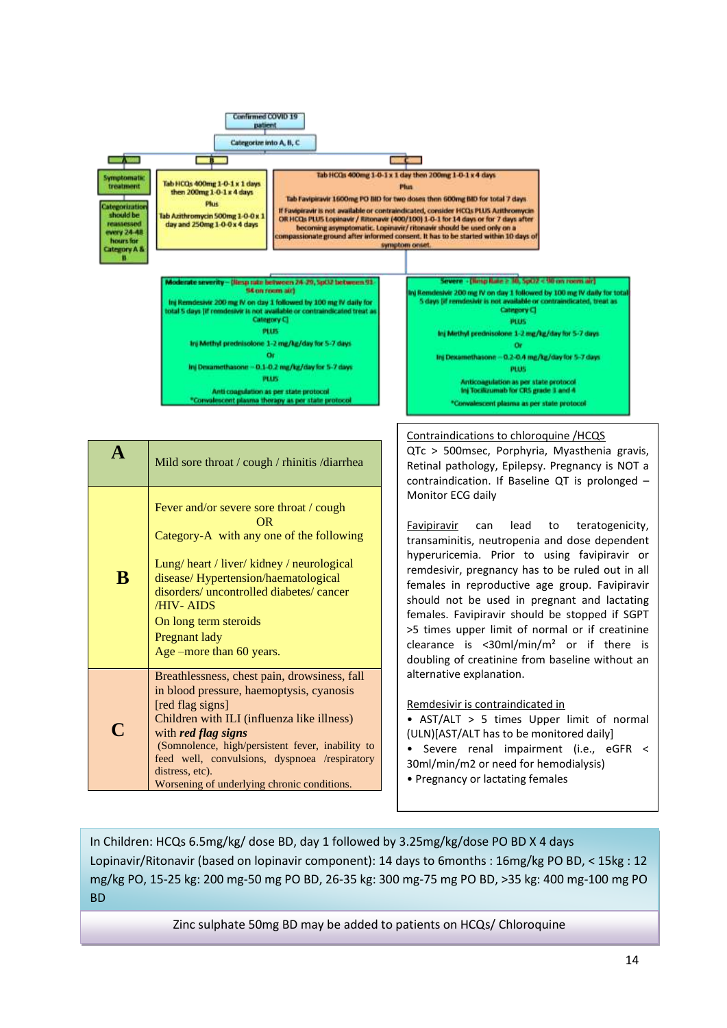Confirmed COVID 19 patient

Categorize into A, B, C

**A**

Symptomatic treatment

Categorization should be reassessed every 24-48 hours for Category A & B

**B**

Tab HCQs 400mg 1-0-1 x 1 days then 200mg 1-0-1 x 4 days

Plus

Tab Azithromycin 500mg 1-0-0 x 1 day and 250mg 1-0-0 x 4 days

**C**

Tab HCQs 400mg 1-0-1 x 1 day then 200mg 1-0-1 x 4 days

Plus

Tab Favipiravir 1600mg PO BID for two doses then 600mg BID for total 7 days

If Favipiravir is not available or contraindicated, consider HCQs PLUS Azithromycin OR HCQs PLUS Lopinavir / Ritonavir (400/100) 1-0-1 for 14 days or for 7 days after becoming asymptomatic. Lopinavir/ ritonavir should be used only on a compassionate ground after informed consent. It has to be started within 10 days of symptom onset.

**Moderate severity** – [Resp rate between 24-29, SpO2 between 91-94 on room air]

Inj Remdesivir 200 mg IV on day 1 followed by 100 mg IV daily for total 5 days [If remdesivir is not available or contraindicated treat as Category C]

PLUS

Inj Methyl prednisolone 1-2 mg/kg/day for 5-7 days

Or

Inj Dexamethasone – 0.1-0.2 mg/kg/day for 5-7 days

PLUS

Anti coagulation as per state protocol

*Convalescent plasma therapy as per state protocol

**Severe** – [Resp Rate ≥ 30, SpO2 < 90 on room air]

Inj Remdesivir 200 mg IV on day 1 followed by 100 mg IV daily for total 5 days [If remdesivir is not available or contraindicated, treat as Category C]

PLUS

Inj Methyl prednisolone 1-2 mg/kg/day for 5-7 days

Or

Inj Dexamethasone – 0.2-0.4 mg/kg/day for 5-7 days

PLUS

Anticoagulation as per state protocol

Inj Tocilizumab for CRS grade 3 and 4

*Convalescent plasma as per state protocol

| | |
|---|---|
| **A** | Mild sore throat / cough / rhinitis /diarrhea |
| **B** | Fever and/or severe sore throat / cough<br>OR<br>Category-A with any one of the following<br><br>Lung/ heart / liver/ kidney / neurological disease/ Hypertension/haematological disorders/ uncontrolled diabetes/ cancer /HIV- AIDS<br>On long term steroids<br>Pregnant lady<br>Age –more than 60 years. |
| **C** | Breathlessness, chest pain, drowsiness, fall in blood pressure, haemoptysis, cyanosis [red flag signs]<br>Children with ILI (influenza like illness) with ***red flag signs***<br>(Somnolence, high/persistent fever, inability to feed well, convulsions, dyspnoea /respiratory distress, etc).<br>Worsening of underlying chronic conditions. |

Contraindications to chloroquine /HCQS

QTc > 500msec, Porphyria, Myasthenia gravis, Retinal pathology, Epilepsy. Pregnancy is NOT a contraindication. If Baseline QT is prolonged – Monitor ECG daily

Favipiravir can lead to teratogenicity, transaminitis, neutropenia and dose dependent hyperuricemia. Prior to using favipiravir or remdesivir, pregnancy has to be ruled out in all females in reproductive age group. Favipiravir should not be used in pregnant and lactating females. Favipiravir should be stopped if SGPT >5 times upper limit of normal or if creatinine clearance is <30ml/min/m² or if there is doubling of creatinine from baseline without an alternative explanation.

Remdesivir is contraindicated in

- AST/ALT > 5 times Upper limit of normal (ULN)[AST/ALT has to be monitored daily]
- Severe renal impairment (i.e., eGFR < 30ml/min/m2 or need for hemodialysis)
- Pregnancy or lactating females

In Children: HCQs 6.5mg/kg/ dose BD, day 1 followed by 3.25mg/kg/dose PO BD X 4 days

Lopinavir/Ritonavir (based on lopinavir component): 14 days to 6months : 16mg/kg PO BD, < 15kg : 12 mg/kg PO, 15-25 kg: 200 mg-50 mg PO BD, 26-35 kg: 300 mg-75 mg PO BD, >35 kg: 400 mg-100 mg PO BD

Zinc sulphate 50mg BD may be added to patients on HCQs/ Chloroquine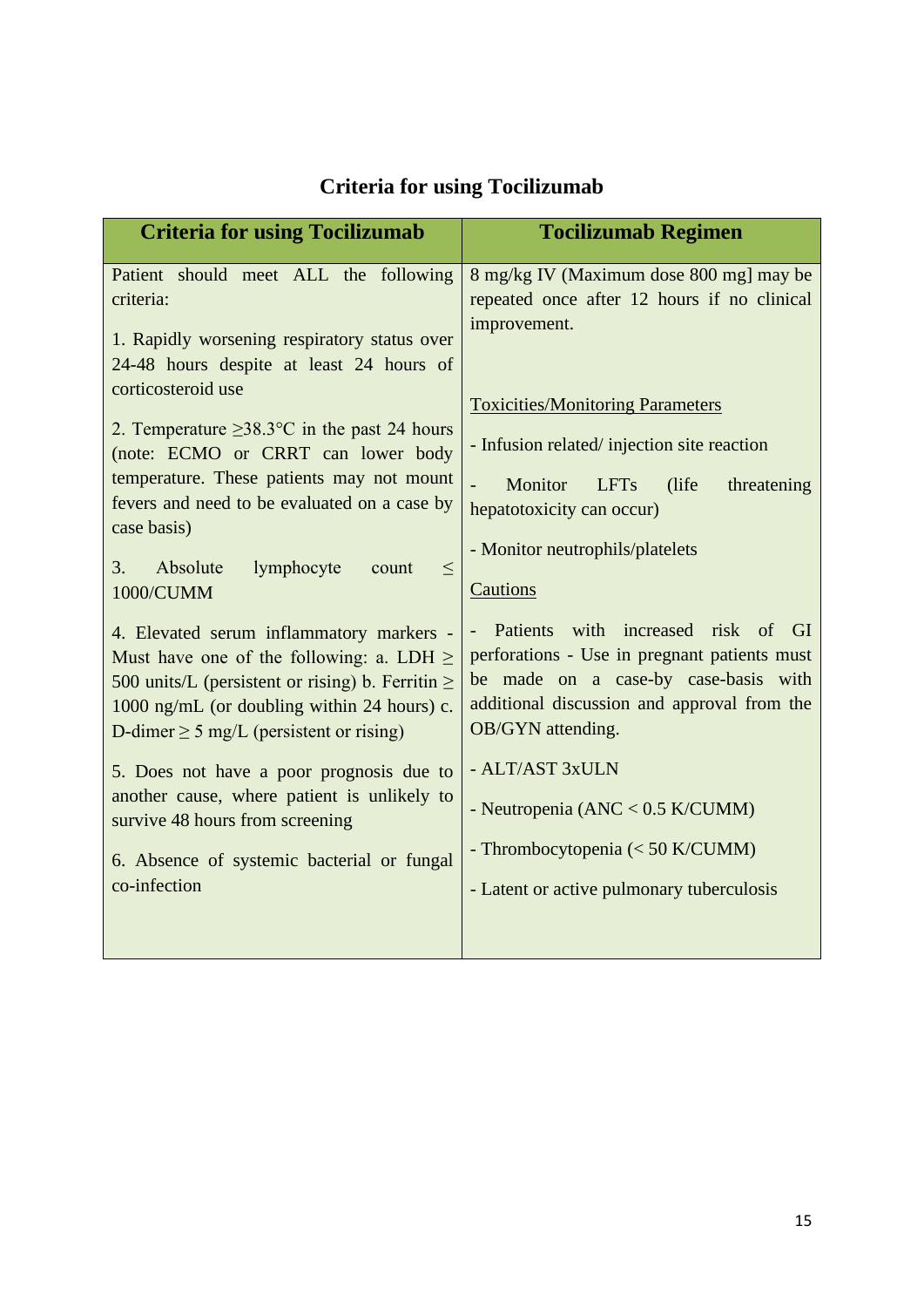## Criteria for using Tocilizumab

| Criteria for using Tocilizumab | Tocilizumab Regimen |
|---|---|
| Patient should meet ALL the following criteria:<br><br>1. Rapidly worsening respiratory status over 24-48 hours despite at least 24 hours of corticosteroid use<br><br>2. Temperature ≥38.3°C in the past 24 hours (note: ECMO or CRRT can lower body temperature. These patients may not mount fevers and need to be evaluated on a case by case basis)<br><br>3. Absolute lymphocyte count ≤ 1000/CUMM<br><br>4. Elevated serum inflammatory markers - Must have one of the following: a. LDH ≥ 500 units/L (persistent or rising) b. Ferritin ≥ 1000 ng/mL (or doubling within 24 hours) c. D-dimer ≥ 5 mg/L (persistent or rising)<br><br>5. Does not have a poor prognosis due to another cause, where patient is unlikely to survive 48 hours from screening<br><br>6. Absence of systemic bacterial or fungal co-infection | 8 mg/kg IV (Maximum dose 800 mg] may be repeated once after 12 hours if no clinical improvement.<br><br><u>Toxicities/Monitoring Parameters</u><br><br>- Infusion related/ injection site reaction<br><br>- Monitor LFTs (life threatening hepatotoxicity can occur)<br><br>- Monitor neutrophils/platelets<br><br><u>Cautions</u><br><br>- Patients with increased risk of GI perforations - Use in pregnant patients must be made on a case-by case-basis with additional discussion and approval from the OB/GYN attending.<br><br>- ALT/AST 3xULN<br><br>- Neutropenia (ANC < 0.5 K/CUMM)<br><br>- Thrombocytopenia (< 50 K/CUMM)<br><br>- Latent or active pulmonary tuberculosis |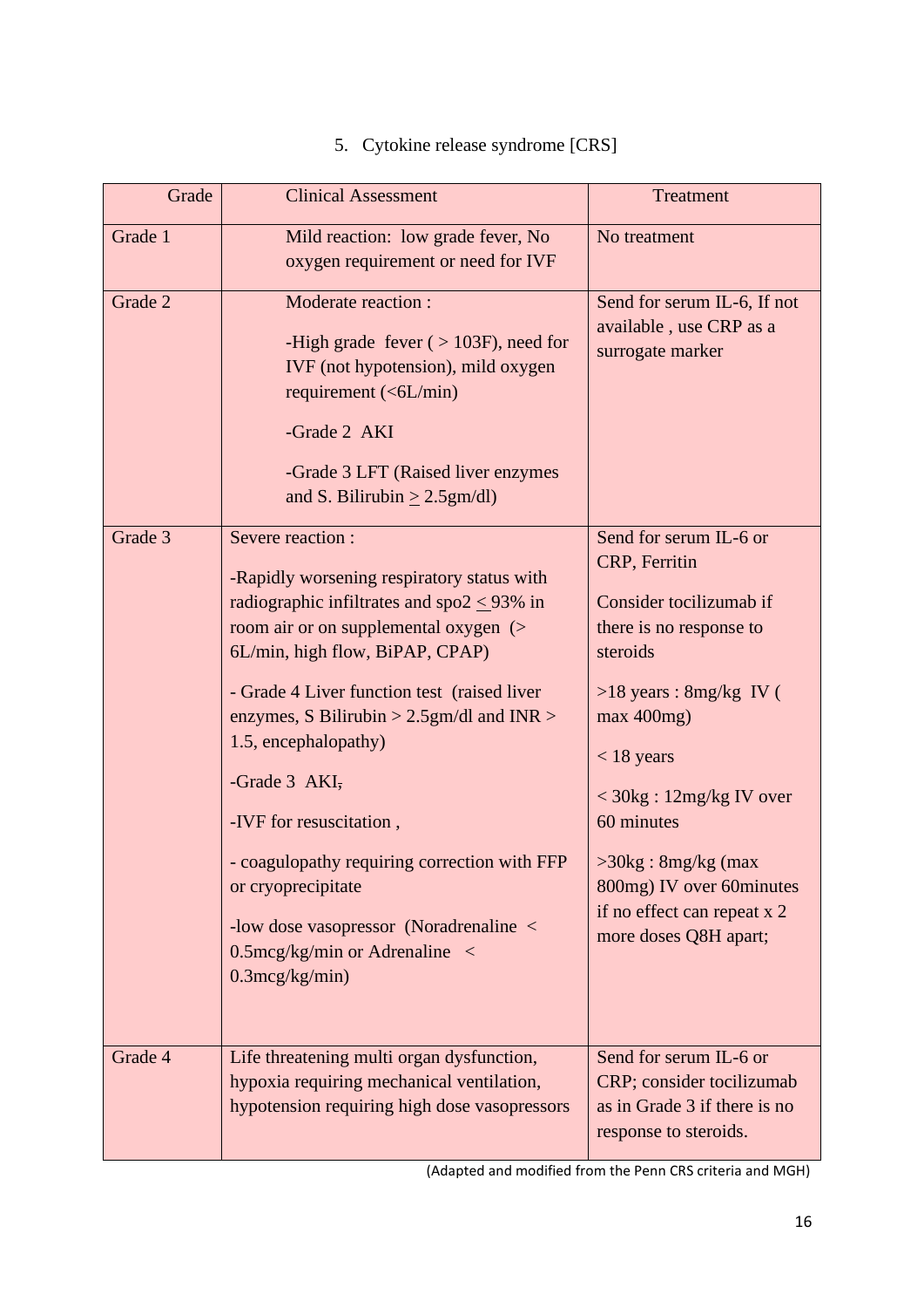5. Cytokine release syndrome [CRS]

| Grade | Clinical Assessment | Treatment |
|---|---|---|
| Grade 1 | Mild reaction: low grade fever, No oxygen requirement or need for IVF | No treatment |
| Grade 2 | Moderate reaction :<br><br>-High grade fever ( > 103F), need for IVF (not hypotension), mild oxygen requirement (<6L/min)<br><br>-Grade 2 AKI<br><br>-Grade 3 LFT (Raised liver enzymes and S. Bilirubin ≥ 2.5gm/dl) | Send for serum IL-6, If not available , use CRP as a surrogate marker |
| Grade 3 | Severe reaction :<br><br>-Rapidly worsening respiratory status with radiographic infiltrates and spo2 ≤ 93% in room air or on supplemental oxygen (> 6L/min, high flow, BiPAP, CPAP)<br><br>- Grade 4 Liver function test (raised liver enzymes, S Bilirubin > 2.5gm/dl and INR > 1.5, encephalopathy)<br><br>-Grade 3 AKI,<br><br>-IVF for resuscitation ,<br><br>- coagulopathy requiring correction with FFP or cryoprecipitate<br><br>-low dose vasopressor (Noradrenaline < 0.5mcg/kg/min or Adrenaline < 0.3mcg/kg/min) | Send for serum IL-6 or CRP, Ferritin<br><br>Consider tocilizumab if there is no response to steroids<br><br>>18 years : 8mg/kg IV ( max 400mg)<br><br>< 18 years<br><br>< 30kg : 12mg/kg IV over 60 minutes<br><br>>30kg : 8mg/kg (max 800mg) IV over 60minutes if no effect can repeat x 2 more doses Q8H apart; |
| Grade 4 | Life threatening multi organ dysfunction, hypoxia requiring mechanical ventilation, hypotension requiring high dose vasopressors | Send for serum IL-6 or CRP; consider tocilizumab as in Grade 3 if there is no response to steroids. |

(Adapted and modified from the Penn CRS criteria and MGH)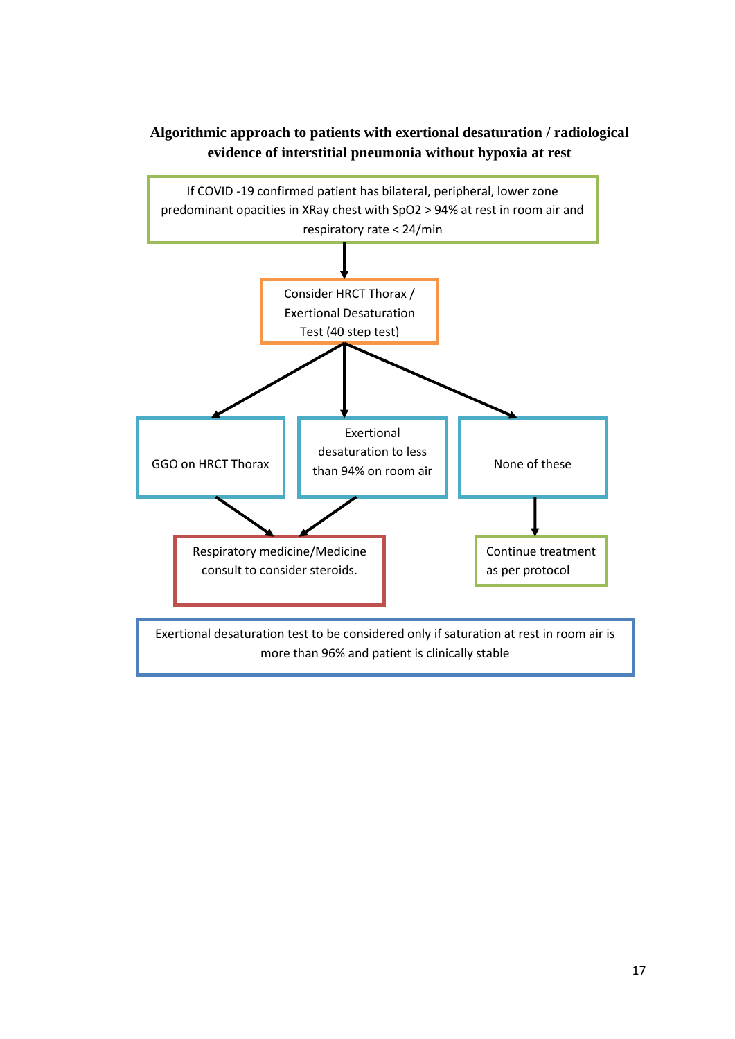**Algorithmic approach to patients with exertional desaturation / radiological evidence of interstitial pneumonia without hypoxia at rest**

If COVID -19 confirmed patient has bilateral, peripheral, lower zone predominant opacities in XRay chest with $SpO_2 > 94\%$ at rest in room air and respiratory rate < 24/min

↓

Consider HRCT Thorax / Exertional Desaturation Test (40 step test)

↓

- GGO on HRCT Thorax → Respiratory medicine/Medicine consult to consider steroids.
- Exertional desaturation to less than 94% on room air → Respiratory medicine/Medicine consult to consider steroids.
- None of these → Continue treatment as per protocol

Exertional desaturation test to be considered only if saturation at rest in room air is more than 96% and patient is clinically stable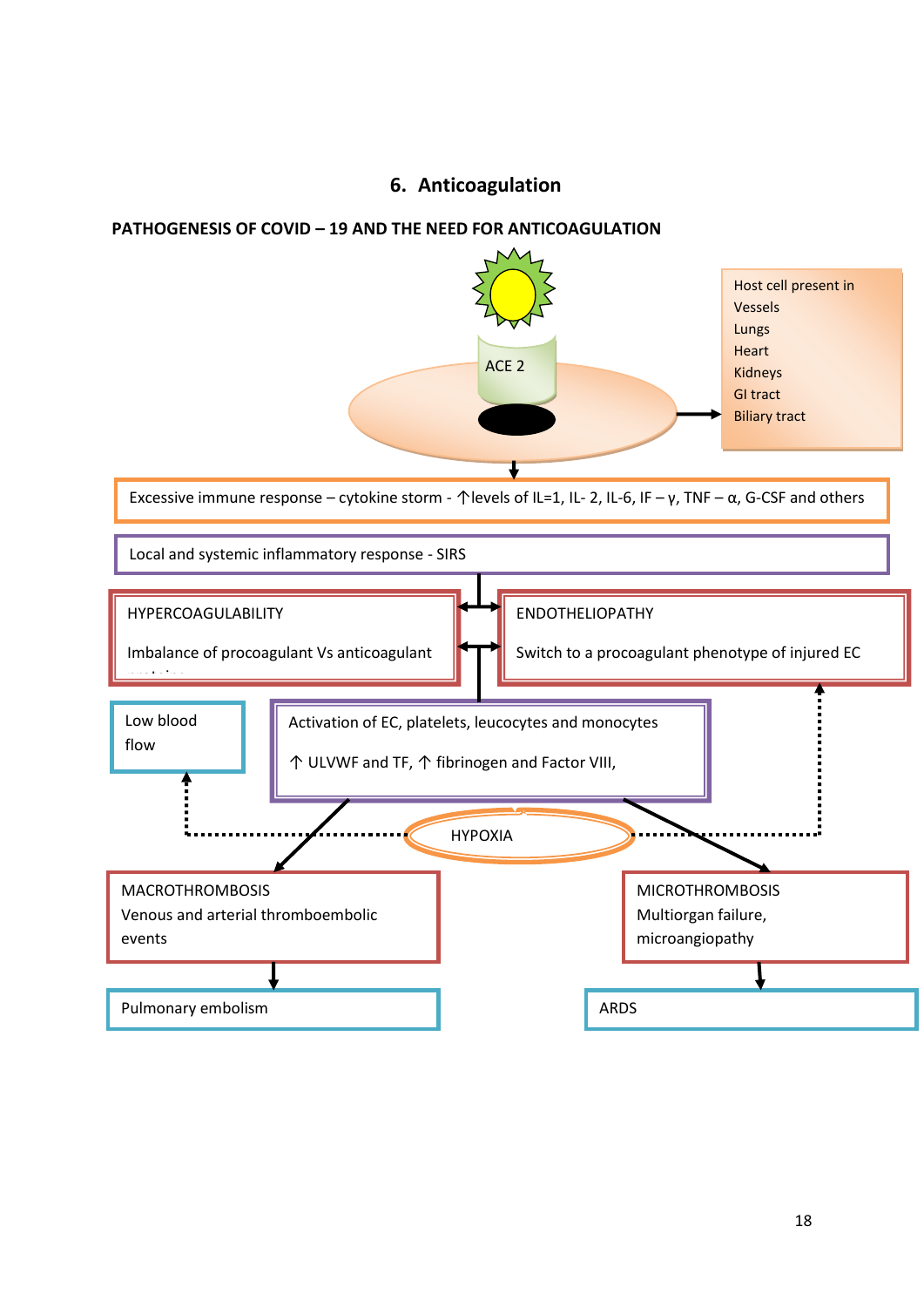## 6. Anticoagulation

**PATHOGENESIS OF COVID – 19 AND THE NEED FOR ANTICOAGULATION**

ACE 2

Host cell present in
Vessels
Lungs
Heart
Kidneys
GI tract
Biliary tract

Excessive immune response – cytokine storm - ↑levels of IL=1, IL- 2, IL-6, IF – γ, TNF – α, G-CSF and others

Local and systemic inflammatory response - SIRS

HYPERCOAGULABILITY

Imbalance of procoagulant Vs anticoagulant proteins

ENDOTHELIOPATHY

Switch to a procoagulant phenotype of injured EC

Low blood flow

Activation of EC, platelets, leucocytes and monocytes

↑ ULVWF and TF, ↑ fibrinogen and Factor VIII,

HYPOXIA

MACROTHROMBOSIS
Venous and arterial thromboembolic events

MICROTHROMBOSIS
Multiorgan failure, microangiopathy

Pulmonary embolism

ARDS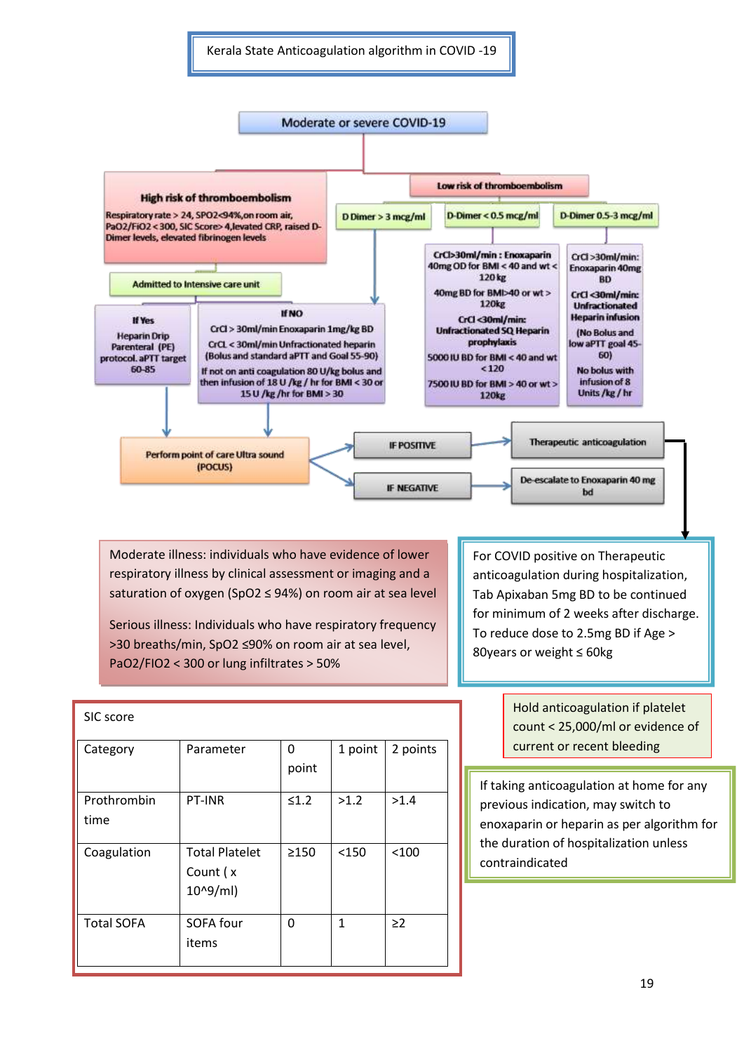# Kerala State Anticoagulation algorithm in COVID -19

**Moderate or severe COVID-19**

**High risk of thromboembolism**

Respiratory rate > 24, SPO2<94%,on room air, PaO2/FiO2 < 300, SIC Score> 4,levated CRP, raised D-Dimer levels, elevated fibrinogen levels

**Admitted to Intensive care unit**

**If Yes**

Heparin Drip Parenteral (PE) protocol. aPTT target 60-85

**If NO**

CrCl > 30ml/min Enoxaparin 1mg/kg BD

CrCL < 30ml/min Unfractionated heparin (Bolus and standard aPTT and Goal 55-90)

If not on anti coagulation 80 U/kg bolus and then infusion of 18 U /kg / hr for BMI < 30 or 15 U /kg /hr for BMI > 30

**Low risk of thromboembolism**

**D Dimer > 3 mcg/ml** → (see If NO pathway)

**D-Dimer < 0.5 mcg/ml**

CrCl>30ml/min : Enoxaparin 40mg OD for BMI < 40 and wt < 120 kg

40mg BD for BMI>40 or wt > 120kg

CrCl <30ml/min: Unfractionated SQ Heparin prophylaxis

5000 IU BD for BMI < 40 and wt < 120

7500 IU BD for BMI > 40 or wt > 120kg

**D-Dimer 0.5-3 mcg/ml**

CrCl >30ml/min: Enoxaparin 40mg BD

CrCl <30ml/min: Unfractionated Heparin infusion

(No Bolus and low aPTT goal 45-60)

No bolus with infusion of 8 Units /kg / hr

**Perform point of care Ultra sound (POCUS)**

- IF POSITIVE → Therapeutic anticoagulation
- IF NEGATIVE → De-escalate to Enoxaparin 40 mg bd

Moderate illness: individuals who have evidence of lower respiratory illness by clinical assessment or imaging and a saturation of oxygen (SpO2 ≤ 94%) on room air at sea level

Serious illness: Individuals who have respiratory frequency >30 breaths/min, SpO2 ≤90% on room air at sea level, PaO2/FIO2 < 300 or lung infiltrates > 50%

For COVID positive on Therapeutic anticoagulation during hospitalization, Tab Apixaban 5mg BD to be continued for minimum of 2 weeks after discharge. To reduce dose to 2.5mg BD if Age > 80years or weight ≤ 60kg

SIC score

| Category | Parameter | 0 point | 1 point | 2 points |
|---|---|---|---|---|
| Prothrombin time | PT-INR | ≤1.2 | >1.2 | >1.4 |
| Coagulation | Total Platelet Count ( x 10^9/ml) | ≥150 | <150 | <100 |
| Total SOFA | SOFA four items | 0 | 1 | ≥2 |

Hold anticoagulation if platelet count < 25,000/ml or evidence of current or recent bleeding

If taking anticoagulation at home for any previous indication, may switch to enoxaparin or heparin as per algorithm for the duration of hospitalization unless contraindicated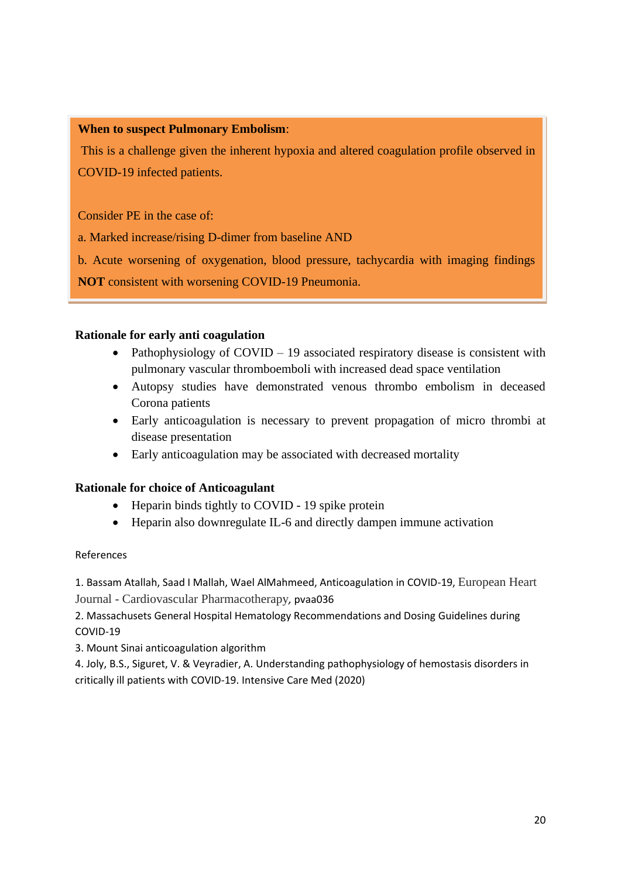**When to suspect Pulmonary Embolism**:

This is a challenge given the inherent hypoxia and altered coagulation profile observed in COVID-19 infected patients.

Consider PE in the case of:

a. Marked increase/rising D-dimer from baseline AND

b. Acute worsening of oxygenation, blood pressure, tachycardia with imaging findings **NOT** consistent with worsening COVID-19 Pneumonia.

### Rationale for early anti coagulation

- Pathophysiology of COVID – 19 associated respiratory disease is consistent with pulmonary vascular thromboemboli with increased dead space ventilation
- Autopsy studies have demonstrated venous thrombo embolism in deceased Corona patients
- Early anticoagulation is necessary to prevent propagation of micro thrombi at disease presentation
- Early anticoagulation may be associated with decreased mortality

### Rationale for choice of Anticoagulant

- Heparin binds tightly to COVID - 19 spike protein
- Heparin also downregulate IL-6 and directly dampen immune activation

References

1. Bassam Atallah, Saad I Mallah, Wael AlMahmeed, Anticoagulation in COVID-19, European Heart Journal - Cardiovascular Pharmacotherapy, pvaa036
2. Massachusets General Hospital Hematology Recommendations and Dosing Guidelines during COVID-19
3. Mount Sinai anticoagulation algorithm
4. Joly, B.S., Siguret, V. & Veyradier, A. Understanding pathophysiology of hemostasis disorders in critically ill patients with COVID-19. Intensive Care Med (2020)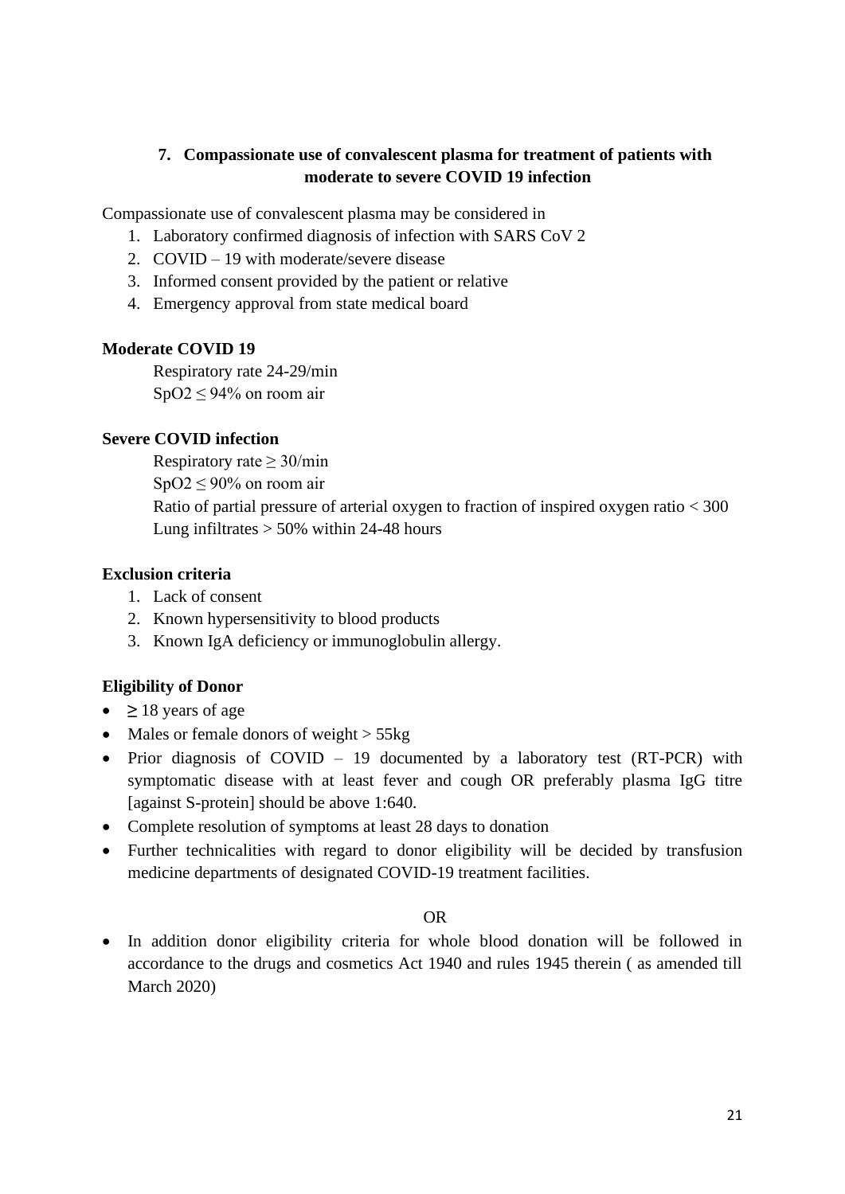## 7. Compassionate use of convalescent plasma for treatment of patients with moderate to severe COVID 19 infection

Compassionate use of convalescent plasma may be considered in

1. Laboratory confirmed diagnosis of infection with SARS CoV 2
2. COVID – 19 with moderate/severe disease
3. Informed consent provided by the patient or relative
4. Emergency approval from state medical board

**Moderate COVID 19**

Respiratory rate 24-29/min
$SpO_2 \leq 94\%$ on room air

**Severe COVID infection**

Respiratory rate $\geq 30$/min
$SpO_2 \leq 90\%$ on room air
Ratio of partial pressure of arterial oxygen to fraction of inspired oxygen ratio < 300
Lung infiltrates > 50% within 24-48 hours

**Exclusion criteria**

1. Lack of consent
2. Known hypersensitivity to blood products
3. Known IgA deficiency or immunoglobulin allergy.

**Eligibility of Donor**

- **≥** 18 years of age
- Males or female donors of weight > 55kg
- Prior diagnosis of COVID – 19 documented by a laboratory test (RT-PCR) with symptomatic disease with at least fever and cough OR preferably plasma IgG titre [against S-protein] should be above 1:640.
- Complete resolution of symptoms at least 28 days to donation
- Further technicalities with regard to donor eligibility will be decided by transfusion medicine departments of designated COVID-19 treatment facilities.

OR

- In addition donor eligibility criteria for whole blood donation will be followed in accordance to the drugs and cosmetics Act 1940 and rules 1945 therein ( as amended till March 2020)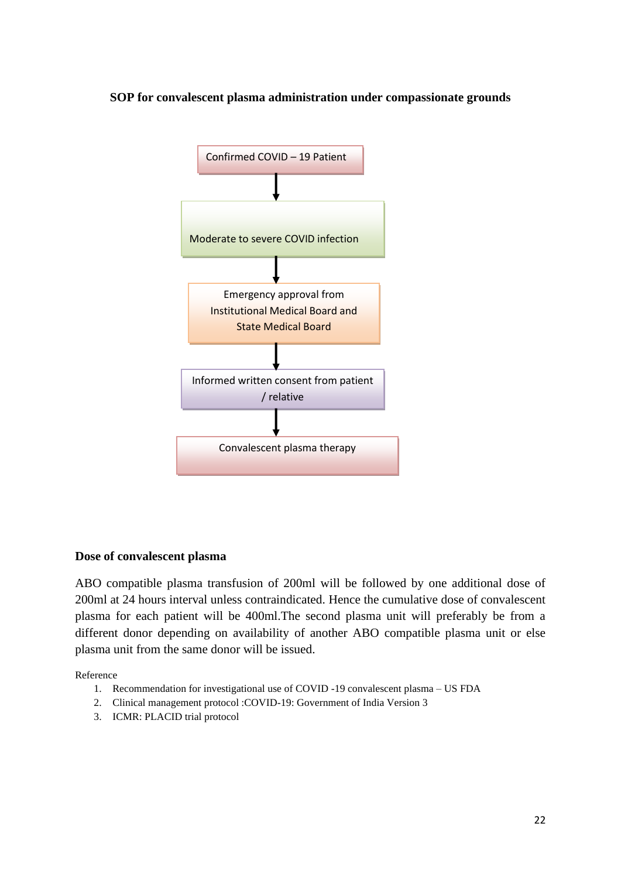**SOP for convalescent plasma administration under compassionate grounds**

Confirmed COVID – 19 Patient

↓

Moderate to severe COVID infection

↓

Emergency approval from Institutional Medical Board and State Medical Board

↓

Informed written consent from patient / relative

↓

Convalescent plasma therapy

**Dose of convalescent plasma**

ABO compatible plasma transfusion of 200ml will be followed by one additional dose of 200ml at 24 hours interval unless contraindicated. Hence the cumulative dose of convalescent plasma for each patient will be 400ml.The second plasma unit will preferably be from a different donor depending on availability of another ABO compatible plasma unit or else plasma unit from the same donor will be issued.

Reference

1. Recommendation for investigational use of COVID -19 convalescent plasma – US FDA
2. Clinical management protocol :COVID-19: Government of India Version 3
3. ICMR: PLACID trial protocol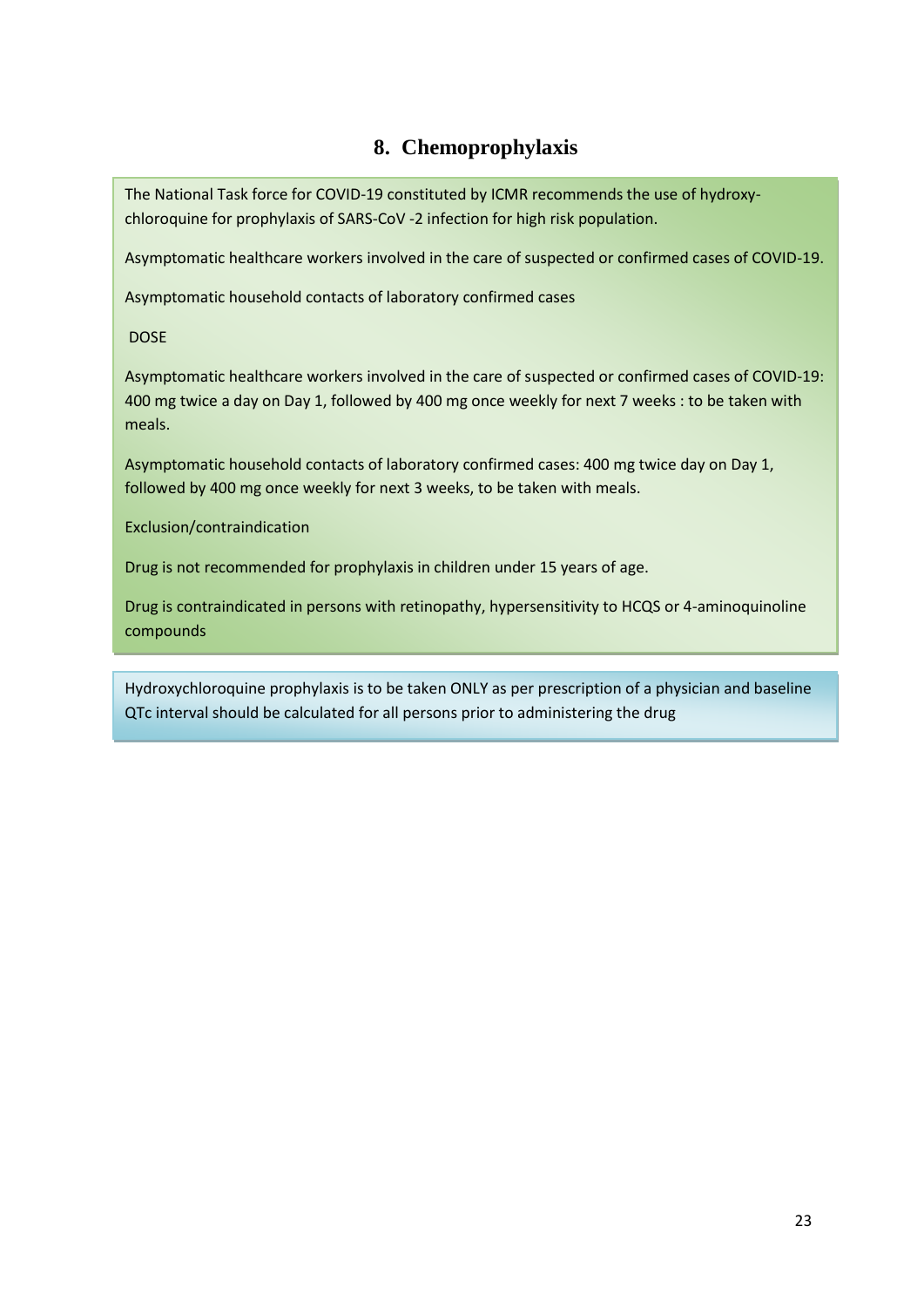## 8. Chemoprophylaxis

The National Task force for COVID-19 constituted by ICMR recommends the use of hydroxy-chloroquine for prophylaxis of SARS-CoV -2 infection for high risk population.

Asymptomatic healthcare workers involved in the care of suspected or confirmed cases of COVID-19.

Asymptomatic household contacts of laboratory confirmed cases

DOSE

Asymptomatic healthcare workers involved in the care of suspected or confirmed cases of COVID-19: 400 mg twice a day on Day 1, followed by 400 mg once weekly for next 7 weeks : to be taken with meals.

Asymptomatic household contacts of laboratory confirmed cases: 400 mg twice day on Day 1, followed by 400 mg once weekly for next 3 weeks, to be taken with meals.

Exclusion/contraindication

Drug is not recommended for prophylaxis in children under 15 years of age.

Drug is contraindicated in persons with retinopathy, hypersensitivity to HCQS or 4-aminoquinoline compounds

Hydroxychloroquine prophylaxis is to be taken ONLY as per prescription of a physician and baseline QTc interval should be calculated for all persons prior to administering the drug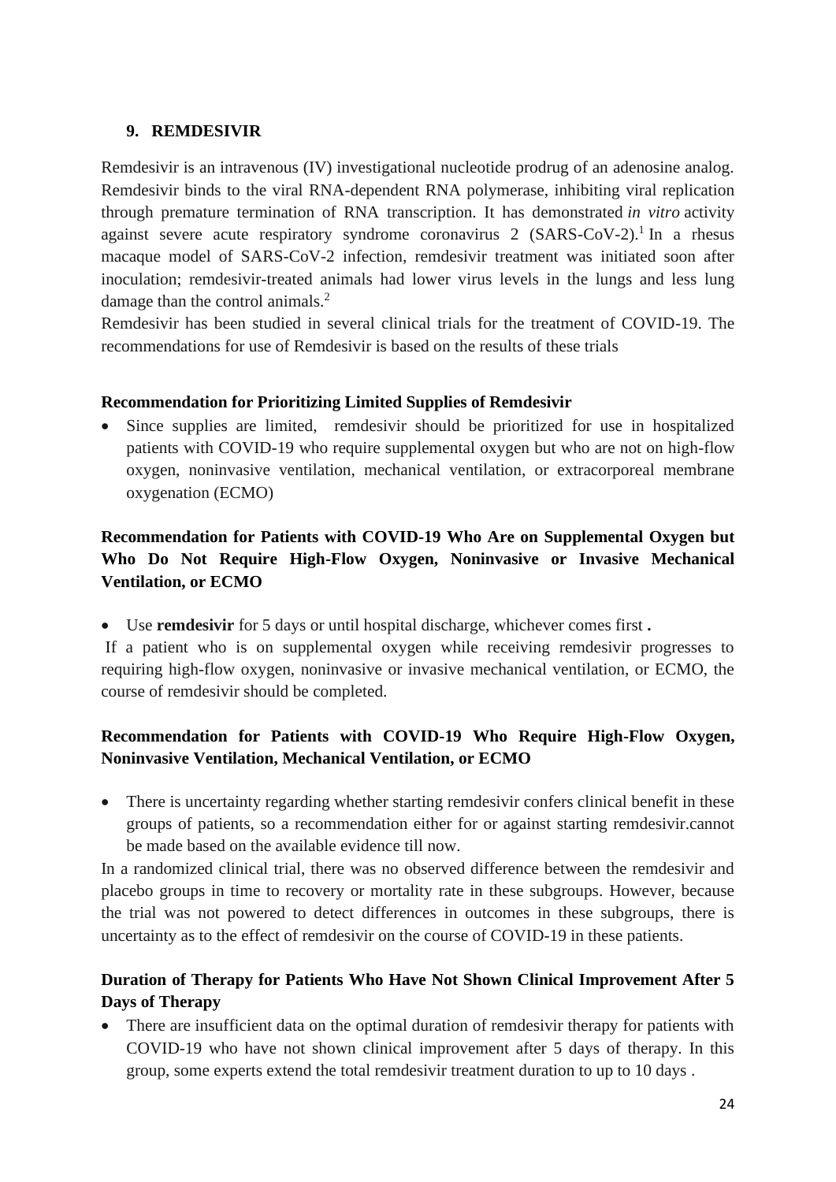## 9. REMDESIVIR

Remdesivir is an intravenous (IV) investigational nucleotide prodrug of an adenosine analog. Remdesivir binds to the viral RNA-dependent RNA polymerase, inhibiting viral replication through premature termination of RNA transcription. It has demonstrated *in vitro* activity against severe acute respiratory syndrome coronavirus 2 (SARS-CoV-2).[1] In a rhesus macaque model of SARS-CoV-2 infection, remdesivir treatment was initiated soon after inoculation; remdesivir-treated animals had lower virus levels in the lungs and less lung damage than the control animals.[2]

Remdesivir has been studied in several clinical trials for the treatment of COVID-19. The recommendations for use of Remdesivir is based on the results of these trials

### Recommendation for Prioritizing Limited Supplies of Remdesivir

- Since supplies are limited, remdesivir should be prioritized for use in hospitalized patients with COVID-19 who require supplemental oxygen but who are not on high-flow oxygen, noninvasive ventilation, mechanical ventilation, or extracorporeal membrane oxygenation (ECMO)

### Recommendation for Patients with COVID-19 Who Are on Supplemental Oxygen but Who Do Not Require High-Flow Oxygen, Noninvasive or Invasive Mechanical Ventilation, or ECMO

- Use **remdesivir** for 5 days or until hospital discharge, whichever comes first **.**

If a patient who is on supplemental oxygen while receiving remdesivir progresses to requiring high-flow oxygen, noninvasive or invasive mechanical ventilation, or ECMO, the course of remdesivir should be completed.

### Recommendation for Patients with COVID-19 Who Require High-Flow Oxygen, Noninvasive Ventilation, Mechanical Ventilation, or ECMO

- There is uncertainty regarding whether starting remdesivir confers clinical benefit in these groups of patients, so a recommendation either for or against starting remdesivir.cannot be made based on the available evidence till now.

In a randomized clinical trial, there was no observed difference between the remdesivir and placebo groups in time to recovery or mortality rate in these subgroups. However, because the trial was not powered to detect differences in outcomes in these subgroups, there is uncertainty as to the effect of remdesivir on the course of COVID-19 in these patients.

### Duration of Therapy for Patients Who Have Not Shown Clinical Improvement After 5 Days of Therapy

- There are insufficient data on the optimal duration of remdesivir therapy for patients with COVID-19 who have not shown clinical improvement after 5 days of therapy. In this group, some experts extend the total remdesivir treatment duration to up to 10 days .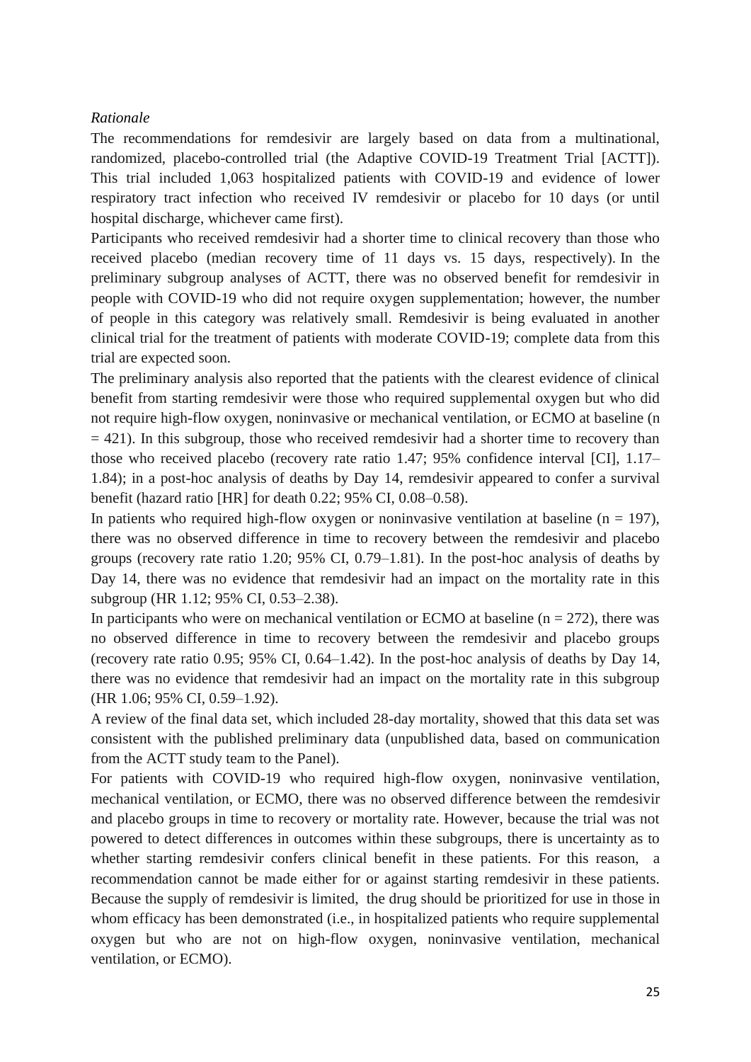*Rationale*

The recommendations for remdesivir are largely based on data from a multinational, randomized, placebo-controlled trial (the Adaptive COVID-19 Treatment Trial [ACTT]). This trial included 1,063 hospitalized patients with COVID-19 and evidence of lower respiratory tract infection who received IV remdesivir or placebo for 10 days (or until hospital discharge, whichever came first).

Participants who received remdesivir had a shorter time to clinical recovery than those who received placebo (median recovery time of 11 days vs. 15 days, respectively). In the preliminary subgroup analyses of ACTT, there was no observed benefit for remdesivir in people with COVID-19 who did not require oxygen supplementation; however, the number of people in this category was relatively small. Remdesivir is being evaluated in another clinical trial for the treatment of patients with moderate COVID-19; complete data from this trial are expected soon.

The preliminary analysis also reported that the patients with the clearest evidence of clinical benefit from starting remdesivir were those who required supplemental oxygen but who did not require high-flow oxygen, noninvasive or mechanical ventilation, or ECMO at baseline (n = 421). In this subgroup, those who received remdesivir had a shorter time to recovery than those who received placebo (recovery rate ratio 1.47; 95% confidence interval [CI], 1.17–1.84); in a post-hoc analysis of deaths by Day 14, remdesivir appeared to confer a survival benefit (hazard ratio [HR] for death 0.22; 95% CI, 0.08–0.58).

In patients who required high-flow oxygen or noninvasive ventilation at baseline (n = 197), there was no observed difference in time to recovery between the remdesivir and placebo groups (recovery rate ratio 1.20; 95% CI, 0.79–1.81). In the post-hoc analysis of deaths by Day 14, there was no evidence that remdesivir had an impact on the mortality rate in this subgroup (HR 1.12; 95% CI, 0.53–2.38).

In participants who were on mechanical ventilation or ECMO at baseline (n = 272), there was no observed difference in time to recovery between the remdesivir and placebo groups (recovery rate ratio 0.95; 95% CI, 0.64–1.42). In the post-hoc analysis of deaths by Day 14, there was no evidence that remdesivir had an impact on the mortality rate in this subgroup (HR 1.06; 95% CI, 0.59–1.92).

A review of the final data set, which included 28-day mortality, showed that this data set was consistent with the published preliminary data (unpublished data, based on communication from the ACTT study team to the Panel).

For patients with COVID-19 who required high-flow oxygen, noninvasive ventilation, mechanical ventilation, or ECMO, there was no observed difference between the remdesivir and placebo groups in time to recovery or mortality rate. However, because the trial was not powered to detect differences in outcomes within these subgroups, there is uncertainty as to whether starting remdesivir confers clinical benefit in these patients. For this reason, a recommendation cannot be made either for or against starting remdesivir in these patients. Because the supply of remdesivir is limited, the drug should be prioritized for use in those in whom efficacy has been demonstrated (i.e., in hospitalized patients who require supplemental oxygen but who are not on high-flow oxygen, noninvasive ventilation, mechanical ventilation, or ECMO).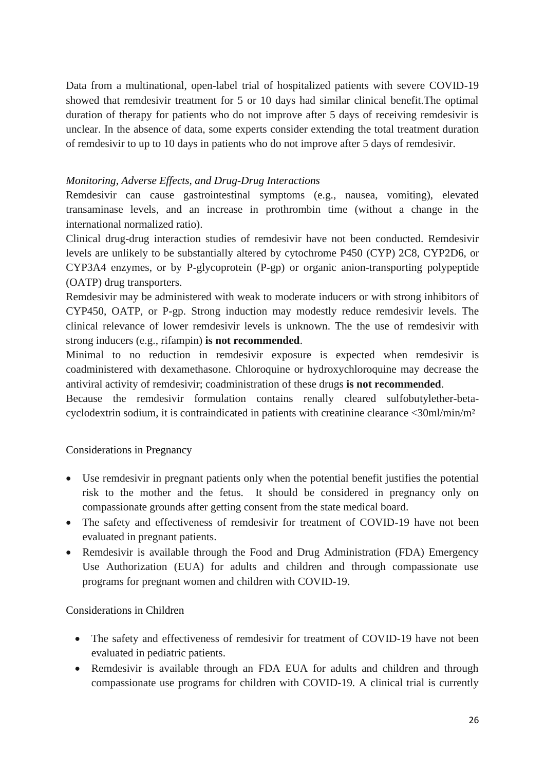Data from a multinational, open-label trial of hospitalized patients with severe COVID-19 showed that remdesivir treatment for 5 or 10 days had similar clinical benefit.The optimal duration of therapy for patients who do not improve after 5 days of receiving remdesivir is unclear. In the absence of data, some experts consider extending the total treatment duration of remdesivir to up to 10 days in patients who do not improve after 5 days of remdesivir.

*Monitoring, Adverse Effects, and Drug-Drug Interactions*

Remdesivir can cause gastrointestinal symptoms (e.g., nausea, vomiting), elevated transaminase levels, and an increase in prothrombin time (without a change in the international normalized ratio).

Clinical drug-drug interaction studies of remdesivir have not been conducted. Remdesivir levels are unlikely to be substantially altered by cytochrome P450 (CYP) 2C8, CYP2D6, or CYP3A4 enzymes, or by P-glycoprotein (P-gp) or organic anion-transporting polypeptide (OATP) drug transporters.

Remdesivir may be administered with weak to moderate inducers or with strong inhibitors of CYP450, OATP, or P-gp. Strong induction may modestly reduce remdesivir levels. The clinical relevance of lower remdesivir levels is unknown. The the use of remdesivir with strong inducers (e.g., rifampin) **is not recommended**.

Minimal to no reduction in remdesivir exposure is expected when remdesivir is coadministered with dexamethasone. Chloroquine or hydroxychloroquine may decrease the antiviral activity of remdesivir; coadministration of these drugs **is not recommended**.

Because the remdesivir formulation contains renally cleared sulfobutylether-beta-cyclodextrin sodium, it is contraindicated in patients with creatinine clearance <30ml/min/m²

Considerations in Pregnancy

- Use remdesivir in pregnant patients only when the potential benefit justifies the potential risk to the mother and the fetus. It should be considered in pregnancy only on compassionate grounds after getting consent from the state medical board.
- The safety and effectiveness of remdesivir for treatment of COVID-19 have not been evaluated in pregnant patients.
- Remdesivir is available through the Food and Drug Administration (FDA) Emergency Use Authorization (EUA) for adults and children and through compassionate use programs for pregnant women and children with COVID-19.

Considerations in Children

- The safety and effectiveness of remdesivir for treatment of COVID-19 have not been evaluated in pediatric patients.
- Remdesivir is available through an FDA EUA for adults and children and through compassionate use programs for children with COVID-19. A clinical trial is currently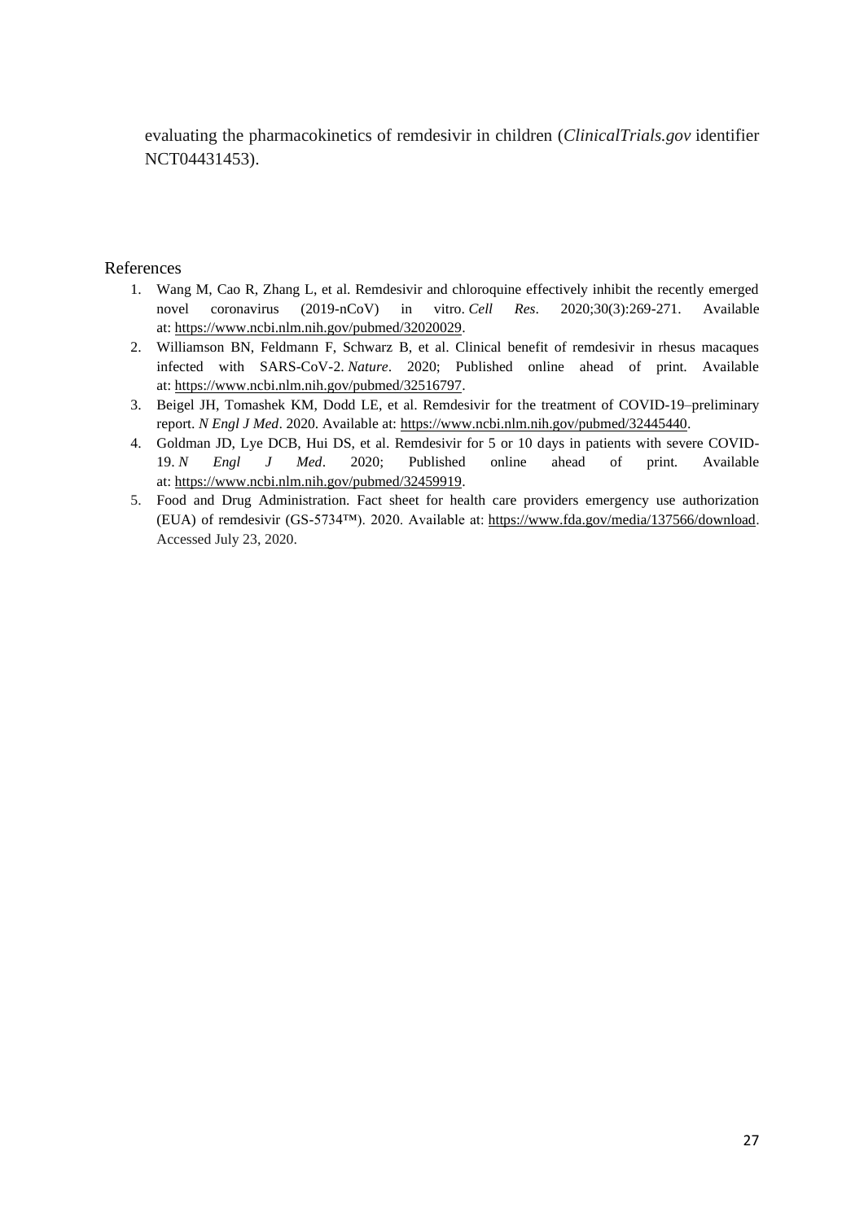evaluating the pharmacokinetics of remdesivir in children (*ClinicalTrials.gov* identifier NCT04431453).

## References

1. Wang M, Cao R, Zhang L, et al. Remdesivir and chloroquine effectively inhibit the recently emerged novel coronavirus (2019-nCoV) in vitro. *Cell Res*. 2020;30(3):269-271. Available at: https://www.ncbi.nlm.nih.gov/pubmed/32020029.
2. Williamson BN, Feldmann F, Schwarz B, et al. Clinical benefit of remdesivir in rhesus macaques infected with SARS-CoV-2. *Nature*. 2020; Published online ahead of print. Available at: https://www.ncbi.nlm.nih.gov/pubmed/32516797.
3. Beigel JH, Tomashek KM, Dodd LE, et al. Remdesivir for the treatment of COVID-19–preliminary report. *N Engl J Med*. 2020. Available at: https://www.ncbi.nlm.nih.gov/pubmed/32445440.
4. Goldman JD, Lye DCB, Hui DS, et al. Remdesivir for 5 or 10 days in patients with severe COVID-19. *N Engl J Med*. 2020; Published online ahead of print. Available at: https://www.ncbi.nlm.nih.gov/pubmed/32459919.
5. Food and Drug Administration. Fact sheet for health care providers emergency use authorization (EUA) of remdesivir (GS-5734™). 2020. Available at: https://www.fda.gov/media/137566/download. Accessed July 23, 2020.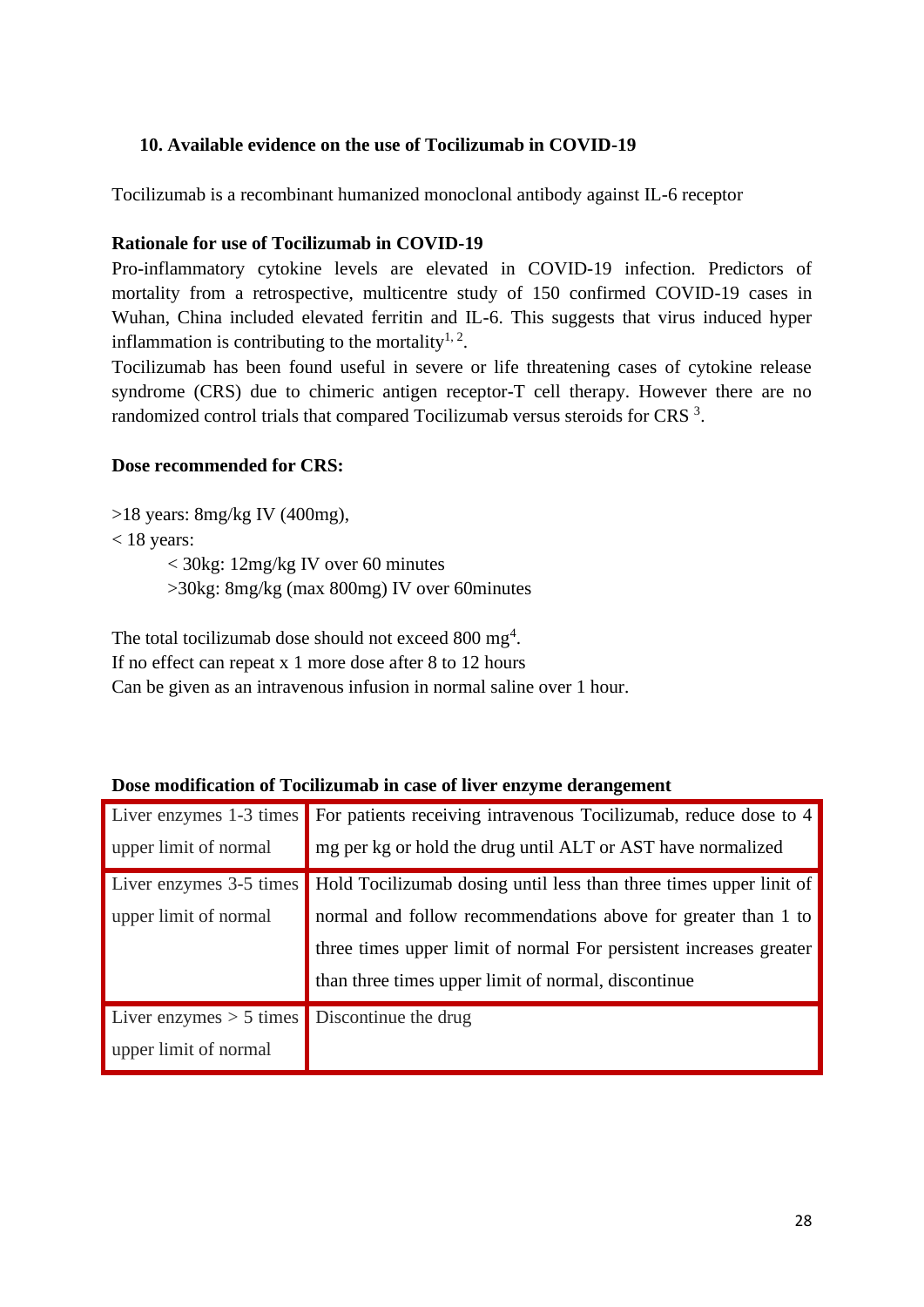### 10. Available evidence on the use of Tocilizumab in COVID-19

Tocilizumab is a recombinant humanized monoclonal antibody against IL-6 receptor

**Rationale for use of Tocilizumab in COVID-19**

Pro-inflammatory cytokine levels are elevated in COVID-19 infection. Predictors of mortality from a retrospective, multicentre study of 150 confirmed COVID-19 cases in Wuhan, China included elevated ferritin and IL-6. This suggests that virus induced hyper inflammation is contributing to the mortality[1, 2].

Tocilizumab has been found useful in severe or life threatening cases of cytokine release syndrome (CRS) due to chimeric antigen receptor-T cell therapy. However there are no randomized control trials that compared Tocilizumab versus steroids for CRS [3].

**Dose recommended for CRS:**

>18 years: 8mg/kg IV (400mg),

< 18 years:

- < 30kg: 12mg/kg IV over 60 minutes
- >30kg: 8mg/kg (max 800mg) IV over 60minutes

The total tocilizumab dose should not exceed 800 mg[4].

If no effect can repeat x 1 more dose after 8 to 12 hours

Can be given as an intravenous infusion in normal saline over 1 hour.

**Dose modification of Tocilizumab in case of liver enzyme derangement**

| | |
|---|---|
| Liver enzymes 1-3 times upper limit of normal | For patients receiving intravenous Tocilizumab, reduce dose to 4 mg per kg or hold the drug until ALT or AST have normalized |
| Liver enzymes 3-5 times upper limit of normal | Hold Tocilizumab dosing until less than three times upper linit of normal and follow recommendations above for greater than 1 to three times upper limit of normal For persistent increases greater than three times upper limit of normal, discontinue |
| Liver enzymes > 5 times upper limit of normal | Discontinue the drug |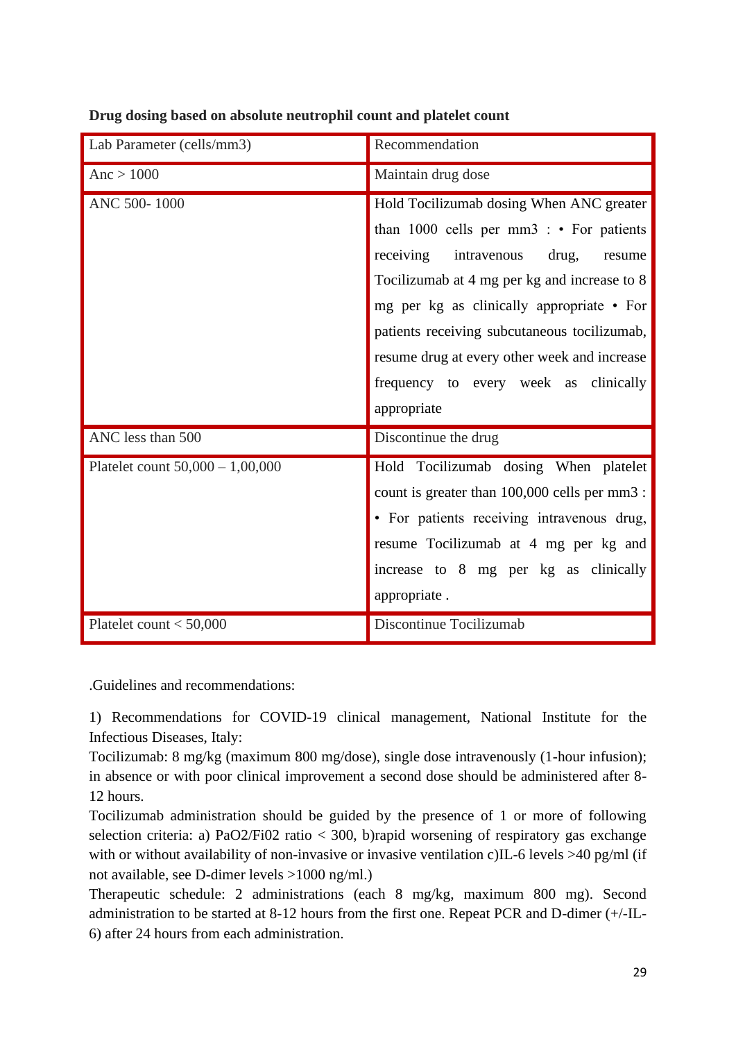**Drug dosing based on absolute neutrophil count and platelet count**

| Lab Parameter (cells/mm3) | Recommendation |
|---|---|
| Anc > 1000 | Maintain drug dose |
| ANC 500- 1000 | Hold Tocilizumab dosing When ANC greater than 1000 cells per mm3 : • For patients receiving intravenous drug, resume Tocilizumab at 4 mg per kg and increase to 8 mg per kg as clinically appropriate • For patients receiving subcutaneous tocilizumab, resume drug at every other week and increase frequency to every week as clinically appropriate |
| ANC less than 500 | Discontinue the drug |
| Platelet count 50,000 – 1,00,000 | Hold Tocilizumab dosing When platelet count is greater than 100,000 cells per mm3 : • For patients receiving intravenous drug, resume Tocilizumab at 4 mg per kg and increase to 8 mg per kg as clinically appropriate . |
| Platelet count < 50,000 | Discontinue Tocilizumab |

.Guidelines and recommendations:

1) Recommendations for COVID-19 clinical management, National Institute for the Infectious Diseases, Italy:
Tocilizumab: 8 mg/kg (maximum 800 mg/dose), single dose intravenously (1-hour infusion); in absence or with poor clinical improvement a second dose should be administered after 8-12 hours.
Tocilizumab administration should be guided by the presence of 1 or more of following selection criteria: a) PaO2/Fi02 ratio < 300, b)rapid worsening of respiratory gas exchange with or without availability of non-invasive or invasive ventilation c)IL-6 levels >40 pg/ml (if not available, see D-dimer levels >1000 ng/ml.)
Therapeutic schedule: 2 administrations (each 8 mg/kg, maximum 800 mg). Second administration to be started at 8-12 hours from the first one. Repeat PCR and D-dimer (+/-IL-6) after 24 hours from each administration.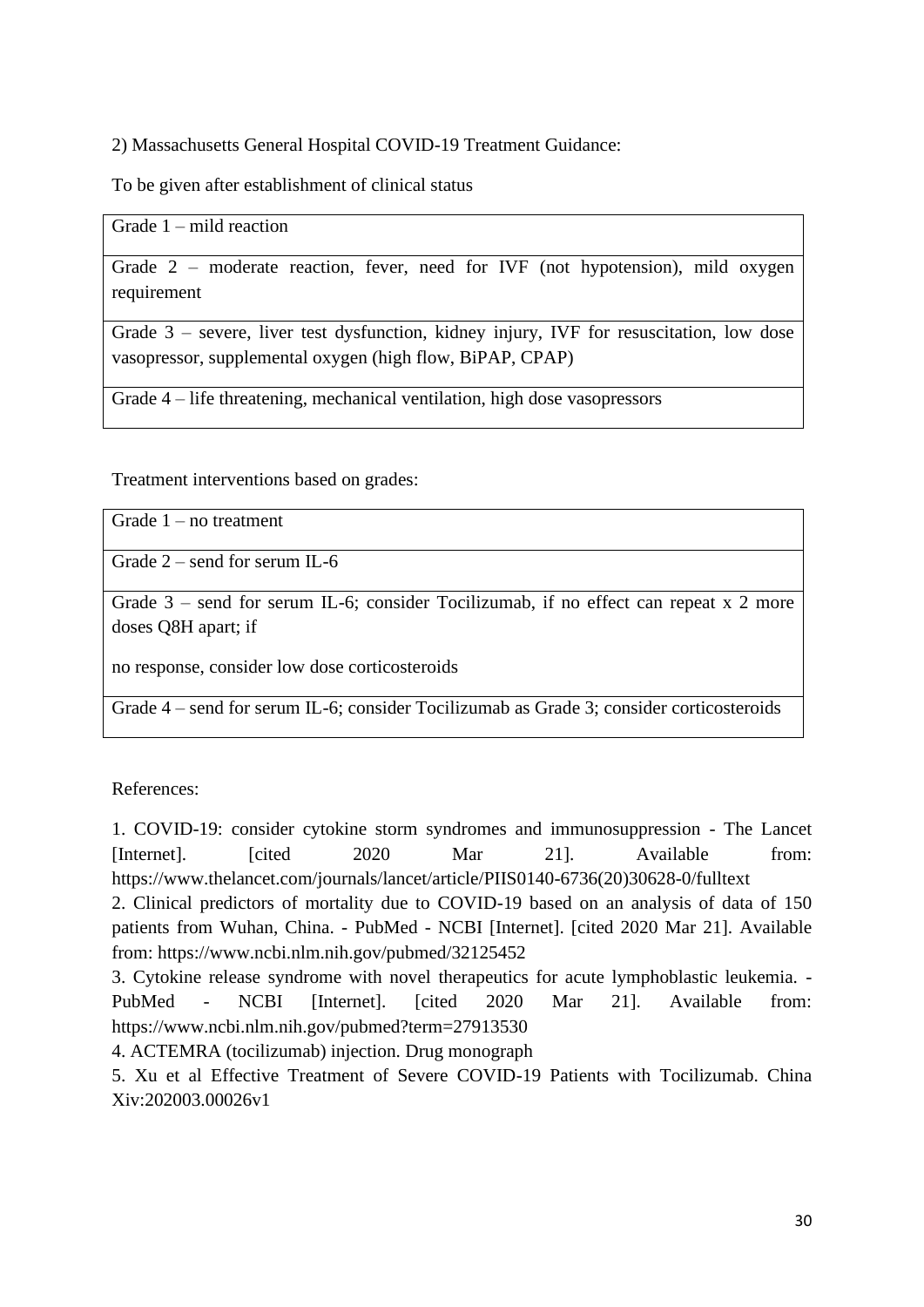2) Massachusetts General Hospital COVID-19 Treatment Guidance:

To be given after establishment of clinical status

| Grade 1 – mild reaction |
|---|
| Grade 2 – moderate reaction, fever, need for IVF (not hypotension), mild oxygen requirement |
| Grade 3 – severe, liver test dysfunction, kidney injury, IVF for resuscitation, low dose vasopressor, supplemental oxygen (high flow, BiPAP, CPAP) |
| Grade 4 – life threatening, mechanical ventilation, high dose vasopressors |

Treatment interventions based on grades:

| Grade 1 – no treatment |
|---|
| Grade 2 – send for serum IL-6 |
| Grade 3 – send for serum IL-6; consider Tocilizumab, if no effect can repeat x 2 more doses Q8H apart; if no response, consider low dose corticosteroids |
| Grade 4 – send for serum IL-6; consider Tocilizumab as Grade 3; consider corticosteroids |

References:

1. COVID-19: consider cytokine storm syndromes and immunosuppression - The Lancet [Internet]. [cited 2020 Mar 21]. Available from: https://www.thelancet.com/journals/lancet/article/PIIS0140-6736(20)30628-0/fulltext
2. Clinical predictors of mortality due to COVID-19 based on an analysis of data of 150 patients from Wuhan, China. - PubMed - NCBI [Internet]. [cited 2020 Mar 21]. Available from: https://www.ncbi.nlm.nih.gov/pubmed/32125452
3. Cytokine release syndrome with novel therapeutics for acute lymphoblastic leukemia. - PubMed - NCBI [Internet]. [cited 2020 Mar 21]. Available from: https://www.ncbi.nlm.nih.gov/pubmed?term=27913530
4. ACTEMRA (tocilizumab) injection. Drug monograph
5. Xu et al Effective Treatment of Severe COVID-19 Patients with Tocilizumab. China Xiv:202003.00026v1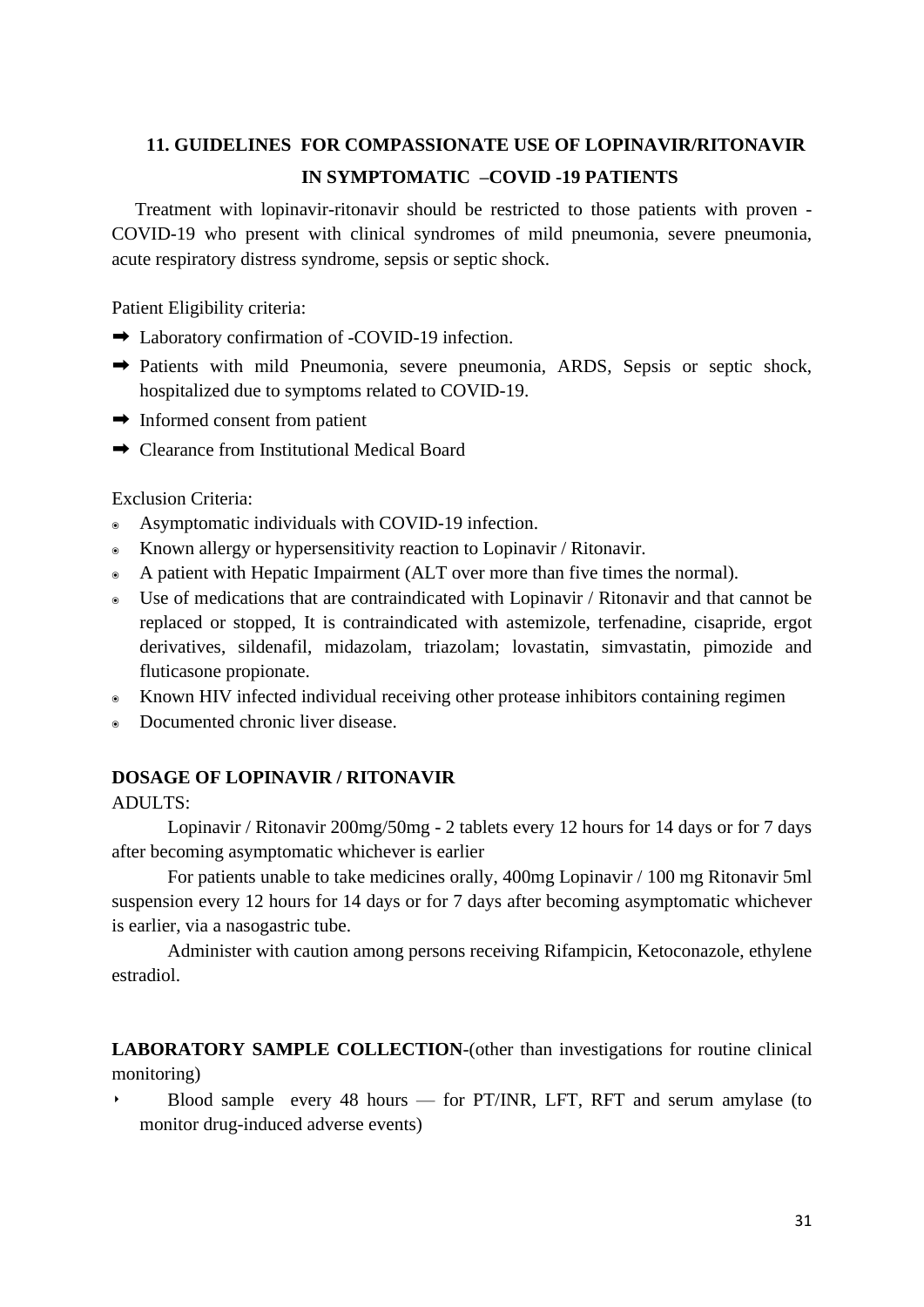## 11. GUIDELINES FOR COMPASSIONATE USE OF LOPINAVIR/RITONAVIR IN SYMPTOMATIC –COVID -19 PATIENTS

Treatment with lopinavir-ritonavir should be restricted to those patients with proven -COVID-19 who present with clinical syndromes of mild pneumonia, severe pneumonia, acute respiratory distress syndrome, sepsis or septic shock.

Patient Eligibility criteria:

- ➡ Laboratory confirmation of -COVID-19 infection.
- ➡ Patients with mild Pneumonia, severe pneumonia, ARDS, Sepsis or septic shock, hospitalized due to symptoms related to COVID-19.
- ➡ Informed consent from patient
- ➡ Clearance from Institutional Medical Board

Exclusion Criteria:

- Asymptomatic individuals with COVID-19 infection.
- Known allergy or hypersensitivity reaction to Lopinavir / Ritonavir.
- A patient with Hepatic Impairment (ALT over more than five times the normal).
- Use of medications that are contraindicated with Lopinavir / Ritonavir and that cannot be replaced or stopped, It is contraindicated with astemizole, terfenadine, cisapride, ergot derivatives, sildenafil, midazolam, triazolam; lovastatin, simvastatin, pimozide and fluticasone propionate.
- Known HIV infected individual receiving other protease inhibitors containing regimen
- Documented chronic liver disease.

**DOSAGE OF LOPINAVIR / RITONAVIR**

ADULTS:

Lopinavir / Ritonavir 200mg/50mg - 2 tablets every 12 hours for 14 days or for 7 days after becoming asymptomatic whichever is earlier

For patients unable to take medicines orally, 400mg Lopinavir / 100 mg Ritonavir 5ml suspension every 12 hours for 14 days or for 7 days after becoming asymptomatic whichever is earlier, via a nasogastric tube.

Administer with caution among persons receiving Rifampicin, Ketoconazole, ethylene estradiol.

**LABORATORY SAMPLE COLLECTION**-(other than investigations for routine clinical monitoring)

- Blood sample every 48 hours — for PT/INR, LFT, RFT and serum amylase (to monitor drug-induced adverse events)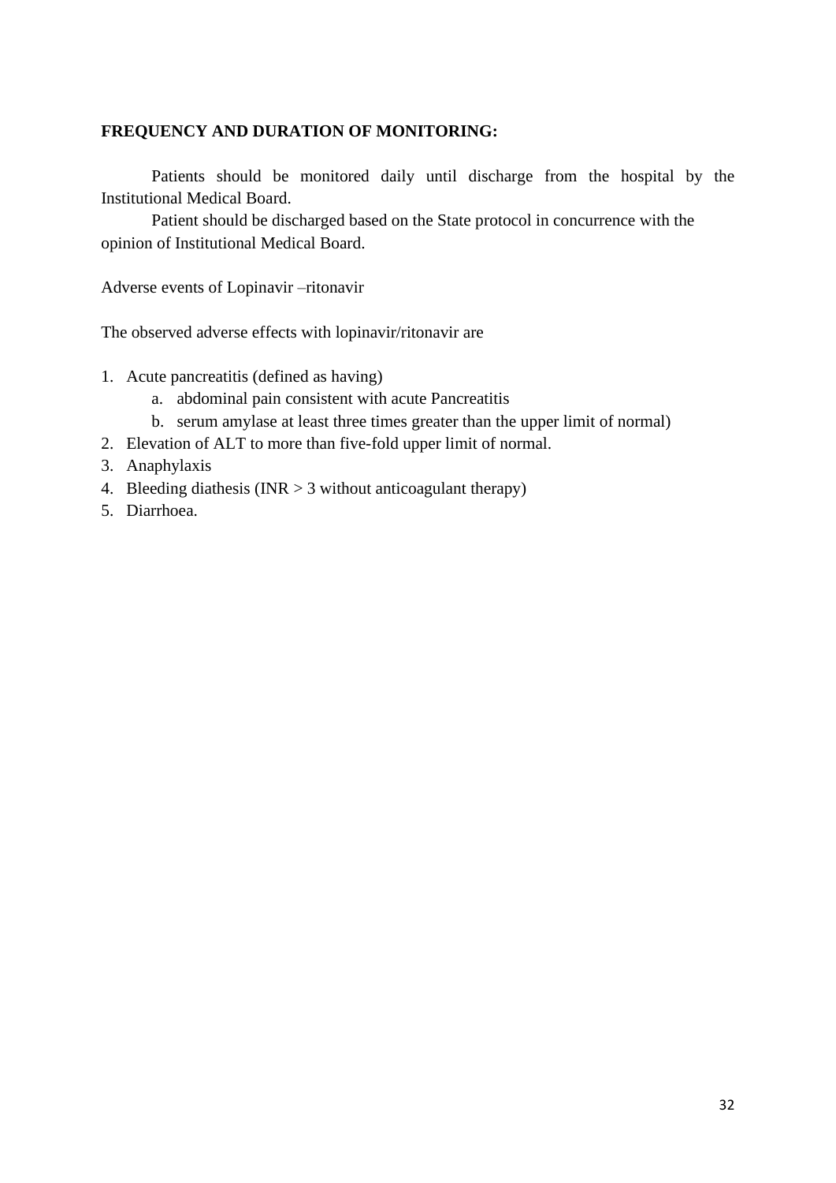**FREQUENCY AND DURATION OF MONITORING:**

Patients should be monitored daily until discharge from the hospital by the Institutional Medical Board.

Patient should be discharged based on the State protocol in concurrence with the opinion of Institutional Medical Board.

Adverse events of Lopinavir –ritonavir

The observed adverse effects with lopinavir/ritonavir are

1. Acute pancreatitis (defined as having)
    a. abdominal pain consistent with acute Pancreatitis
    b. serum amylase at least three times greater than the upper limit of normal)
2. Elevation of ALT to more than five-fold upper limit of normal.
3. Anaphylaxis
4. Bleeding diathesis (INR > 3 without anticoagulant therapy)
5. Diarrhoea.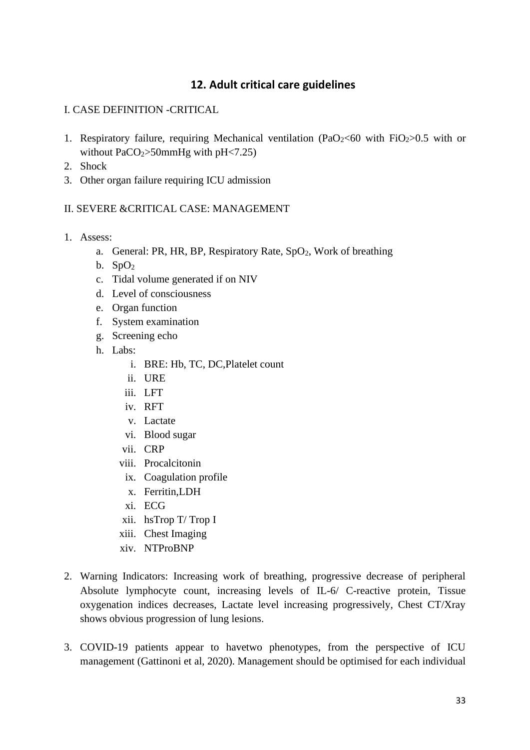## 12. Adult critical care guidelines

I. CASE DEFINITION -CRITICAL

1. Respiratory failure, requiring Mechanical ventilation ($PaO_2$<60 with $FiO_2$>0.5 with or without $PaCO_2$>50mmHg with pH<7.25)
2. Shock
3. Other organ failure requiring ICU admission

II. SEVERE &CRITICAL CASE: MANAGEMENT

1. Assess:
    a. General: PR, HR, BP, Respiratory Rate, $SpO_2$, Work of breathing
    b. $SpO_2$
    c. Tidal volume generated if on NIV
    d. Level of consciousness
    e. Organ function
    f. System examination
    g. Screening echo
    h. Labs:
        i. BRE: Hb, TC, DC,Platelet count
        ii. URE
        iii. LFT
        iv. RFT
        v. Lactate
        vi. Blood sugar
        vii. CRP
        viii. Procalcitonin
        ix. Coagulation profile
        x. Ferritin,LDH
        xi. ECG
        xii. hsTrop T/ Trop I
        xiii. Chest Imaging
        xiv. NTProBNP

2. Warning Indicators: Increasing work of breathing, progressive decrease of peripheral Absolute lymphocyte count, increasing levels of IL-6/ C-reactive protein, Tissue oxygenation indices decreases, Lactate level increasing progressively, Chest CT/Xray shows obvious progression of lung lesions.

3. COVID-19 patients appear to havetwo phenotypes, from the perspective of ICU management (Gattinoni et al, 2020). Management should be optimised for each individual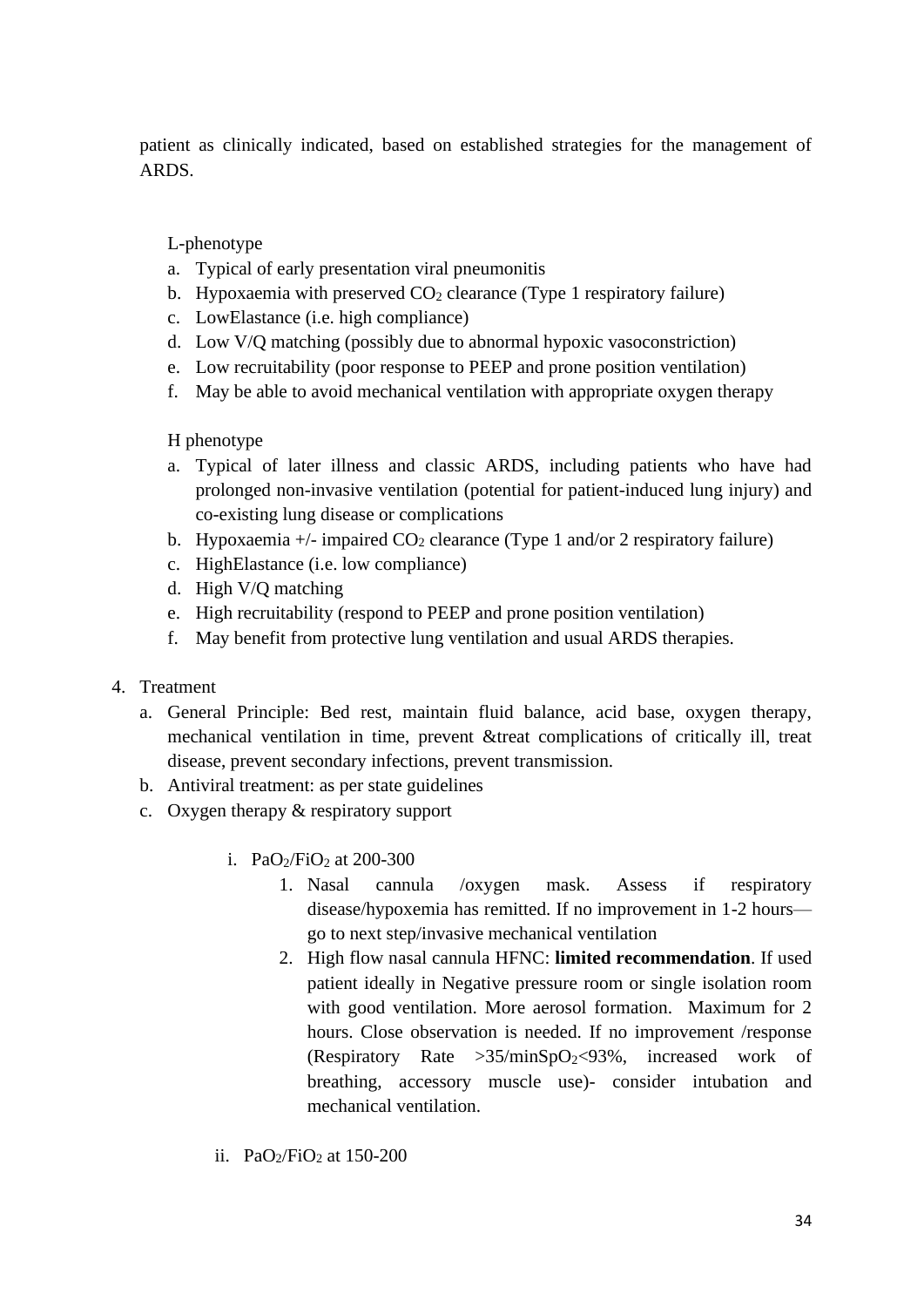patient as clinically indicated, based on established strategies for the management of ARDS.

L-phenotype

a. Typical of early presentation viral pneumonitis
b. Hypoxaemia with preserved $CO_2$ clearance (Type 1 respiratory failure)
c. LowElastance (i.e. high compliance)
d. Low V/Q matching (possibly due to abnormal hypoxic vasoconstriction)
e. Low recruitability (poor response to PEEP and prone position ventilation)
f. May be able to avoid mechanical ventilation with appropriate oxygen therapy

H phenotype

a. Typical of later illness and classic ARDS, including patients who have had prolonged non-invasive ventilation (potential for patient-induced lung injury) and co-existing lung disease or complications
b. Hypoxaemia +/- impaired $CO_2$ clearance (Type 1 and/or 2 respiratory failure)
c. HighElastance (i.e. low compliance)
d. High V/Q matching
e. High recruitability (respond to PEEP and prone position ventilation)
f. May benefit from protective lung ventilation and usual ARDS therapies.

4. Treatment
   a. General Principle: Bed rest, maintain fluid balance, acid base, oxygen therapy, mechanical ventilation in time, prevent &treat complications of critically ill, treat disease, prevent secondary infections, prevent transmission.
   b. Antiviral treatment: as per state guidelines
   c. Oxygen therapy & respiratory support

      i. $PaO_2/FiO_2$ at 200-300
         1. Nasal cannula /oxygen mask. Assess if respiratory disease/hypoxemia has remitted. If no improvement in 1-2 hours—go to next step/invasive mechanical ventilation
         2. High flow nasal cannula HFNC: **limited recommendation**. If used patient ideally in Negative pressure room or single isolation room with good ventilation. More aerosol formation. Maximum for 2 hours. Close observation is needed. If no improvement /response (Respiratory Rate >35/min$SpO_2$<93%, increased work of breathing, accessory muscle use)- consider intubation and mechanical ventilation.

      ii. $PaO_2/FiO_2$ at 150-200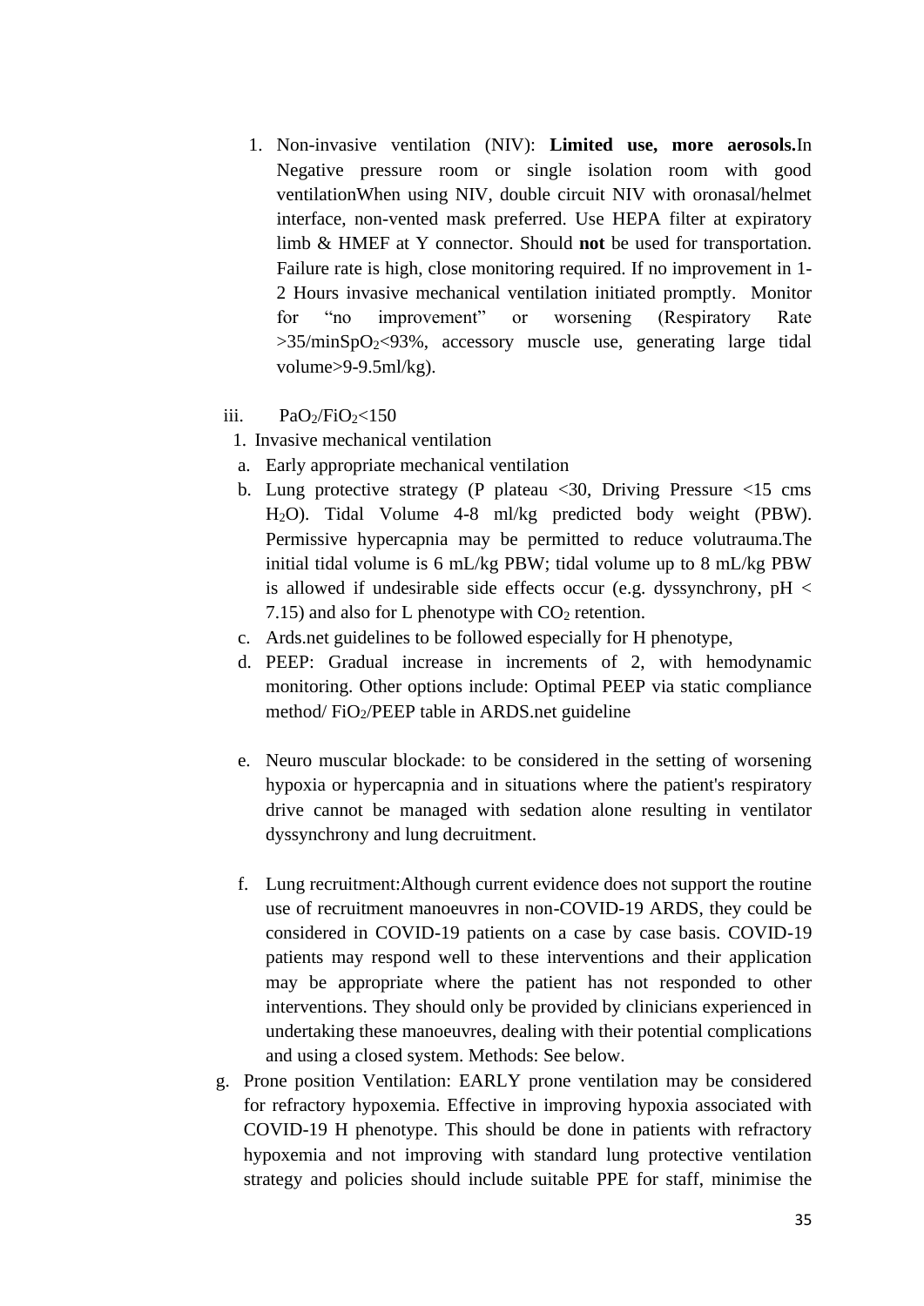1. Non-invasive ventilation (NIV): **Limited use, more aerosols.**In Negative pressure room or single isolation room with good ventilationWhen using NIV, double circuit NIV with oronasal/helmet interface, non-vented mask preferred. Use HEPA filter at expiratory limb & HMEF at Y connector. Should **not** be used for transportation. Failure rate is high, close monitoring required. If no improvement in 1-2 Hours invasive mechanical ventilation initiated promptly. Monitor for "no improvement" or worsening (Respiratory Rate >35/min$SpO_2$<93%, accessory muscle use, generating large tidal volume>9-9.5ml/kg).

iii. $PaO_2/FiO_2$<150

1. Invasive mechanical ventilation

a. Early appropriate mechanical ventilation

b. Lung protective strategy (P plateau <30, Driving Pressure <15 cms $H_2O$). Tidal Volume 4-8 ml/kg predicted body weight (PBW). Permissive hypercapnia may be permitted to reduce volutrauma.The initial tidal volume is 6 mL/kg PBW; tidal volume up to 8 mL/kg PBW is allowed if undesirable side effects occur (e.g. dyssynchrony, pH < 7.15) and also for L phenotype with $CO_2$ retention.

c. Ards.net guidelines to be followed especially for H phenotype,

d. PEEP: Gradual increase in increments of 2, with hemodynamic monitoring. Other options include: Optimal PEEP via static compliance method/ $FiO_2$/PEEP table in ARDS.net guideline

e. Neuro muscular blockade: to be considered in the setting of worsening hypoxia or hypercapnia and in situations where the patient's respiratory drive cannot be managed with sedation alone resulting in ventilator dyssynchrony and lung decruitment.

f. Lung recruitment:Although current evidence does not support the routine use of recruitment manoeuvres in non-COVID-19 ARDS, they could be considered in COVID-19 patients on a case by case basis. COVID-19 patients may respond well to these interventions and their application may be appropriate where the patient has not responded to other interventions. They should only be provided by clinicians experienced in undertaking these manoeuvres, dealing with their potential complications and using a closed system. Methods: See below.

g. Prone position Ventilation: EARLY prone ventilation may be considered for refractory hypoxemia. Effective in improving hypoxia associated with COVID-19 H phenotype. This should be done in patients with refractory hypoxemia and not improving with standard lung protective ventilation strategy and policies should include suitable PPE for staff, minimise the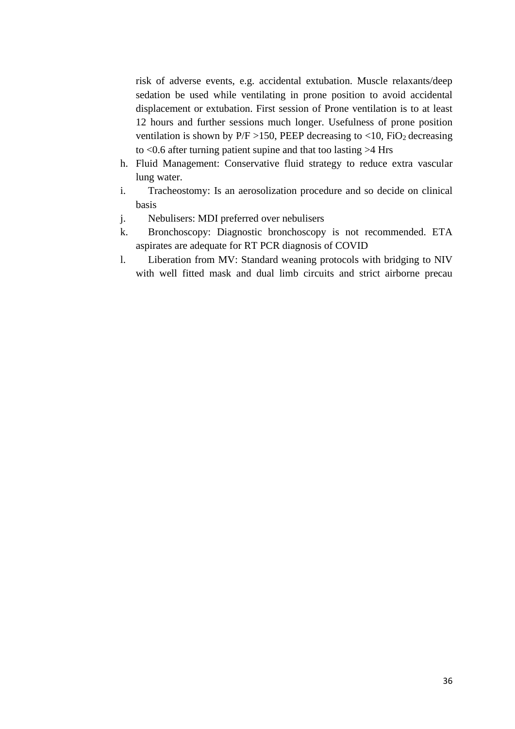risk of adverse events, e.g. accidental extubation. Muscle relaxants/deep sedation be used while ventilating in prone position to avoid accidental displacement or extubation. First session of Prone ventilation is to at least 12 hours and further sessions much longer. Usefulness of prone position ventilation is shown by P/F >150, PEEP decreasing to <10, $FiO_2$ decreasing to <0.6 after turning patient supine and that too lasting >4 Hrs

h. Fluid Management: Conservative fluid strategy to reduce extra vascular lung water.
i. Tracheostomy: Is an aerosolization procedure and so decide on clinical basis
j. Nebulisers: MDI preferred over nebulisers
k. Bronchoscopy: Diagnostic bronchoscopy is not recommended. ETA aspirates are adequate for RT PCR diagnosis of COVID
l. Liberation from MV: Standard weaning protocols with bridging to NIV with well fitted mask and dual limb circuits and strict airborne precau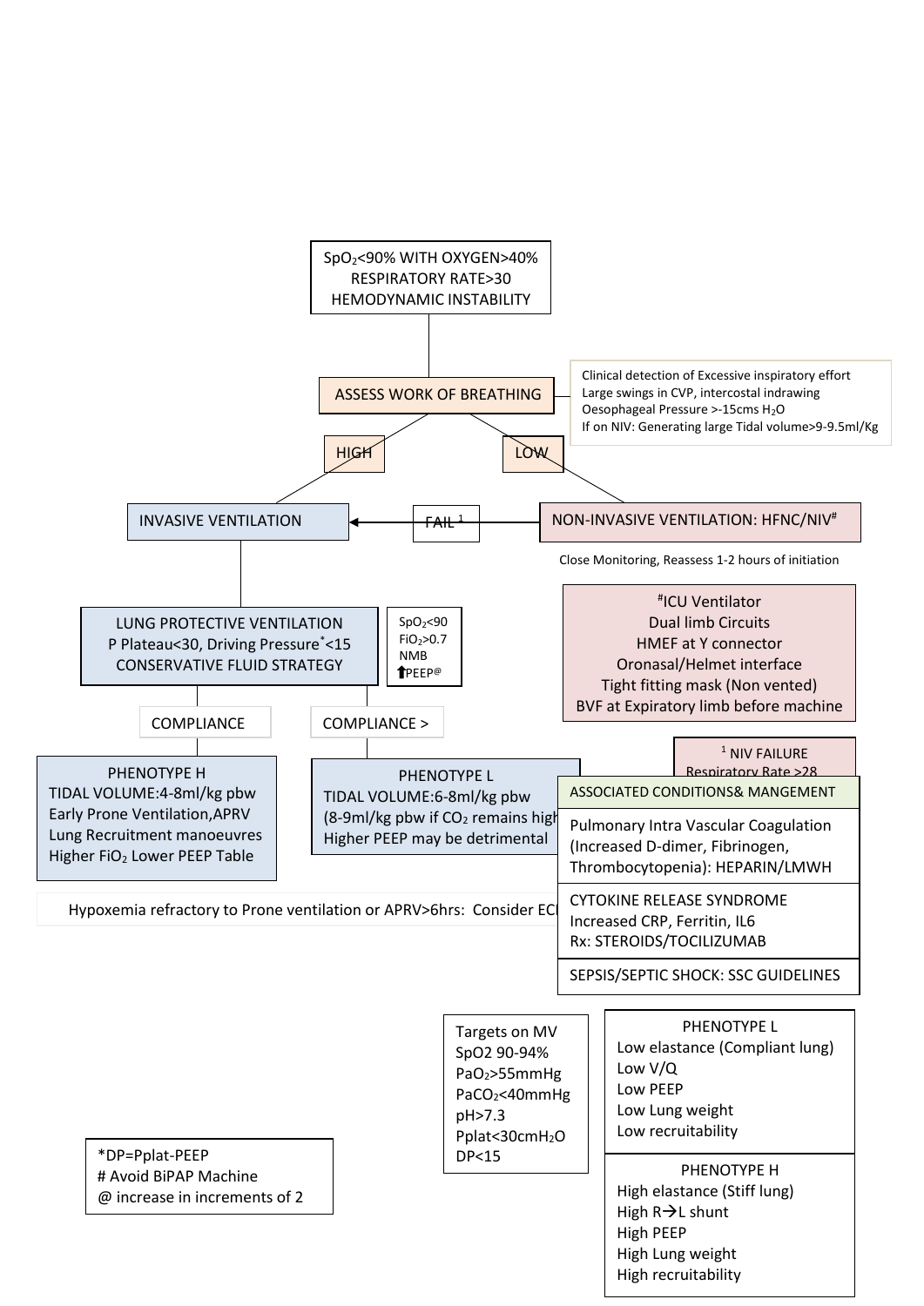$SpO_2$<90% WITH OXYGEN>40%
RESPIRATORY RATE>30
HEMODYNAMIC INSTABILITY

**ASSESS WORK OF BREATHING**

Clinical detection of Excessive inspiratory effort
Large swings in CVP, intercostal indrawing
Oesophageal Pressure >-15cms $H_2O$
If on NIV: Generating large Tidal volume>9-9.5ml/Kg

**HIGH** → INVASIVE VENTILATION

**LOW** → NON-INVASIVE VENTILATION: HFNC/NIV#

Close Monitoring, Reassess 1-2 hours of initiation

NON-INVASIVE VENTILATION → FAIL[1] → INVASIVE VENTILATION

#ICU Ventilator
Dual limb Circuits
HMEF at Y connector
Oronasal/Helmet interface
Tight fitting mask (Non vented)
BVF at Expiratory limb before machine

INVASIVE VENTILATION →

**LUNG PROTECTIVE VENTILATION**
P Plateau<30, Driving Pressure*<15
CONSERVATIVE FLUID STRATEGY

$SpO_2$<90
$FiO_2$>0.7
NMB
↑PEEP@

COMPLIANCE → **PHENOTYPE H**
TIDAL VOLUME:4-8ml/kg pbw
Early Prone Ventilation,APRV
Lung Recruitment manoeuvres
Higher $FiO_2$ Lower PEEP Table

COMPLIANCE > → **PHENOTYPE L**
TIDAL VOLUME:6-8ml/kg pbw
(8-9ml/kg pbw if $CO_2$ remains high
Higher PEEP may be detrimental

Hypoxemia refractory to Prone ventilation or APRV>6hrs: Consider EC

[1] NIV FAILURE
Respiratory Rate >28

| ASSOCIATED CONDITIONS& MANGEMENT |
|---|
| Pulmonary Intra Vascular Coagulation (Increased D-dimer, Fibrinogen, Thrombocytopenia): HEPARIN/LMWH |
| CYTOKINE RELEASE SYNDROME Increased CRP, Ferritin, IL6 Rx: STEROIDS/TOCILIZUMAB |
| SEPSIS/SEPTIC SHOCK: SSC GUIDELINES |

Targets on MV
SpO2 90-94%
$PaO_2$>55mmHg
$PaCO_2$<40mmHg
pH>7.3
Pplat<30cm$H_2O$
DP<15

| PHENOTYPE L | PHENOTYPE H |
|---|---|
| Low elastance (Compliant lung) | High elastance (Stiff lung) |
| Low V/Q | High R→L shunt |
| Low PEEP | High PEEP |
| Low Lung weight | High Lung weight |
| Low recruitability | High recruitability |

*DP=Pplat-PEEP
# Avoid BiPAP Machine
@ increase in increments of 2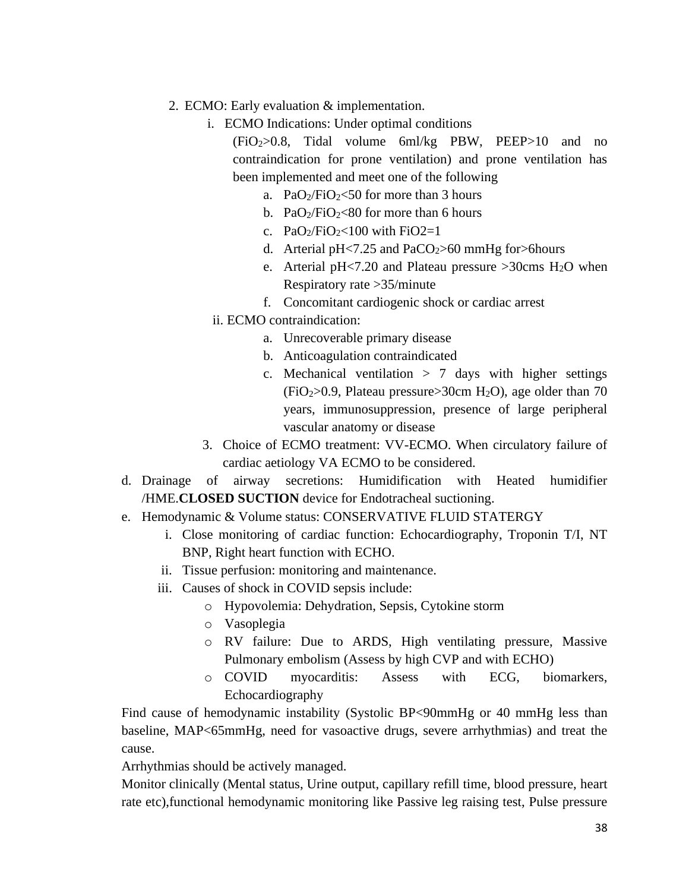2. ECMO: Early evaluation & implementation.
   i. ECMO Indications: Under optimal conditions
      ($FiO_2$>0.8, Tidal volume 6ml/kg PBW, PEEP>10 and no contraindication for prone ventilation) and prone ventilation has been implemented and meet one of the following
      a. $PaO_2/FiO_2$<50 for more than 3 hours
      b. $PaO_2/FiO_2$<80 for more than 6 hours
      c. $PaO_2/FiO_2$<100 with FiO2=1
      d. Arterial pH<7.25 and $PaCO_2$>60 mmHg for>6hours
      e. Arterial pH<7.20 and Plateau pressure >30cms $H_2O$ when Respiratory rate >35/minute
      f. Concomitant cardiogenic shock or cardiac arrest
   ii. ECMO contraindication:
      a. Unrecoverable primary disease
      b. Anticoagulation contraindicated
      c. Mechanical ventilation > 7 days with higher settings ($FiO_2$>0.9, Plateau pressure>30cm $H_2O$), age older than 70 years, immunosuppression, presence of large peripheral vascular anatomy or disease
3. Choice of ECMO treatment: VV-ECMO. When circulatory failure of cardiac aetiology VA ECMO to be considered.

d. Drainage of airway secretions: Humidification with Heated humidifier /HME.**CLOSED SUCTION** device for Endotracheal suctioning.

e. Hemodynamic & Volume status: CONSERVATIVE FLUID STATERGY
   i. Close monitoring of cardiac function: Echocardiography, Troponin T/I, NT BNP, Right heart function with ECHO.
   ii. Tissue perfusion: monitoring and maintenance.
   iii. Causes of shock in COVID sepsis include:
      - Hypovolemia: Dehydration, Sepsis, Cytokine storm
      - Vasoplegia
      - RV failure: Due to ARDS, High ventilating pressure, Massive Pulmonary embolism (Assess by high CVP and with ECHO)
      - COVID myocarditis: Assess with ECG, biomarkers, Echocardiography

Find cause of hemodynamic instability (Systolic BP<90mmHg or 40 mmHg less than baseline, MAP<65mmHg, need for vasoactive drugs, severe arrhythmias) and treat the cause.

Arrhythmias should be actively managed.

Monitor clinically (Mental status, Urine output, capillary refill time, blood pressure, heart rate etc),functional hemodynamic monitoring like Passive leg raising test, Pulse pressure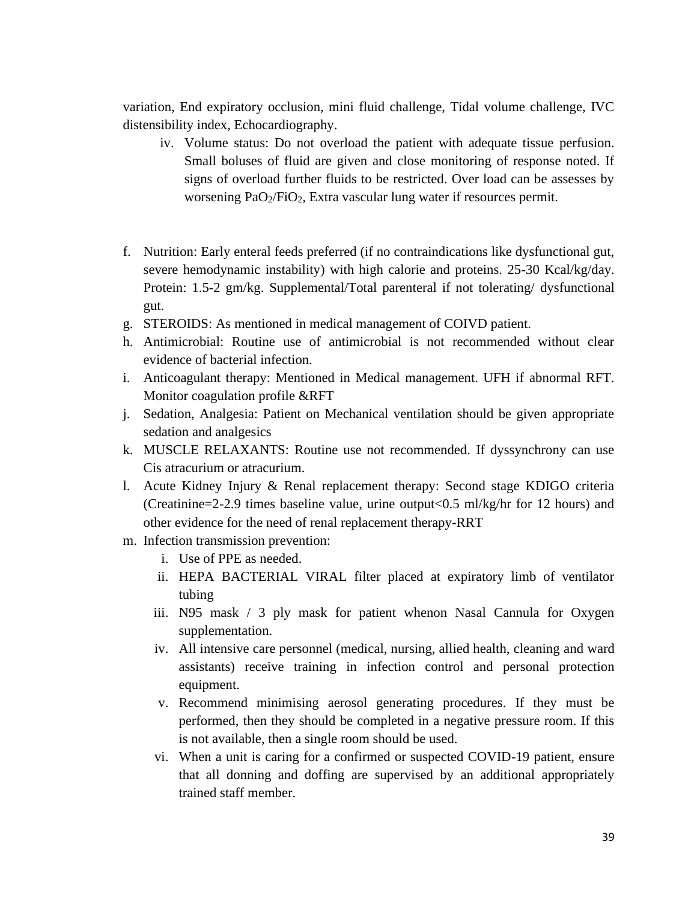variation, End expiratory occlusion, mini fluid challenge, Tidal volume challenge, IVC distensibility index, Echocardiography.

   iv. Volume status: Do not overload the patient with adequate tissue perfusion. Small boluses of fluid are given and close monitoring of response noted. If signs of overload further fluids to be restricted. Over load can be assesses by worsening $PaO_2/FiO_2$, Extra vascular lung water if resources permit.

f. Nutrition: Early enteral feeds preferred (if no contraindications like dysfunctional gut, severe hemodynamic instability) with high calorie and proteins. 25-30 Kcal/kg/day. Protein: 1.5-2 gm/kg. Supplemental/Total parenteral if not tolerating/ dysfunctional gut.
g. STEROIDS: As mentioned in medical management of COIVD patient.
h. Antimicrobial: Routine use of antimicrobial is not recommended without clear evidence of bacterial infection.
i. Anticoagulant therapy: Mentioned in Medical management. UFH if abnormal RFT. Monitor coagulation profile &RFT
j. Sedation, Analgesia: Patient on Mechanical ventilation should be given appropriate sedation and analgesics
k. MUSCLE RELAXANTS: Routine use not recommended. If dyssynchrony can use Cis atracurium or atracurium.
l. Acute Kidney Injury & Renal replacement therapy: Second stage KDIGO criteria (Creatinine=2-2.9 times baseline value, urine output<0.5 ml/kg/hr for 12 hours) and other evidence for the need of renal replacement therapy-RRT
m. Infection transmission prevention:
   i. Use of PPE as needed.
   ii. HEPA BACTERIAL VIRAL filter placed at expiratory limb of ventilator tubing
   iii. N95 mask / 3 ply mask for patient whenon Nasal Cannula for Oxygen supplementation.
   iv. All intensive care personnel (medical, nursing, allied health, cleaning and ward assistants) receive training in infection control and personal protection equipment.
   v. Recommend minimising aerosol generating procedures. If they must be performed, then they should be completed in a negative pressure room. If this is not available, then a single room should be used.
   vi. When a unit is caring for a confirmed or suspected COVID-19 patient, ensure that all donning and doffing are supervised by an additional appropriately trained staff member.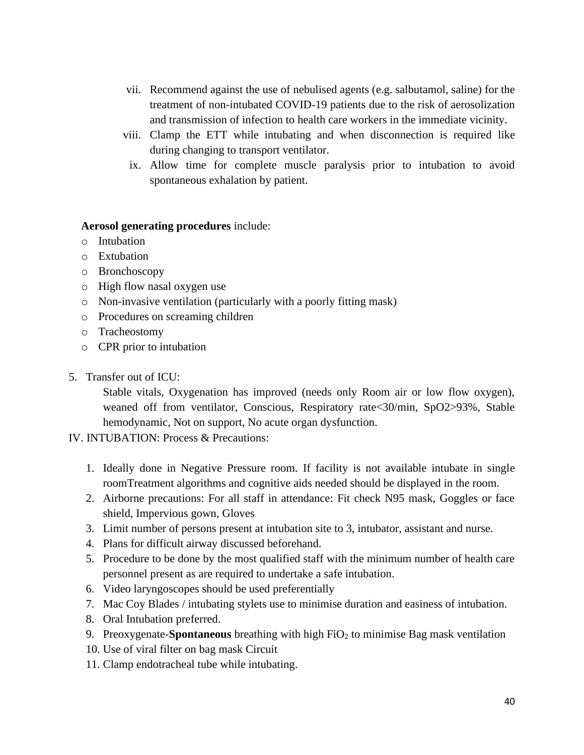vii. Recommend against the use of nebulised agents (e.g. salbutamol, saline) for the treatment of non-intubated COVID-19 patients due to the risk of aerosolization and transmission of infection to health care workers in the immediate vicinity.

viii. Clamp the ETT while intubating and when disconnection is required like during changing to transport ventilator.

ix. Allow time for complete muscle paralysis prior to intubation to avoid spontaneous exhalation by patient.

**Aerosol generating procedures** include:

- Intubation
- Extubation
- Bronchoscopy
- High flow nasal oxygen use
- Non-invasive ventilation (particularly with a poorly fitting mask)
- Procedures on screaming children
- Tracheostomy
- CPR prior to intubation

5. Transfer out of ICU:

   Stable vitals, Oxygenation has improved (needs only Room air or low flow oxygen), weaned off from ventilator, Conscious, Respiratory rate<30/min, SpO2>93%, Stable hemodynamic, Not on support, No acute organ dysfunction.

IV. INTUBATION: Process & Precautions:

1. Ideally done in Negative Pressure room. If facility is not available intubate in single roomTreatment algorithms and cognitive aids needed should be displayed in the room.
2. Airborne precautions: For all staff in attendance: Fit check N95 mask, Goggles or face shield, Impervious gown, Gloves
3. Limit number of persons present at intubation site to 3, intubator, assistant and nurse.
4. Plans for difficult airway discussed beforehand.
5. Procedure to be done by the most qualified staff with the minimum number of health care personnel present as are required to undertake a safe intubation.
6. Video laryngoscopes should be used preferentially
7. Mac Coy Blades / intubating stylets use to minimise duration and easiness of intubation.
8. Oral Intubation preferred.
9. Preoxygenate-**Spontaneous** breathing with high $FiO_2$ to minimise Bag mask ventilation
10. Use of viral filter on bag mask Circuit
11. Clamp endotracheal tube while intubating.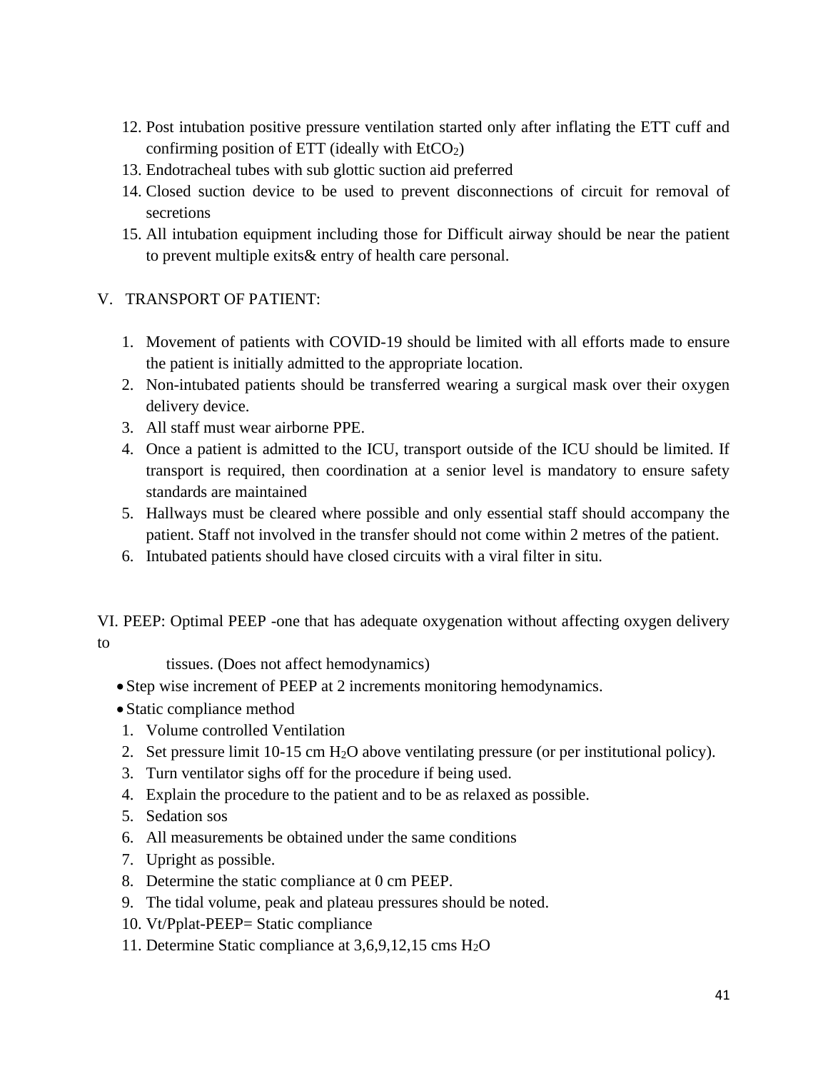12. Post intubation positive pressure ventilation started only after inflating the ETT cuff and confirming position of ETT (ideally with $EtCO_2$)
13. Endotracheal tubes with sub glottic suction aid preferred
14. Closed suction device to be used to prevent disconnections of circuit for removal of secretions
15. All intubation equipment including those for Difficult airway should be near the patient to prevent multiple exits& entry of health care personal.

V. TRANSPORT OF PATIENT:

1. Movement of patients with COVID-19 should be limited with all efforts made to ensure the patient is initially admitted to the appropriate location.
2. Non-intubated patients should be transferred wearing a surgical mask over their oxygen delivery device.
3. All staff must wear airborne PPE.
4. Once a patient is admitted to the ICU, transport outside of the ICU should be limited. If transport is required, then coordination at a senior level is mandatory to ensure safety standards are maintained
5. Hallways must be cleared where possible and only essential staff should accompany the patient. Staff not involved in the transfer should not come within 2 metres of the patient.
6. Intubated patients should have closed circuits with a viral filter in situ.

VI. PEEP: Optimal PEEP -one that has adequate oxygenation without affecting oxygen delivery to tissues. (Does not affect hemodynamics)

- Step wise increment of PEEP at 2 increments monitoring hemodynamics.
- Static compliance method

1. Volume controlled Ventilation
2. Set pressure limit 10-15 cm $H_2O$ above ventilating pressure (or per institutional policy).
3. Turn ventilator sighs off for the procedure if being used.
4. Explain the procedure to the patient and to be as relaxed as possible.
5. Sedation sos
6. All measurements be obtained under the same conditions
7. Upright as possible.
8. Determine the static compliance at 0 cm PEEP.
9. The tidal volume, peak and plateau pressures should be noted.
10. Vt/Pplat-PEEP= Static compliance
11. Determine Static compliance at 3,6,9,12,15 cms $H_2O$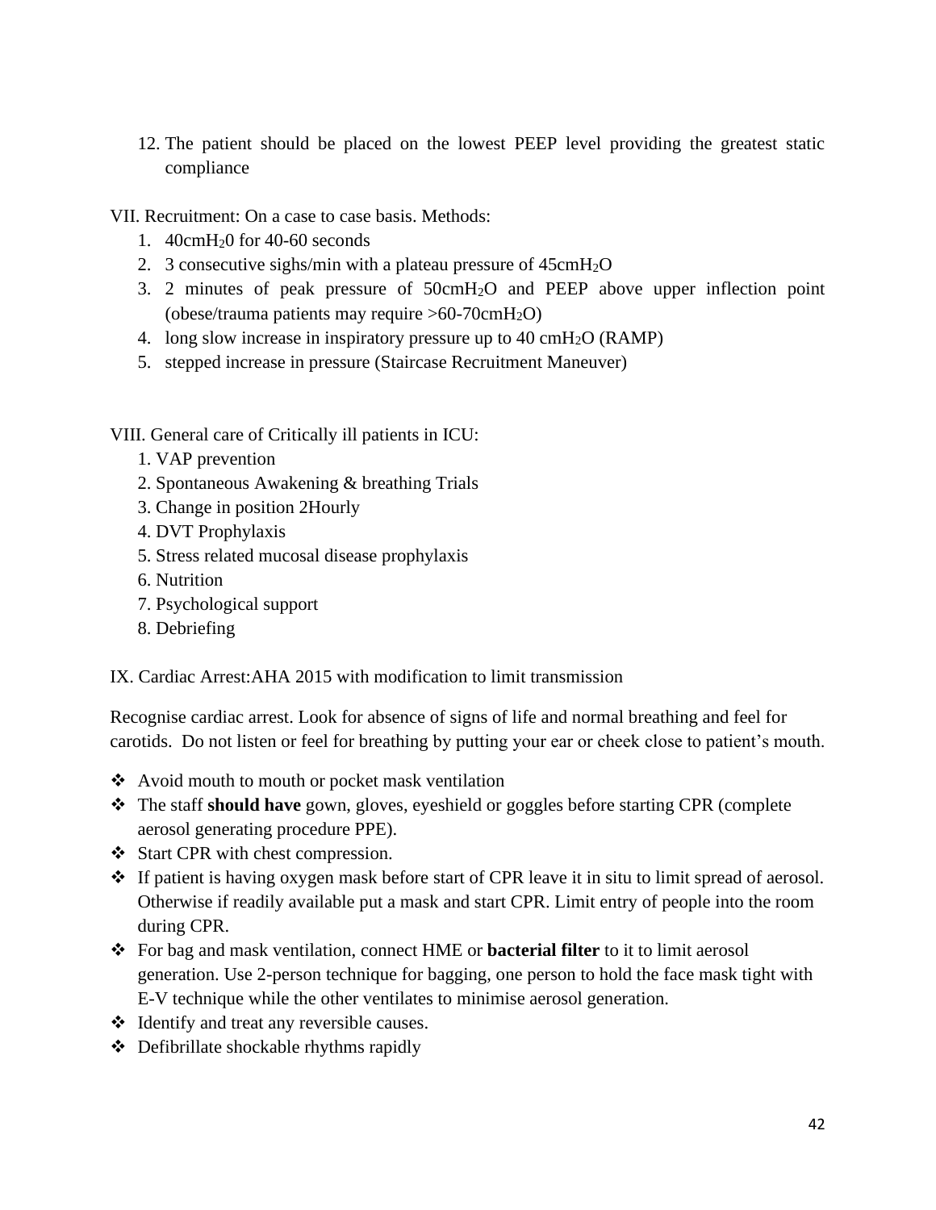12. The patient should be placed on the lowest PEEP level providing the greatest static compliance

VII. Recruitment: On a case to case basis. Methods:

1. 40cm$H_2$0 for 40-60 seconds
2. 3 consecutive sighs/min with a plateau pressure of 45cm$H_2O$
3. 2 minutes of peak pressure of 50cm$H_2O$ and PEEP above upper inflection point (obese/trauma patients may require >60-70cm$H_2O$)
4. long slow increase in inspiratory pressure up to 40 cm$H_2O$ (RAMP)
5. stepped increase in pressure (Staircase Recruitment Maneuver)

VIII. General care of Critically ill patients in ICU:

1. VAP prevention
2. Spontaneous Awakening & breathing Trials
3. Change in position 2Hourly
4. DVT Prophylaxis
5. Stress related mucosal disease prophylaxis
6. Nutrition
7. Psychological support
8. Debriefing

IX. Cardiac Arrest:AHA 2015 with modification to limit transmission

Recognise cardiac arrest. Look for absence of signs of life and normal breathing and feel for carotids. Do not listen or feel for breathing by putting your ear or cheek close to patient's mouth.

- Avoid mouth to mouth or pocket mask ventilation
- The staff **should have** gown, gloves, eyeshield or goggles before starting CPR (complete aerosol generating procedure PPE).
- Start CPR with chest compression.
- If patient is having oxygen mask before start of CPR leave it in situ to limit spread of aerosol. Otherwise if readily available put a mask and start CPR. Limit entry of people into the room during CPR.
- For bag and mask ventilation, connect HME or **bacterial filter** to it to limit aerosol generation. Use 2-person technique for bagging, one person to hold the face mask tight with E-V technique while the other ventilates to minimise aerosol generation.
- Identify and treat any reversible causes.
- Defibrillate shockable rhythms rapidly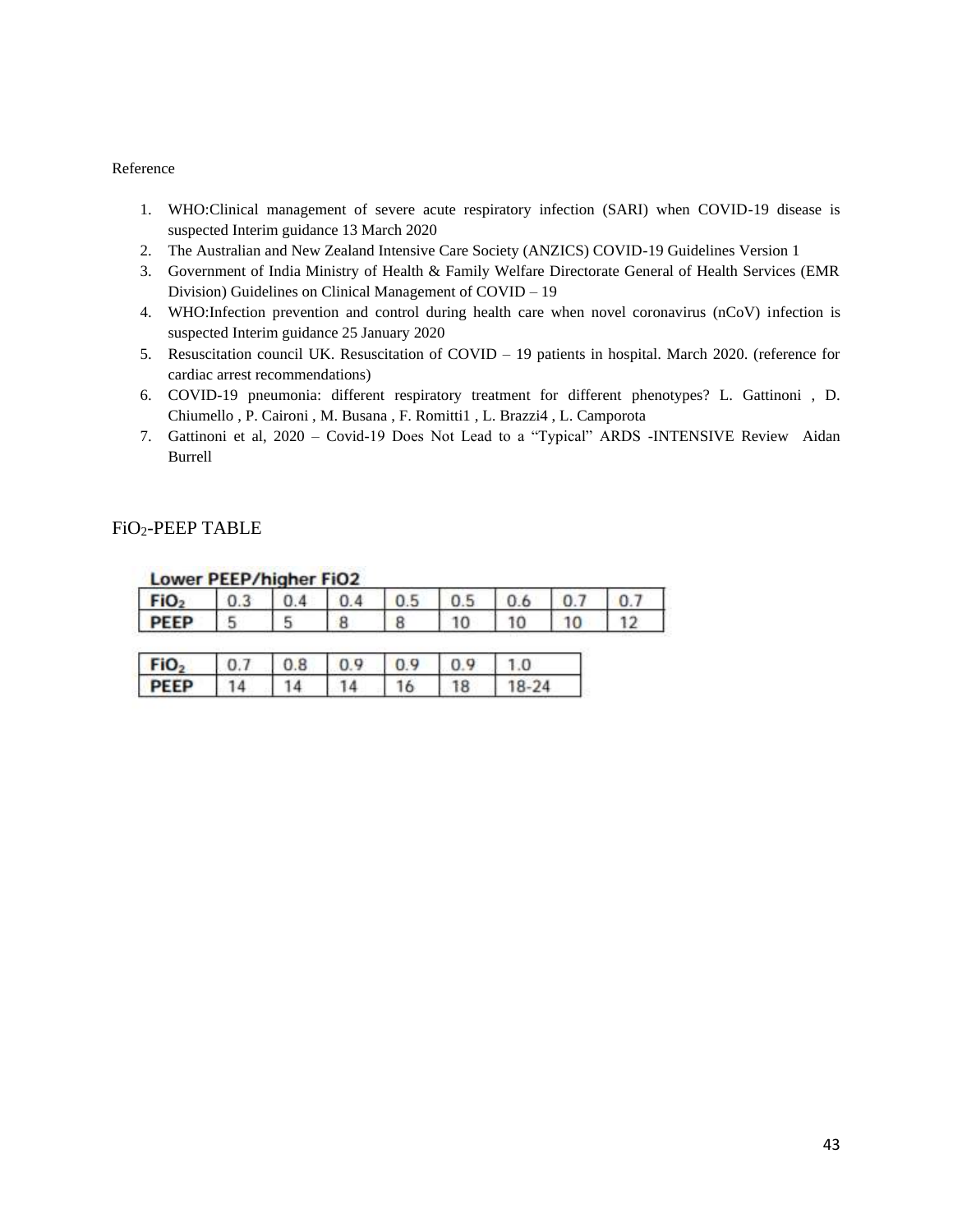Reference

1. WHO:Clinical management of severe acute respiratory infection (SARI) when COVID-19 disease is suspected Interim guidance 13 March 2020
2. The Australian and New Zealand Intensive Care Society (ANZICS) COVID-19 Guidelines Version 1
3. Government of India Ministry of Health & Family Welfare Directorate General of Health Services (EMR Division) Guidelines on Clinical Management of COVID – 19
4. WHO:Infection prevention and control during health care when novel coronavirus (nCoV) infection is suspected Interim guidance 25 January 2020
5. Resuscitation council UK. Resuscitation of COVID – 19 patients in hospital. March 2020. (reference for cardiac arrest recommendations)
6. COVID-19 pneumonia: different respiratory treatment for different phenotypes? L. Gattinoni , D. Chiumello , P. Caironi , M. Busana , F. Romitti1 , L. Brazzi4 , L. Camporota
7. Gattinoni et al, 2020 – Covid-19 Does Not Lead to a "Typical" ARDS -INTENSIVE Review Aidan Burrell

## $FiO_2$-PEEP TABLE

**Lower PEEP/higher FiO2**

| $FiO_2$ | 0.3 | 0.4 | 0.4 | 0.5 | 0.5 | 0.6 | 0.7 | 0.7 |
|---|---|---|---|---|---|---|---|---|
| PEEP | 5 | 5 | 8 | 8 | 10 | 10 | 10 | 12 |

| $FiO_2$ | 0.7 | 0.8 | 0.9 | 0.9 | 0.9 | 1.0 |
|---|---|---|---|---|---|---|
| PEEP | 14 | 14 | 14 | 16 | 18 | 18-24 |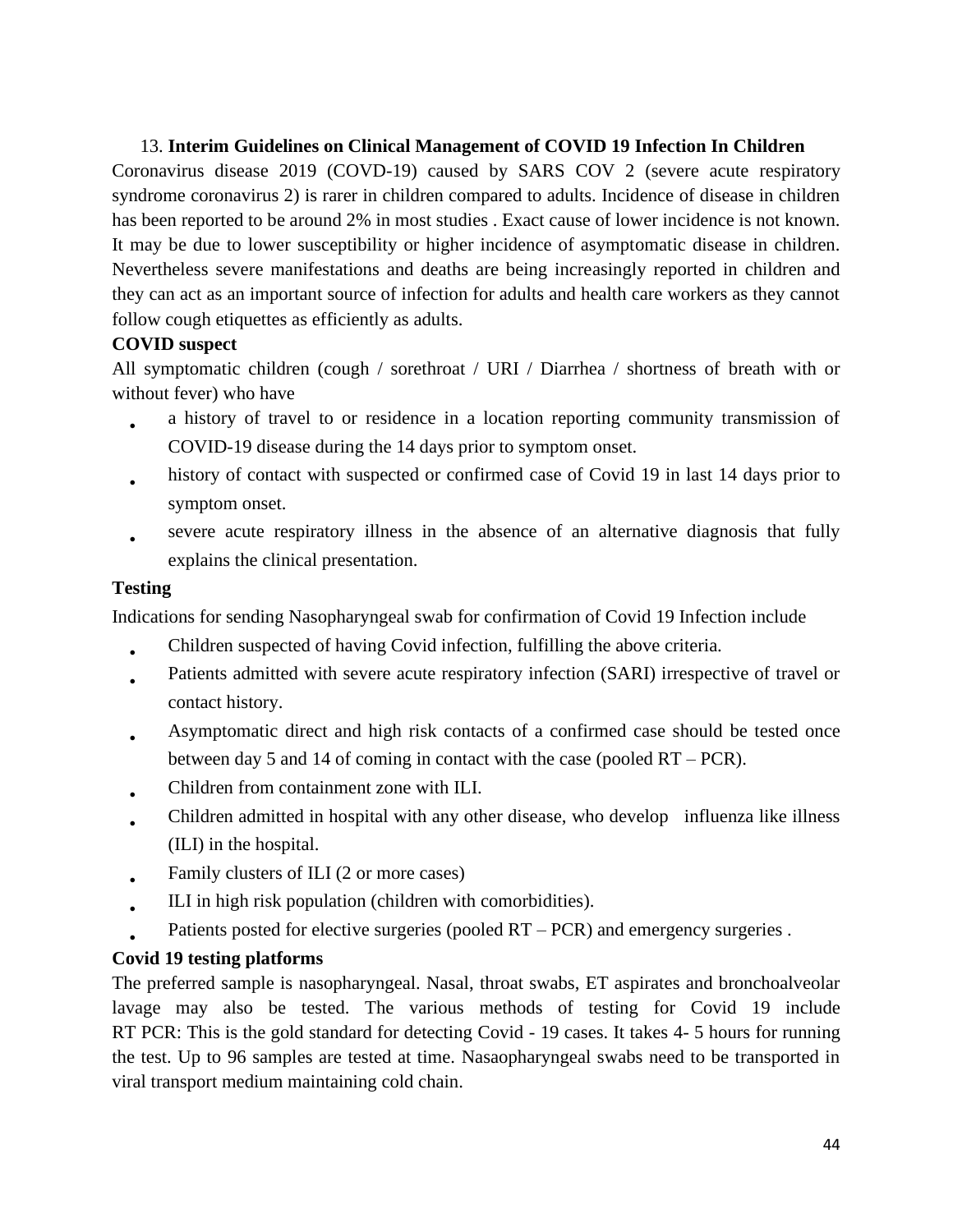## 13. **Interim Guidelines on Clinical Management of COVID 19 Infection In Children**

Coronavirus disease 2019 (COVD-19) caused by SARS COV 2 (severe acute respiratory syndrome coronavirus 2) is rarer in children compared to adults. Incidence of disease in children has been reported to be around 2% in most studies . Exact cause of lower incidence is not known. It may be due to lower susceptibility or higher incidence of asymptomatic disease in children. Nevertheless severe manifestations and deaths are being increasingly reported in children and they can act as an important source of infection for adults and health care workers as they cannot follow cough etiquettes as efficiently as adults.

**COVID suspect**

All symptomatic children (cough / sorethroat / URI / Diarrhea / shortness of breath with or without fever) who have

- a history of travel to or residence in a location reporting community transmission of COVID-19 disease during the 14 days prior to symptom onset.
- history of contact with suspected or confirmed case of Covid 19 in last 14 days prior to symptom onset.
- severe acute respiratory illness in the absence of an alternative diagnosis that fully explains the clinical presentation.

**Testing**

Indications for sending Nasopharyngeal swab for confirmation of Covid 19 Infection include

- Children suspected of having Covid infection, fulfilling the above criteria.
- Patients admitted with severe acute respiratory infection (SARI) irrespective of travel or contact history.
- Asymptomatic direct and high risk contacts of a confirmed case should be tested once between day 5 and 14 of coming in contact with the case (pooled RT – PCR).
- Children from containment zone with ILI.
- Children admitted in hospital with any other disease, who develop influenza like illness (ILI) in the hospital.
- Family clusters of ILI (2 or more cases)
- ILI in high risk population (children with comorbidities).
- Patients posted for elective surgeries (pooled RT – PCR) and emergency surgeries .

**Covid 19 testing platforms**

The preferred sample is nasopharyngeal. Nasal, throat swabs, ET aspirates and bronchoalveolar lavage may also be tested. The various methods of testing for Covid 19 include RT PCR: This is the gold standard for detecting Covid - 19 cases. It takes 4- 5 hours for running the test. Up to 96 samples are tested at time. Nasaopharyngeal swabs need to be transported in viral transport medium maintaining cold chain.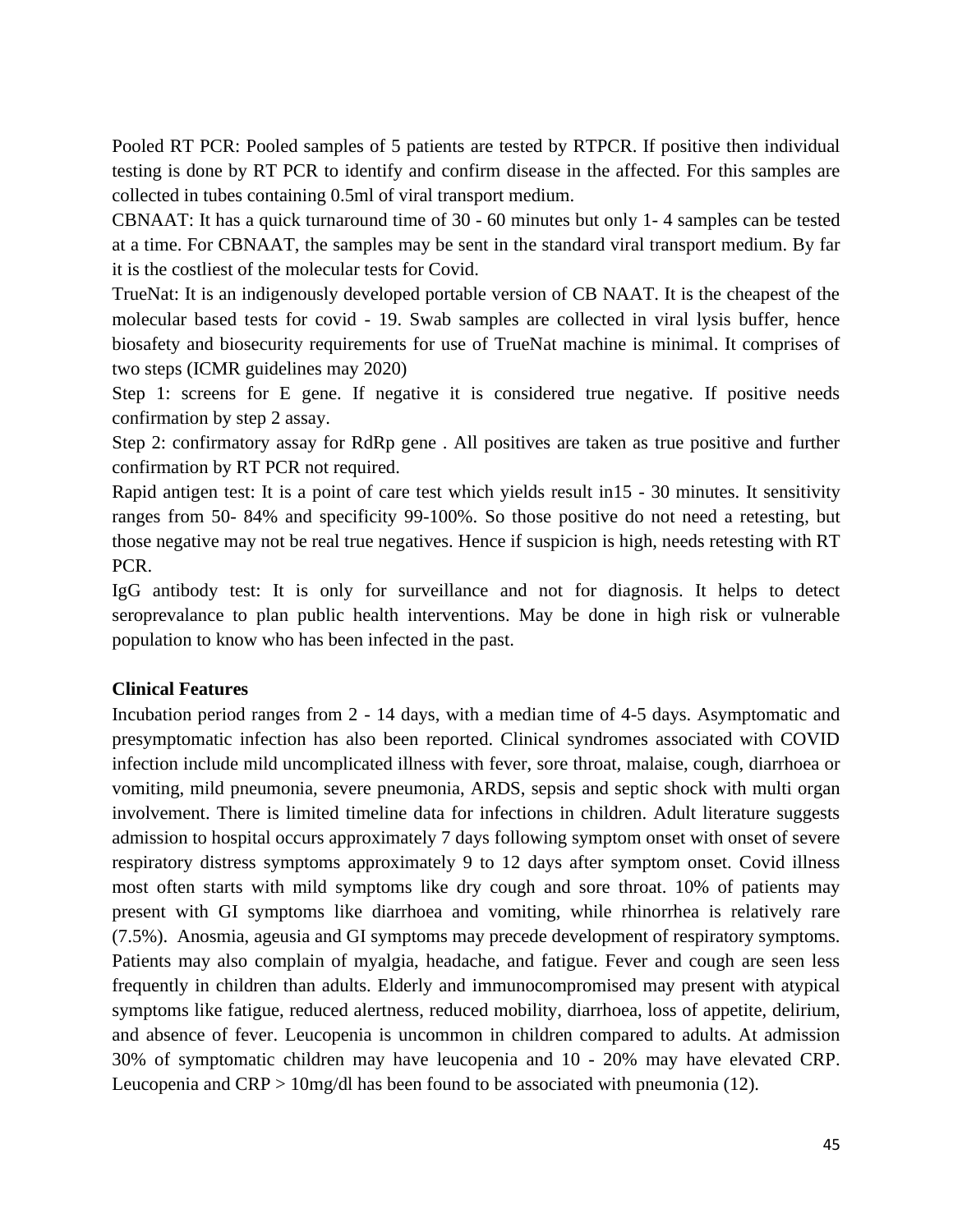Pooled RT PCR: Pooled samples of 5 patients are tested by RTPCR. If positive then individual testing is done by RT PCR to identify and confirm disease in the affected. For this samples are collected in tubes containing 0.5ml of viral transport medium.

CBNAAT: It has a quick turnaround time of 30 - 60 minutes but only 1- 4 samples can be tested at a time. For CBNAAT, the samples may be sent in the standard viral transport medium. By far it is the costliest of the molecular tests for Covid.

TrueNat: It is an indigenously developed portable version of CB NAAT. It is the cheapest of the molecular based tests for covid - 19. Swab samples are collected in viral lysis buffer, hence biosafety and biosecurity requirements for use of TrueNat machine is minimal. It comprises of two steps (ICMR guidelines may 2020)

Step 1: screens for E gene. If negative it is considered true negative. If positive needs confirmation by step 2 assay.

Step 2: confirmatory assay for RdRp gene . All positives are taken as true positive and further confirmation by RT PCR not required.

Rapid antigen test: It is a point of care test which yields result in15 - 30 minutes. It sensitivity ranges from 50- 84% and specificity 99-100%. So those positive do not need a retesting, but those negative may not be real true negatives. Hence if suspicion is high, needs retesting with RT PCR.

IgG antibody test: It is only for surveillance and not for diagnosis. It helps to detect seroprevalance to plan public health interventions. May be done in high risk or vulnerable population to know who has been infected in the past.

**Clinical Features**

Incubation period ranges from 2 - 14 days, with a median time of 4-5 days. Asymptomatic and presymptomatic infection has also been reported. Clinical syndromes associated with COVID infection include mild uncomplicated illness with fever, sore throat, malaise, cough, diarrhoea or vomiting, mild pneumonia, severe pneumonia, ARDS, sepsis and septic shock with multi organ involvement. There is limited timeline data for infections in children. Adult literature suggests admission to hospital occurs approximately 7 days following symptom onset with onset of severe respiratory distress symptoms approximately 9 to 12 days after symptom onset. Covid illness most often starts with mild symptoms like dry cough and sore throat. 10% of patients may present with GI symptoms like diarrhoea and vomiting, while rhinorrhea is relatively rare (7.5%). Anosmia, ageusia and GI symptoms may precede development of respiratory symptoms. Patients may also complain of myalgia, headache, and fatigue. Fever and cough are seen less frequently in children than adults. Elderly and immunocompromised may present with atypical symptoms like fatigue, reduced alertness, reduced mobility, diarrhoea, loss of appetite, delirium, and absence of fever. Leucopenia is uncommon in children compared to adults. At admission 30% of symptomatic children may have leucopenia and 10 - 20% may have elevated CRP. Leucopenia and CRP > 10mg/dl has been found to be associated with pneumonia (12).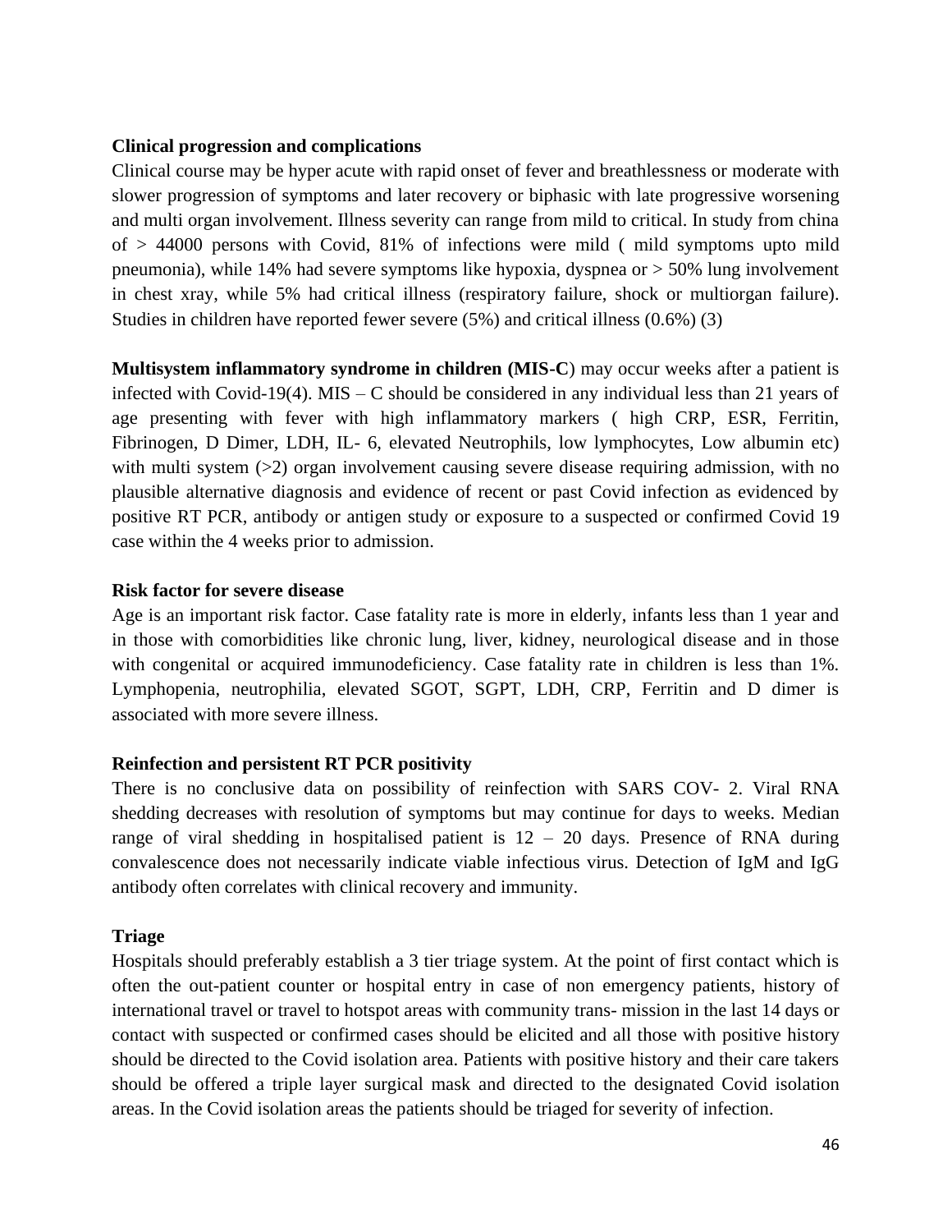**Clinical progression and complications**

Clinical course may be hyper acute with rapid onset of fever and breathlessness or moderate with slower progression of symptoms and later recovery or biphasic with late progressive worsening and multi organ involvement. Illness severity can range from mild to critical. In study from china of > 44000 persons with Covid, 81% of infections were mild ( mild symptoms upto mild pneumonia), while 14% had severe symptoms like hypoxia, dyspnea or > 50% lung involvement in chest xray, while 5% had critical illness (respiratory failure, shock or multiorgan failure). Studies in children have reported fewer severe (5%) and critical illness (0.6%) (3)

**Multisystem inflammatory syndrome in children (MIS-C**) may occur weeks after a patient is infected with Covid-19(4). MIS – C should be considered in any individual less than 21 years of age presenting with fever with high inflammatory markers ( high CRP, ESR, Ferritin, Fibrinogen, D Dimer, LDH, IL- 6, elevated Neutrophils, low lymphocytes, Low albumin etc) with multi system (>2) organ involvement causing severe disease requiring admission, with no plausible alternative diagnosis and evidence of recent or past Covid infection as evidenced by positive RT PCR, antibody or antigen study or exposure to a suspected or confirmed Covid 19 case within the 4 weeks prior to admission.

**Risk factor for severe disease**

Age is an important risk factor. Case fatality rate is more in elderly, infants less than 1 year and in those with comorbidities like chronic lung, liver, kidney, neurological disease and in those with congenital or acquired immunodeficiency. Case fatality rate in children is less than 1%. Lymphopenia, neutrophilia, elevated SGOT, SGPT, LDH, CRP, Ferritin and D dimer is associated with more severe illness.

**Reinfection and persistent RT PCR positivity**

There is no conclusive data on possibility of reinfection with SARS COV- 2. Viral RNA shedding decreases with resolution of symptoms but may continue for days to weeks. Median range of viral shedding in hospitalised patient is 12 – 20 days. Presence of RNA during convalescence does not necessarily indicate viable infectious virus. Detection of IgM and IgG antibody often correlates with clinical recovery and immunity.

**Triage**

Hospitals should preferably establish a 3 tier triage system. At the point of first contact which is often the out-patient counter or hospital entry in case of non emergency patients, history of international travel or travel to hotspot areas with community trans- mission in the last 14 days or contact with suspected or confirmed cases should be elicited and all those with positive history should be directed to the Covid isolation area. Patients with positive history and their care takers should be offered a triple layer surgical mask and directed to the designated Covid isolation areas. In the Covid isolation areas the patients should be triaged for severity of infection.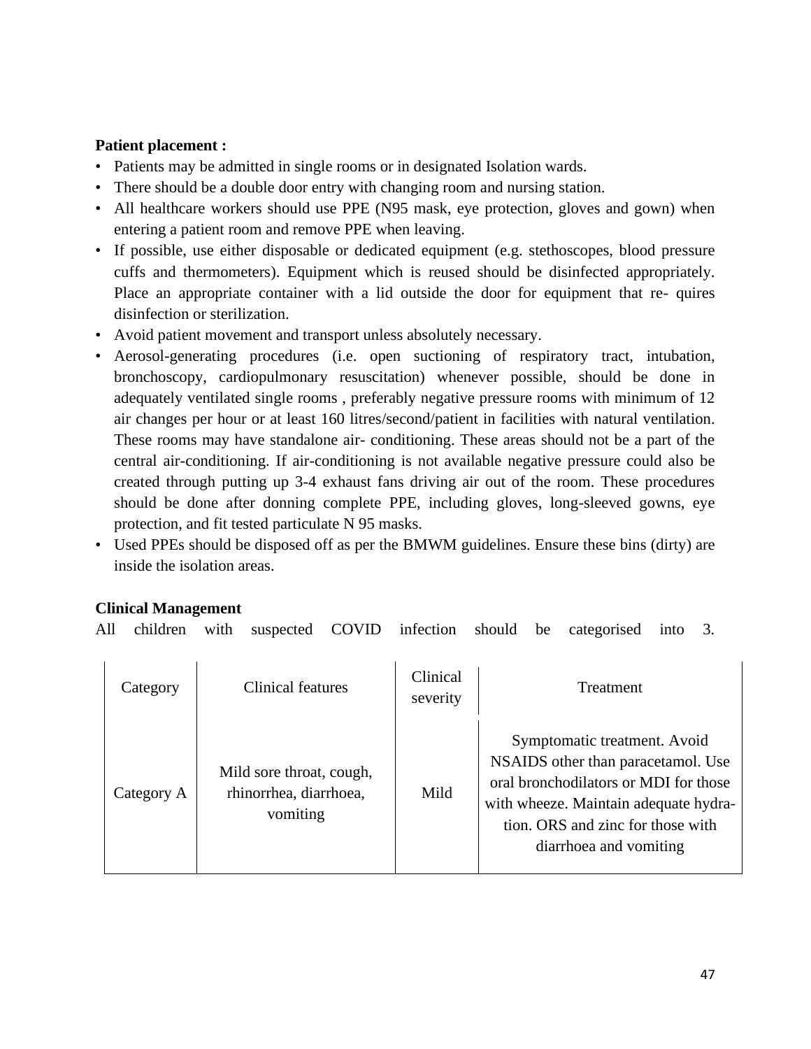**Patient placement :**

- Patients may be admitted in single rooms or in designated Isolation wards.
- There should be a double door entry with changing room and nursing station.
- All healthcare workers should use PPE (N95 mask, eye protection, gloves and gown) when entering a patient room and remove PPE when leaving.
- If possible, use either disposable or dedicated equipment (e.g. stethoscopes, blood pressure cuffs and thermometers). Equipment which is reused should be disinfected appropriately. Place an appropriate container with a lid outside the door for equipment that re- quires disinfection or sterilization.
- Avoid patient movement and transport unless absolutely necessary.
- Aerosol-generating procedures (i.e. open suctioning of respiratory tract, intubation, bronchoscopy, cardiopulmonary resuscitation) whenever possible, should be done in adequately ventilated single rooms , preferably negative pressure rooms with minimum of 12 air changes per hour or at least 160 litres/second/patient in facilities with natural ventilation. These rooms may have standalone air- conditioning. These areas should not be a part of the central air-conditioning. If air-conditioning is not available negative pressure could also be created through putting up 3-4 exhaust fans driving air out of the room. These procedures should be done after donning complete PPE, including gloves, long-sleeved gowns, eye protection, and fit tested particulate N 95 masks.
- Used PPEs should be disposed off as per the BMWM guidelines. Ensure these bins (dirty) are inside the isolation areas.

**Clinical Management**

All children with suspected COVID infection should be categorised into 3.

| Category | Clinical features | Clinical severity | Treatment |
|---|---|---|---|
| Category A | Mild sore throat, cough, rhinorrhea, diarrhoea, vomiting | Mild | Symptomatic treatment. Avoid NSAIDS other than paracetamol. Use oral bronchodilators or MDI for those with wheeze. Maintain adequate hydra-tion. ORS and zinc for those with diarrhoea and vomiting |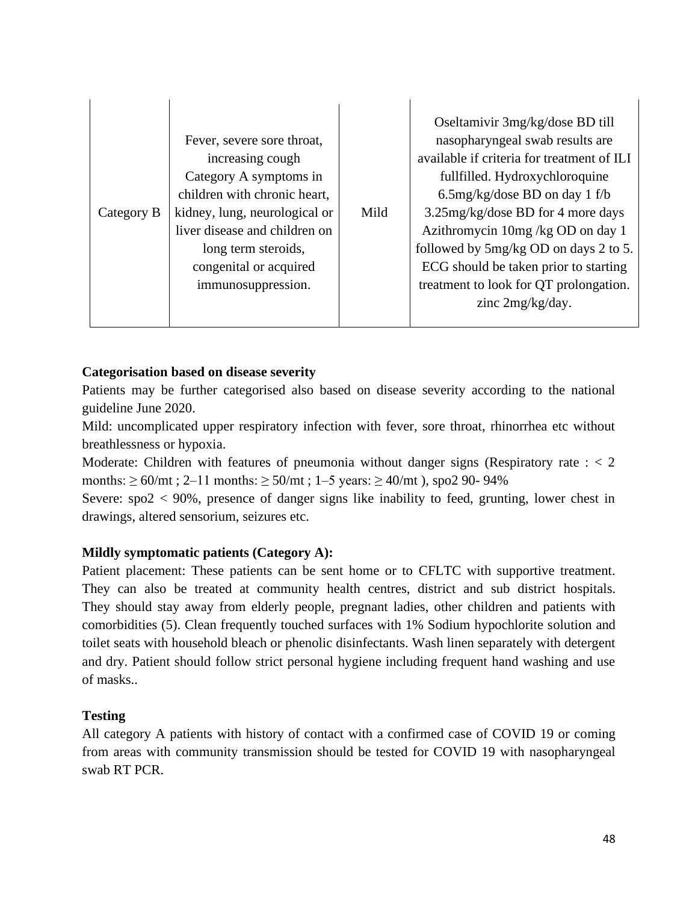| | | | |
|---|---|---|---|
| Category B | Fever, severe sore throat, increasing cough Category A symptoms in children with chronic heart, kidney, lung, neurological or liver disease and children on long term steroids, congenital or acquired immunosuppression. | Mild | Oseltamivir 3mg/kg/dose BD till nasopharyngeal swab results are available if criteria for treatment of ILI fullfilled. Hydroxychloroquine 6.5mg/kg/dose BD on day 1 f/b 3.25mg/kg/dose BD for 4 more days Azithromycin 10mg /kg OD on day 1 followed by 5mg/kg OD on days 2 to 5. ECG should be taken prior to starting treatment to look for QT prolongation. zinc 2mg/kg/day. |

**Categorisation based on disease severity**

Patients may be further categorised also based on disease severity according to the national guideline June 2020.

Mild: uncomplicated upper respiratory infection with fever, sore throat, rhinorrhea etc without breathlessness or hypoxia.

Moderate: Children with features of pneumonia without danger signs (Respiratory rate : < 2 months: ≥ 60/mt ; 2–11 months: ≥ 50/mt ; 1–5 years: ≥ 40/mt ), spo2 90- 94%

Severe: spo2 < 90%, presence of danger signs like inability to feed, grunting, lower chest in drawings, altered sensorium, seizures etc.

**Mildly symptomatic patients (Category A):**

Patient placement: These patients can be sent home or to CFLTC with supportive treatment. They can also be treated at community health centres, district and sub district hospitals. They should stay away from elderly people, pregnant ladies, other children and patients with comorbidities (5). Clean frequently touched surfaces with 1% Sodium hypochlorite solution and toilet seats with household bleach or phenolic disinfectants. Wash linen separately with detergent and dry. Patient should follow strict personal hygiene including frequent hand washing and use of masks..

**Testing**

All category A patients with history of contact with a confirmed case of COVID 19 or coming from areas with community transmission should be tested for COVID 19 with nasopharyngeal swab RT PCR.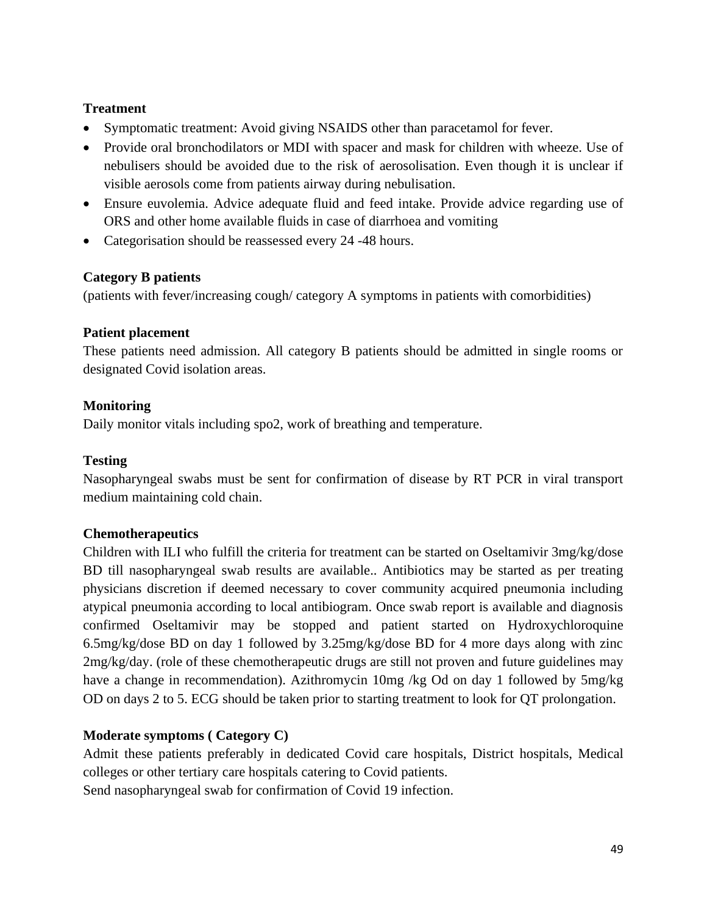**Treatment**

- Symptomatic treatment: Avoid giving NSAIDS other than paracetamol for fever.
- Provide oral bronchodilators or MDI with spacer and mask for children with wheeze. Use of nebulisers should be avoided due to the risk of aerosolisation. Even though it is unclear if visible aerosols come from patients airway during nebulisation.
- Ensure euvolemia. Advice adequate fluid and feed intake. Provide advice regarding use of ORS and other home available fluids in case of diarrhoea and vomiting
- Categorisation should be reassessed every 24 -48 hours.

**Category B patients**

(patients with fever/increasing cough/ category A symptoms in patients with comorbidities)

**Patient placement**

These patients need admission. All category B patients should be admitted in single rooms or designated Covid isolation areas.

**Monitoring**

Daily monitor vitals including spo2, work of breathing and temperature.

**Testing**

Nasopharyngeal swabs must be sent for confirmation of disease by RT PCR in viral transport medium maintaining cold chain.

**Chemotherapeutics**

Children with ILI who fulfill the criteria for treatment can be started on Oseltamivir 3mg/kg/dose BD till nasopharyngeal swab results are available.. Antibiotics may be started as per treating physicians discretion if deemed necessary to cover community acquired pneumonia including atypical pneumonia according to local antibiogram. Once swab report is available and diagnosis confirmed Oseltamivir may be stopped and patient started on Hydroxychloroquine 6.5mg/kg/dose BD on day 1 followed by 3.25mg/kg/dose BD for 4 more days along with zinc 2mg/kg/day. (role of these chemotherapeutic drugs are still not proven and future guidelines may have a change in recommendation). Azithromycin 10mg /kg Od on day 1 followed by 5mg/kg OD on days 2 to 5. ECG should be taken prior to starting treatment to look for QT prolongation.

**Moderate symptoms ( Category C)**

Admit these patients preferably in dedicated Covid care hospitals, District hospitals, Medical colleges or other tertiary care hospitals catering to Covid patients.
Send nasopharyngeal swab for confirmation of Covid 19 infection.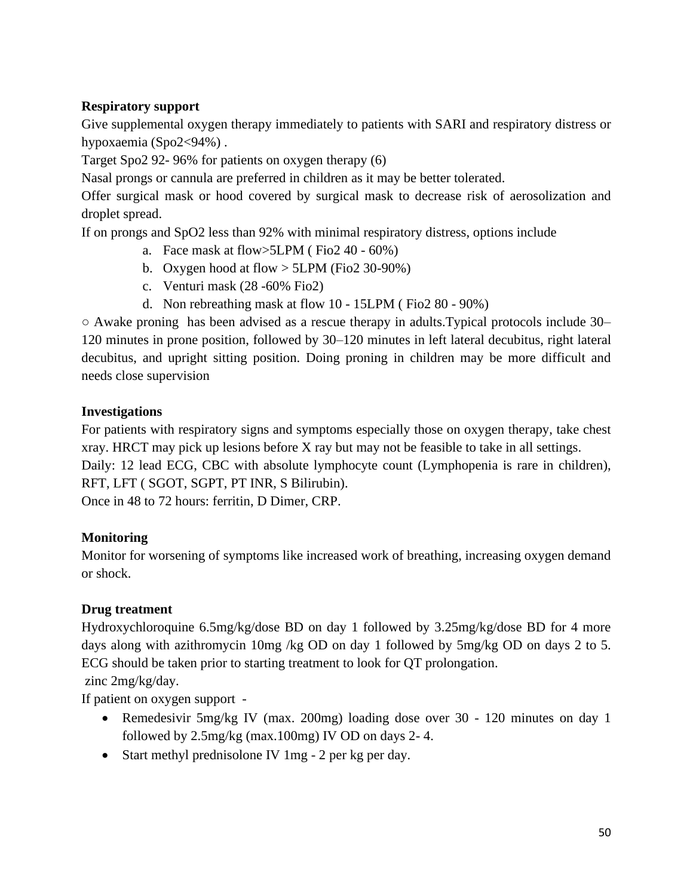**Respiratory support**

Give supplemental oxygen therapy immediately to patients with SARI and respiratory distress or hypoxaemia (Spo2<94%) .

Target Spo2 92- 96% for patients on oxygen therapy (6)

Nasal prongs or cannula are preferred in children as it may be better tolerated.

Offer surgical mask or hood covered by surgical mask to decrease risk of aerosolization and droplet spread.

If on prongs and SpO2 less than 92% with minimal respiratory distress, options include

a. Face mask at flow>5LPM ( Fio2 40 - 60%)
b. Oxygen hood at flow > 5LPM (Fio2 30-90%)
c. Venturi mask (28 -60% Fio2)
d. Non rebreathing mask at flow 10 - 15LPM ( Fio2 80 - 90%)

○ Awake proning has been advised as a rescue therapy in adults.Typical protocols include 30–120 minutes in prone position, followed by 30–120 minutes in left lateral decubitus, right lateral decubitus, and upright sitting position. Doing proning in children may be more difficult and needs close supervision

**Investigations**

For patients with respiratory signs and symptoms especially those on oxygen therapy, take chest xray. HRCT may pick up lesions before X ray but may not be feasible to take in all settings.

Daily: 12 lead ECG, CBC with absolute lymphocyte count (Lymphopenia is rare in children), RFT, LFT ( SGOT, SGPT, PT INR, S Bilirubin).

Once in 48 to 72 hours: ferritin, D Dimer, CRP.

**Monitoring**

Monitor for worsening of symptoms like increased work of breathing, increasing oxygen demand or shock.

**Drug treatment**

Hydroxychloroquine 6.5mg/kg/dose BD on day 1 followed by 3.25mg/kg/dose BD for 4 more days along with azithromycin 10mg /kg OD on day 1 followed by 5mg/kg OD on days 2 to 5. ECG should be taken prior to starting treatment to look for QT prolongation.

zinc 2mg/kg/day.

If patient on oxygen support -

- Remedesivir 5mg/kg IV (max. 200mg) loading dose over 30 - 120 minutes on day 1 followed by 2.5mg/kg (max.100mg) IV OD on days 2- 4.
- Start methyl prednisolone IV 1mg - 2 per kg per day.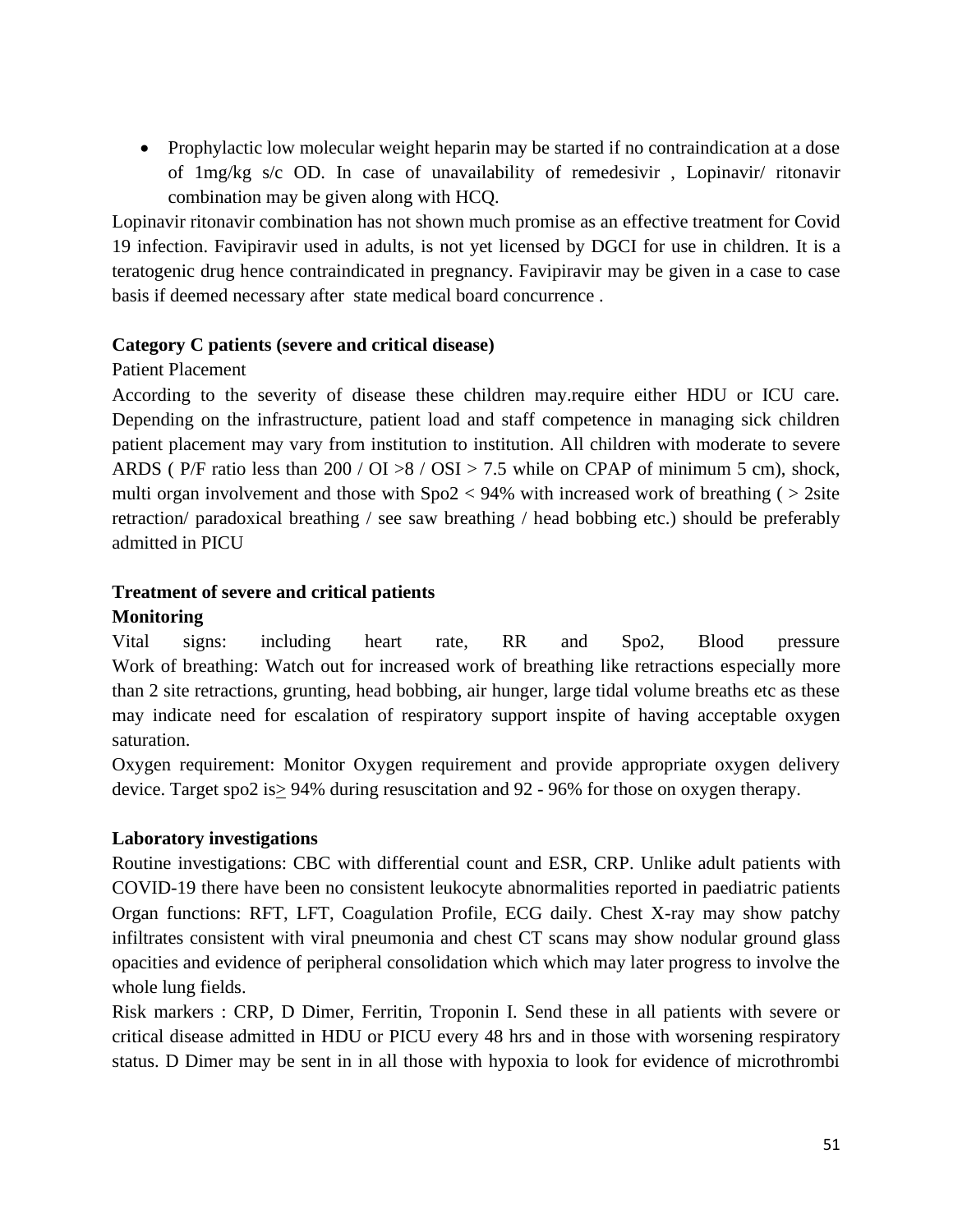- Prophylactic low molecular weight heparin may be started if no contraindication at a dose of 1mg/kg s/c OD. In case of unavailability of remedesivir , Lopinavir/ ritonavir combination may be given along with HCQ.

Lopinavir ritonavir combination has not shown much promise as an effective treatment for Covid 19 infection. Favipiravir used in adults, is not yet licensed by DGCI for use in children. It is a teratogenic drug hence contraindicated in pregnancy. Favipiravir may be given in a case to case basis if deemed necessary after state medical board concurrence .

**Category C patients (severe and critical disease)**

Patient Placement

According to the severity of disease these children may.require either HDU or ICU care. Depending on the infrastructure, patient load and staff competence in managing sick children patient placement may vary from institution to institution. All children with moderate to severe ARDS ( P/F ratio less than 200 / OI >8 / OSI > 7.5 while on CPAP of minimum 5 cm), shock, multi organ involvement and those with Spo2 < 94% with increased work of breathing ( > 2site retraction/ paradoxical breathing / see saw breathing / head bobbing etc.) should be preferably admitted in PICU

**Treatment of severe and critical patients**

**Monitoring**

Vital signs: including heart rate, RR and Spo2, Blood pressure

Work of breathing: Watch out for increased work of breathing like retractions especially more than 2 site retractions, grunting, head bobbing, air hunger, large tidal volume breaths etc as these may indicate need for escalation of respiratory support inspite of having acceptable oxygen saturation.

Oxygen requirement: Monitor Oxygen requirement and provide appropriate oxygen delivery device. Target spo2 is≥ 94% during resuscitation and 92 - 96% for those on oxygen therapy.

**Laboratory investigations**

Routine investigations: CBC with differential count and ESR, CRP. Unlike adult patients with COVID-19 there have been no consistent leukocyte abnormalities reported in paediatric patients

Organ functions: RFT, LFT, Coagulation Profile, ECG daily. Chest X-ray may show patchy infiltrates consistent with viral pneumonia and chest CT scans may show nodular ground glass opacities and evidence of peripheral consolidation which which may later progress to involve the whole lung fields.

Risk markers : CRP, D Dimer, Ferritin, Troponin I. Send these in all patients with severe or critical disease admitted in HDU or PICU every 48 hrs and in those with worsening respiratory status. D Dimer may be sent in in all those with hypoxia to look for evidence of microthrombi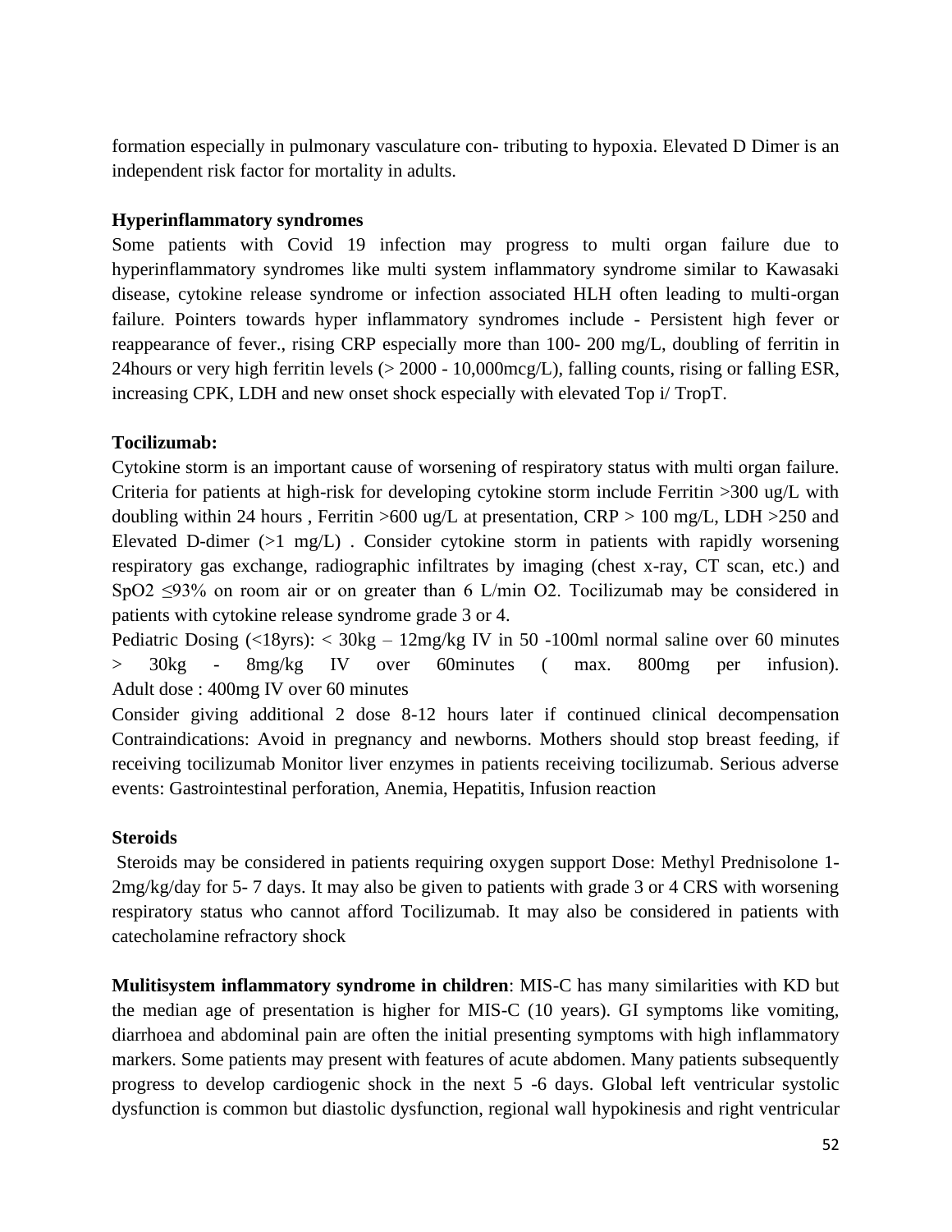formation especially in pulmonary vasculature con- tributing to hypoxia. Elevated D Dimer is an independent risk factor for mortality in adults.

**Hyperinflammatory syndromes**

Some patients with Covid 19 infection may progress to multi organ failure due to hyperinflammatory syndromes like multi system inflammatory syndrome similar to Kawasaki disease, cytokine release syndrome or infection associated HLH often leading to multi-organ failure. Pointers towards hyper inflammatory syndromes include - Persistent high fever or reappearance of fever., rising CRP especially more than 100- 200 mg/L, doubling of ferritin in 24hours or very high ferritin levels (> 2000 - 10,000mcg/L), falling counts, rising or falling ESR, increasing CPK, LDH and new onset shock especially with elevated Top i/ TropT.

**Tocilizumab:**

Cytokine storm is an important cause of worsening of respiratory status with multi organ failure. Criteria for patients at high-risk for developing cytokine storm include Ferritin >300 ug/L with doubling within 24 hours , Ferritin >600 ug/L at presentation, CRP > 100 mg/L, LDH >250 and Elevated D-dimer (>1 mg/L) . Consider cytokine storm in patients with rapidly worsening respiratory gas exchange, radiographic infiltrates by imaging (chest x-ray, CT scan, etc.) and $SpO_2$ ≤93% on room air or on greater than 6 L/min $O_2$. Tocilizumab may be considered in patients with cytokine release syndrome grade 3 or 4.

Pediatric Dosing (<18yrs): < 30kg – 12mg/kg IV in 50 -100ml normal saline over 60 minutes > 30kg - 8mg/kg IV over 60minutes ( max. 800mg per infusion).
Adult dose : 400mg IV over 60 minutes

Consider giving additional 2 dose 8-12 hours later if continued clinical decompensation Contraindications: Avoid in pregnancy and newborns. Mothers should stop breast feeding, if receiving tocilizumab Monitor liver enzymes in patients receiving tocilizumab. Serious adverse events: Gastrointestinal perforation, Anemia, Hepatitis, Infusion reaction

**Steroids**

Steroids may be considered in patients requiring oxygen support Dose: Methyl Prednisolone 1-2mg/kg/day for 5- 7 days. It may also be given to patients with grade 3 or 4 CRS with worsening respiratory status who cannot afford Tocilizumab. It may also be considered in patients with catecholamine refractory shock

**Mulitisystem inflammatory syndrome in children**: MIS-C has many similarities with KD but the median age of presentation is higher for MIS-C (10 years). GI symptoms like vomiting, diarrhoea and abdominal pain are often the initial presenting symptoms with high inflammatory markers. Some patients may present with features of acute abdomen. Many patients subsequently progress to develop cardiogenic shock in the next 5 -6 days. Global left ventricular systolic dysfunction is common but diastolic dysfunction, regional wall hypokinesis and right ventricular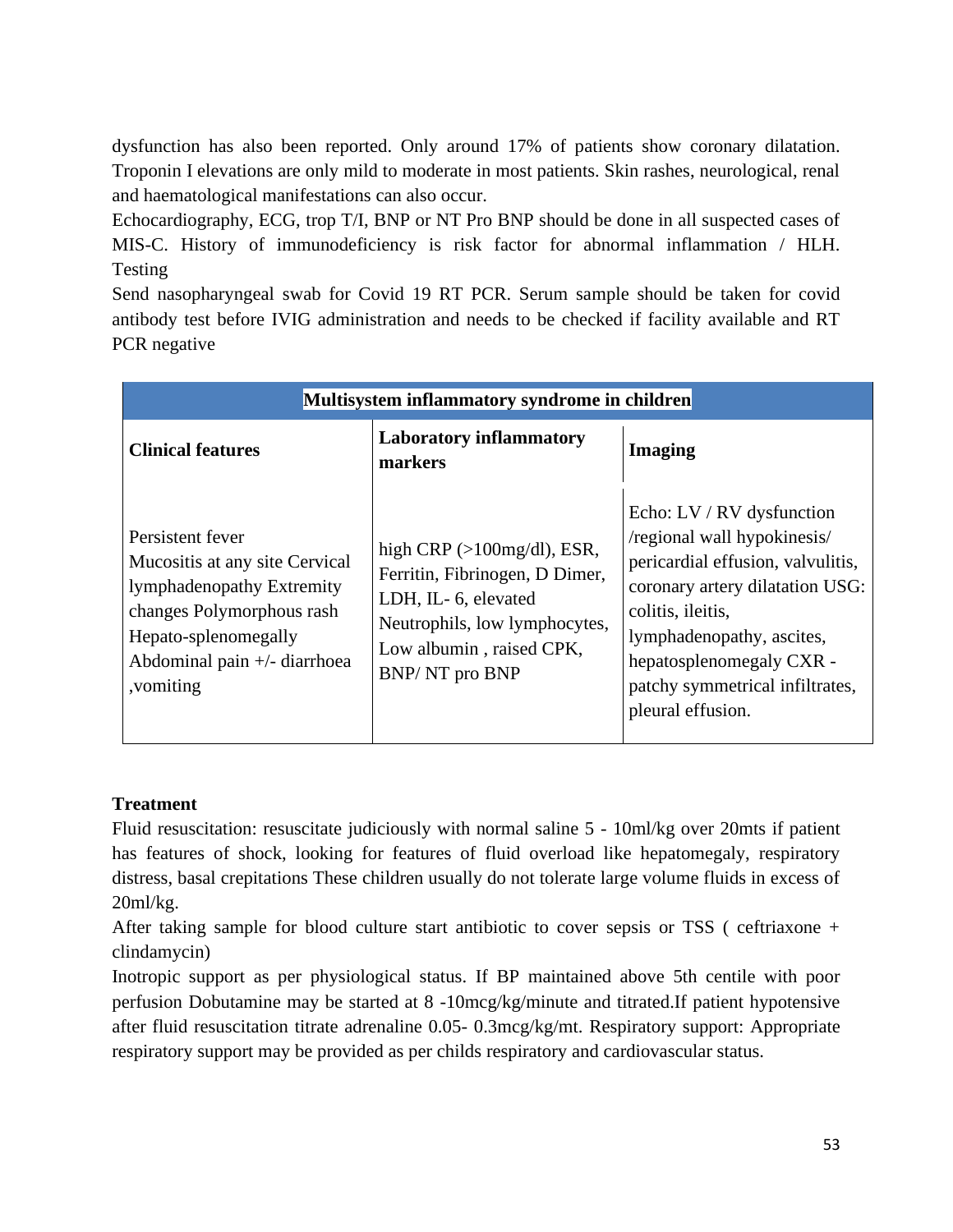dysfunction has also been reported. Only around 17% of patients show coronary dilatation. Troponin I elevations are only mild to moderate in most patients. Skin rashes, neurological, renal and haematological manifestations can also occur.

Echocardiography, ECG, trop T/I, BNP or NT Pro BNP should be done in all suspected cases of MIS-C. History of immunodeficiency is risk factor for abnormal inflammation / HLH. Testing

Send nasopharyngeal swab for Covid 19 RT PCR. Serum sample should be taken for covid antibody test before IVIG administration and needs to be checked if facility available and RT PCR negative

| Multisystem inflammatory syndrome in children | | |
|---|---|---|
| **Clinical features** | **Laboratory inflammatory markers** | **Imaging** |
| Persistent fever<br>Mucositis at any site Cervical lymphadenopathy Extremity changes Polymorphous rash Hepato-splenomegally<br>Abdominal pain +/- diarrhoea ,vomiting | high CRP (>100mg/dl), ESR, Ferritin, Fibrinogen, D Dimer, LDH, IL- 6, elevated Neutrophils, low lymphocytes, Low albumin , raised CPK, BNP/ NT pro BNP | Echo: LV / RV dysfunction /regional wall hypokinesis/ pericardial effusion, valvulitis, coronary artery dilatation USG: colitis, ileitis, lymphadenopathy, ascites, hepatosplenomegaly CXR - patchy symmetrical infiltrates, pleural effusion. |

**Treatment**

Fluid resuscitation: resuscitate judiciously with normal saline 5 - 10ml/kg over 20mts if patient has features of shock, looking for features of fluid overload like hepatomegaly, respiratory distress, basal crepitations These children usually do not tolerate large volume fluids in excess of 20ml/kg.

After taking sample for blood culture start antibiotic to cover sepsis or TSS ( ceftriaxone + clindamycin)

Inotropic support as per physiological status. If BP maintained above 5th centile with poor perfusion Dobutamine may be started at 8 -10mcg/kg/minute and titrated.If patient hypotensive after fluid resuscitation titrate adrenaline 0.05- 0.3mcg/kg/mt. Respiratory support: Appropriate respiratory support may be provided as per childs respiratory and cardiovascular status.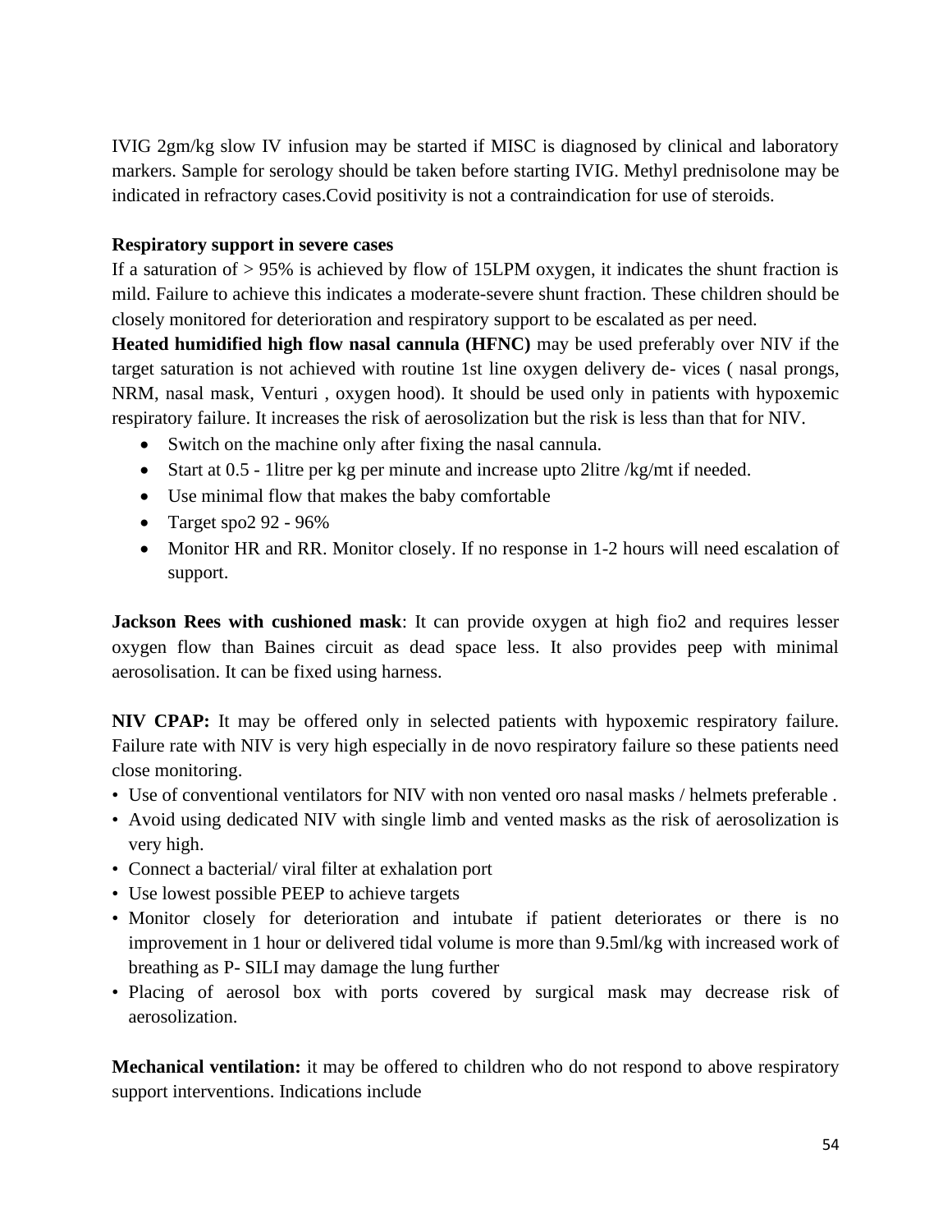IVIG 2gm/kg slow IV infusion may be started if MISC is diagnosed by clinical and laboratory markers. Sample for serology should be taken before starting IVIG. Methyl prednisolone may be indicated in refractory cases.Covid positivity is not a contraindication for use of steroids.

**Respiratory support in severe cases**

If a saturation of > 95% is achieved by flow of 15LPM oxygen, it indicates the shunt fraction is mild. Failure to achieve this indicates a moderate-severe shunt fraction. These children should be closely monitored for deterioration and respiratory support to be escalated as per need.

**Heated humidified high flow nasal cannula (HFNC)** may be used preferably over NIV if the target saturation is not achieved with routine 1st line oxygen delivery de- vices ( nasal prongs, NRM, nasal mask, Venturi , oxygen hood). It should be used only in patients with hypoxemic respiratory failure. It increases the risk of aerosolization but the risk is less than that for NIV.

- Switch on the machine only after fixing the nasal cannula.
- Start at 0.5 - 1litre per kg per minute and increase upto 2litre /kg/mt if needed.
- Use minimal flow that makes the baby comfortable
- Target spo2 92 - 96%
- Monitor HR and RR. Monitor closely. If no response in 1-2 hours will need escalation of support.

**Jackson Rees with cushioned mask**: It can provide oxygen at high fio2 and requires lesser oxygen flow than Baines circuit as dead space less. It also provides peep with minimal aerosolisation. It can be fixed using harness.

**NIV CPAP:** It may be offered only in selected patients with hypoxemic respiratory failure. Failure rate with NIV is very high especially in de novo respiratory failure so these patients need close monitoring.

- Use of conventional ventilators for NIV with non vented oro nasal masks / helmets preferable .
- Avoid using dedicated NIV with single limb and vented masks as the risk of aerosolization is very high.
- Connect a bacterial/ viral filter at exhalation port
- Use lowest possible PEEP to achieve targets
- Monitor closely for deterioration and intubate if patient deteriorates or there is no improvement in 1 hour or delivered tidal volume is more than 9.5ml/kg with increased work of breathing as P- SILI may damage the lung further
- Placing of aerosol box with ports covered by surgical mask may decrease risk of aerosolization.

**Mechanical ventilation:** it may be offered to children who do not respond to above respiratory support interventions. Indications include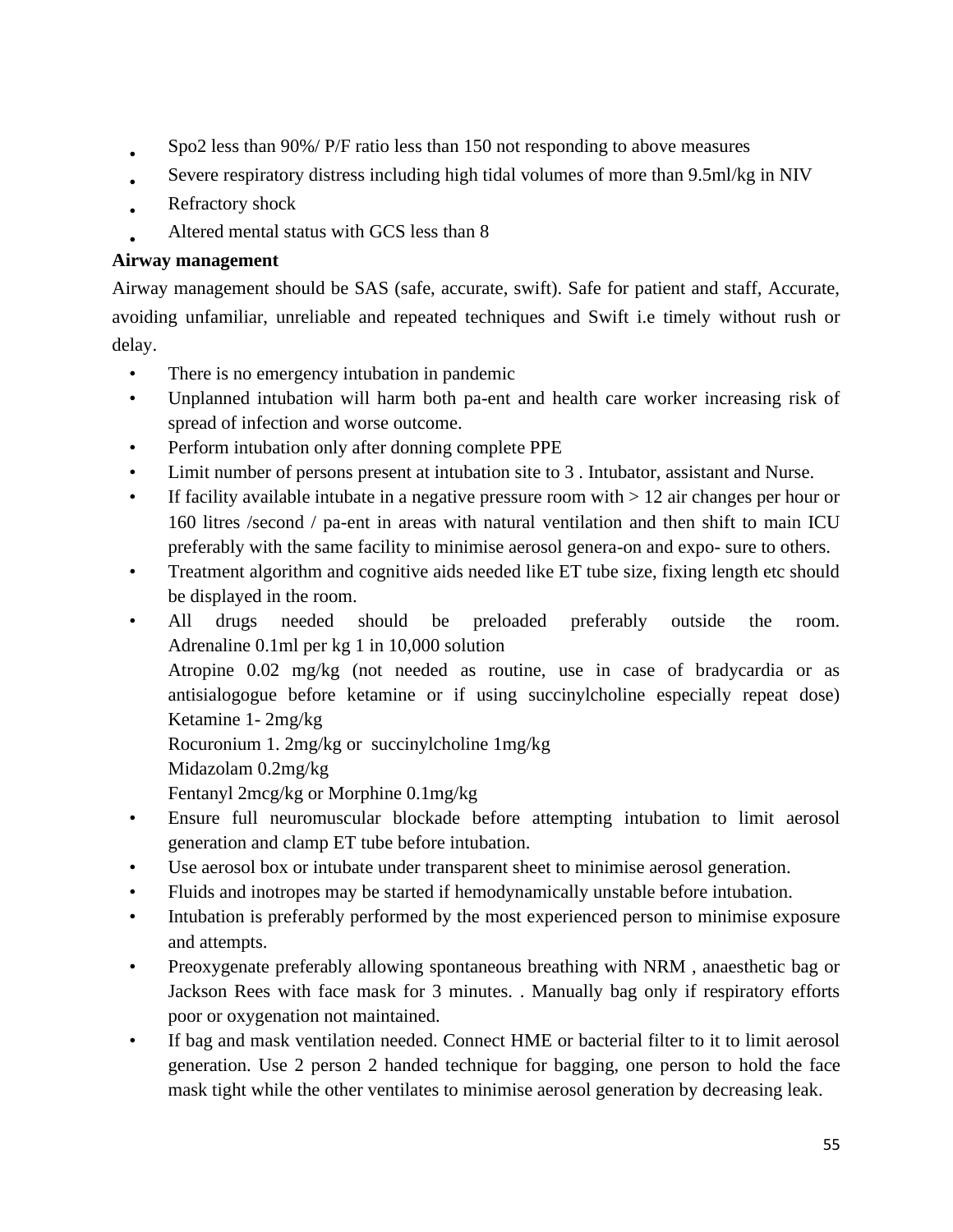- Spo2 less than 90%/ P/F ratio less than 150 not responding to above measures
- Severe respiratory distress including high tidal volumes of more than 9.5ml/kg in NIV
- Refractory shock
- Altered mental status with GCS less than 8

**Airway management**

Airway management should be SAS (safe, accurate, swift). Safe for patient and staff, Accurate, avoiding unfamiliar, unreliable and repeated techniques and Swift i.e timely without rush or delay.

- There is no emergency intubation in pandemic
- Unplanned intubation will harm both pa-ent and health care worker increasing risk of spread of infection and worse outcome.
- Perform intubation only after donning complete PPE
- Limit number of persons present at intubation site to 3 . Intubator, assistant and Nurse.
- If facility available intubate in a negative pressure room with > 12 air changes per hour or 160 litres /second / pa-ent in areas with natural ventilation and then shift to main ICU preferably with the same facility to minimise aerosol genera-on and expo- sure to others.
- Treatment algorithm and cognitive aids needed like ET tube size, fixing length etc should be displayed in the room.
- All drugs needed should be preloaded preferably outside the room.
  Adrenaline 0.1ml per kg 1 in 10,000 solution
  Atropine 0.02 mg/kg (not needed as routine, use in case of bradycardia or as antisialogogue before ketamine or if using succinylcholine especially repeat dose)
  Ketamine 1- 2mg/kg
  Rocuronium 1. 2mg/kg or succinylcholine 1mg/kg
  Midazolam 0.2mg/kg
  Fentanyl 2mcg/kg or Morphine 0.1mg/kg
- Ensure full neuromuscular blockade before attempting intubation to limit aerosol generation and clamp ET tube before intubation.
- Use aerosol box or intubate under transparent sheet to minimise aerosol generation.
- Fluids and inotropes may be started if hemodynamically unstable before intubation.
- Intubation is preferably performed by the most experienced person to minimise exposure and attempts.
- Preoxygenate preferably allowing spontaneous breathing with NRM , anaesthetic bag or Jackson Rees with face mask for 3 minutes. . Manually bag only if respiratory efforts poor or oxygenation not maintained.
- If bag and mask ventilation needed. Connect HME or bacterial filter to it to limit aerosol generation. Use 2 person 2 handed technique for bagging, one person to hold the face mask tight while the other ventilates to minimise aerosol generation by decreasing leak.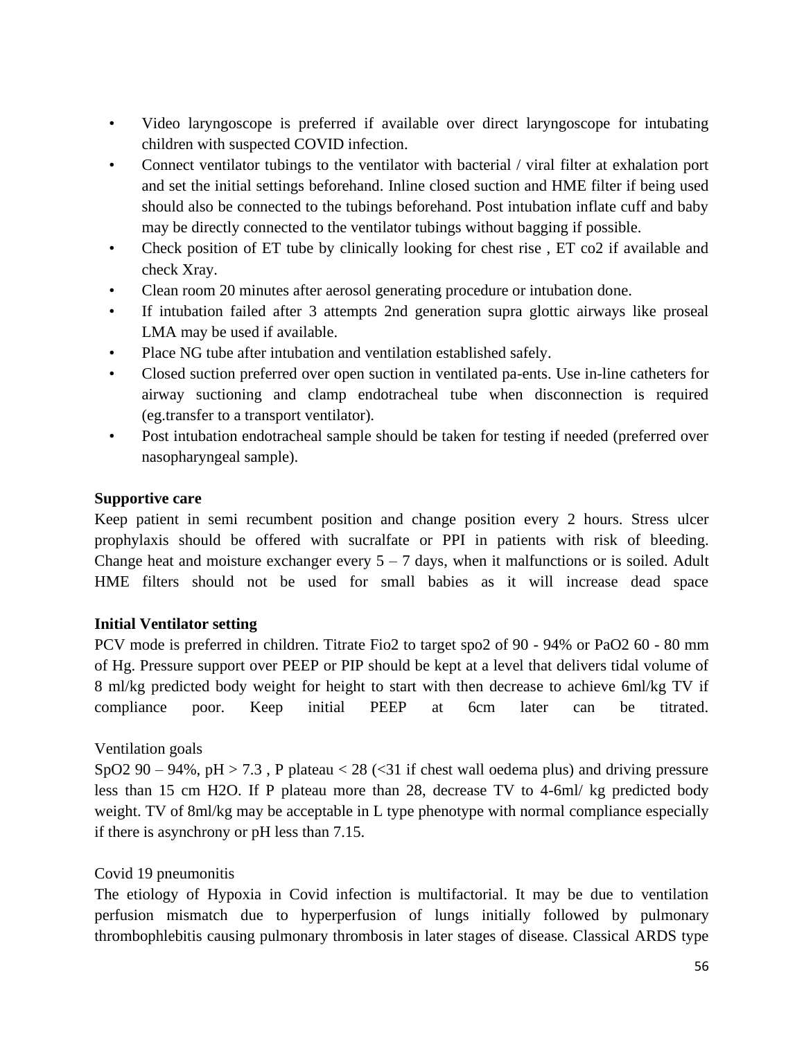- Video laryngoscope is preferred if available over direct laryngoscope for intubating children with suspected COVID infection.
- Connect ventilator tubings to the ventilator with bacterial / viral filter at exhalation port and set the initial settings beforehand. Inline closed suction and HME filter if being used should also be connected to the tubings beforehand. Post intubation inflate cuff and baby may be directly connected to the ventilator tubings without bagging if possible.
- Check position of ET tube by clinically looking for chest rise , ET co2 if available and check Xray.
- Clean room 20 minutes after aerosol generating procedure or intubation done.
- If intubation failed after 3 attempts 2nd generation supra glottic airways like proseal LMA may be used if available.
- Place NG tube after intubation and ventilation established safely.
- Closed suction preferred over open suction in ventilated pa-ents. Use in-line catheters for airway suctioning and clamp endotracheal tube when disconnection is required (eg.transfer to a transport ventilator).
- Post intubation endotracheal sample should be taken for testing if needed (preferred over nasopharyngeal sample).

**Supportive care**

Keep patient in semi recumbent position and change position every 2 hours. Stress ulcer prophylaxis should be offered with sucralfate or PPI in patients with risk of bleeding. Change heat and moisture exchanger every 5 – 7 days, when it malfunctions or is soiled. Adult HME filters should not be used for small babies as it will increase dead space

**Initial Ventilator setting**

PCV mode is preferred in children. Titrate Fio2 to target spo2 of 90 - 94% or PaO2 60 - 80 mm of Hg. Pressure support over PEEP or PIP should be kept at a level that delivers tidal volume of 8 ml/kg predicted body weight for height to start with then decrease to achieve 6ml/kg TV if compliance poor. Keep initial PEEP at 6cm later can be titrated.

Ventilation goals

SpO2 90 – 94%, pH > 7.3 , P plateau < 28 (<31 if chest wall oedema plus) and driving pressure less than 15 cm H2O. If P plateau more than 28, decrease TV to 4-6ml/ kg predicted body weight. TV of 8ml/kg may be acceptable in L type phenotype with normal compliance especially if there is asynchrony or pH less than 7.15.

Covid 19 pneumonitis

The etiology of Hypoxia in Covid infection is multifactorial. It may be due to ventilation perfusion mismatch due to hyperperfusion of lungs initially followed by pulmonary thrombophlebitis causing pulmonary thrombosis in later stages of disease. Classical ARDS type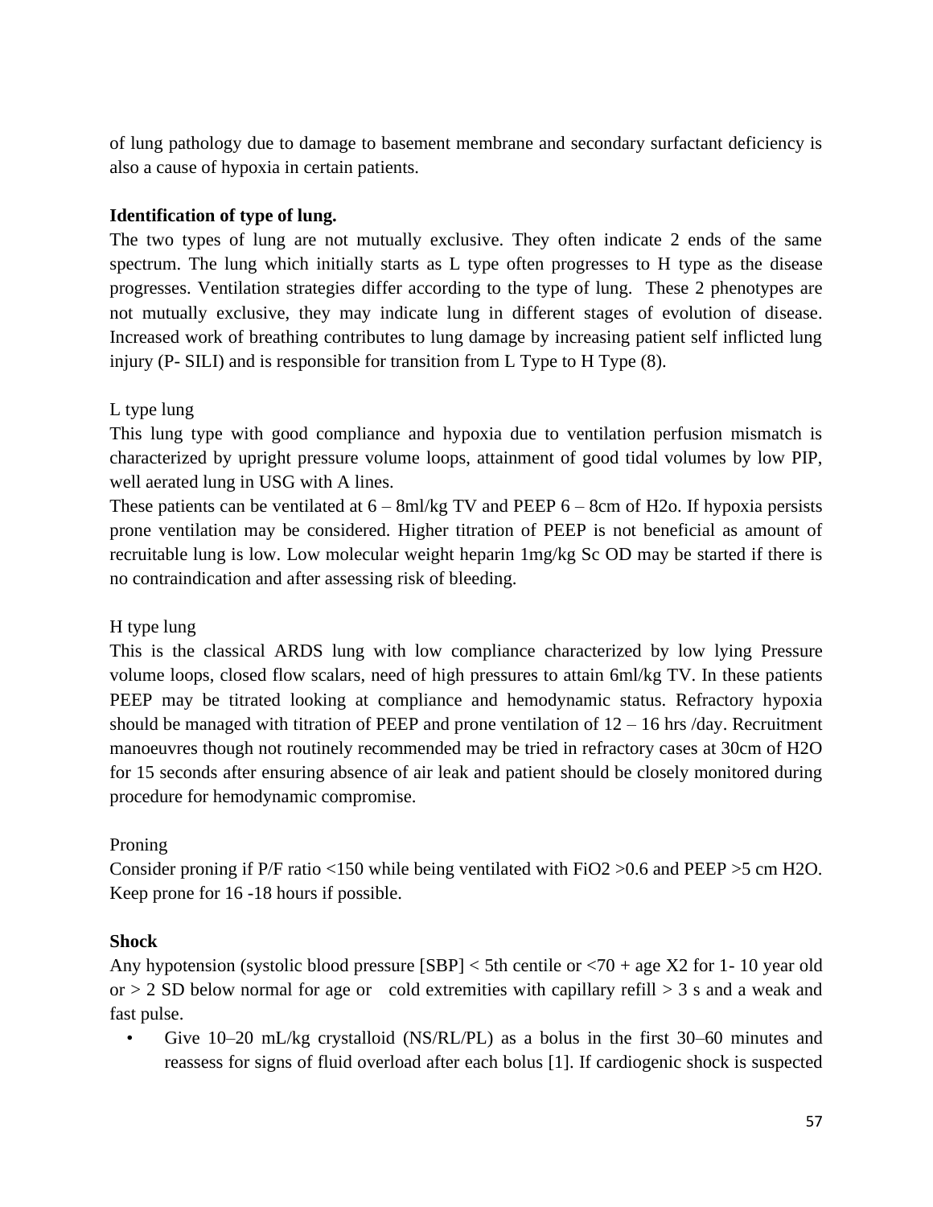of lung pathology due to damage to basement membrane and secondary surfactant deficiency is also a cause of hypoxia in certain patients.

**Identification of type of lung.**

The two types of lung are not mutually exclusive. They often indicate 2 ends of the same spectrum. The lung which initially starts as L type often progresses to H type as the disease progresses. Ventilation strategies differ according to the type of lung. These 2 phenotypes are not mutually exclusive, they may indicate lung in different stages of evolution of disease. Increased work of breathing contributes to lung damage by increasing patient self inflicted lung injury (P- SILI) and is responsible for transition from L Type to H Type (8).

L type lung

This lung type with good compliance and hypoxia due to ventilation perfusion mismatch is characterized by upright pressure volume loops, attainment of good tidal volumes by low PIP, well aerated lung in USG with A lines.

These patients can be ventilated at 6 – 8ml/kg TV and PEEP 6 – 8cm of H2o. If hypoxia persists prone ventilation may be considered. Higher titration of PEEP is not beneficial as amount of recruitable lung is low. Low molecular weight heparin 1mg/kg Sc OD may be started if there is no contraindication and after assessing risk of bleeding.

H type lung

This is the classical ARDS lung with low compliance characterized by low lying Pressure volume loops, closed flow scalars, need of high pressures to attain 6ml/kg TV. In these patients PEEP may be titrated looking at compliance and hemodynamic status. Refractory hypoxia should be managed with titration of PEEP and prone ventilation of 12 – 16 hrs /day. Recruitment manoeuvres though not routinely recommended may be tried in refractory cases at 30cm of H2O for 15 seconds after ensuring absence of air leak and patient should be closely monitored during procedure for hemodynamic compromise.

Proning

Consider proning if P/F ratio <150 while being ventilated with FiO2 >0.6 and PEEP >5 cm H2O. Keep prone for 16 -18 hours if possible.

**Shock**

Any hypotension (systolic blood pressure [SBP] < 5th centile or <70 + age X2 for 1- 10 year old or > 2 SD below normal for age or cold extremities with capillary refill > 3 s and a weak and fast pulse.

- Give 10–20 mL/kg crystalloid (NS/RL/PL) as a bolus in the first 30–60 minutes and reassess for signs of fluid overload after each bolus [1]. If cardiogenic shock is suspected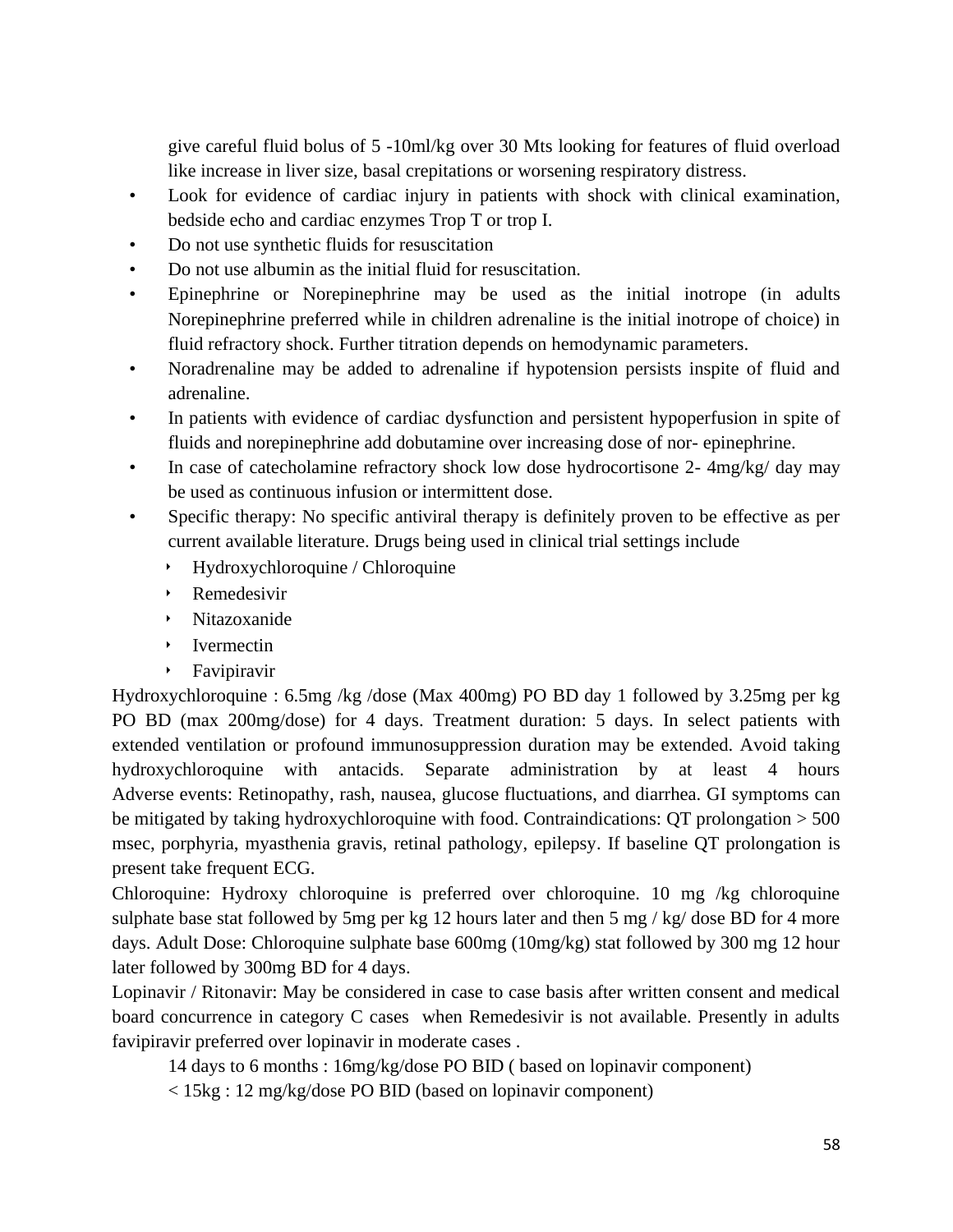give careful fluid bolus of 5 -10ml/kg over 30 Mts looking for features of fluid overload like increase in liver size, basal crepitations or worsening respiratory distress.

- Look for evidence of cardiac injury in patients with shock with clinical examination, bedside echo and cardiac enzymes Trop T or trop I.
- Do not use synthetic fluids for resuscitation
- Do not use albumin as the initial fluid for resuscitation.
- Epinephrine or Norepinephrine may be used as the initial inotrope (in adults Norepinephrine preferred while in children adrenaline is the initial inotrope of choice) in fluid refractory shock. Further titration depends on hemodynamic parameters.
- Noradrenaline may be added to adrenaline if hypotension persists inspite of fluid and adrenaline.
- In patients with evidence of cardiac dysfunction and persistent hypoperfusion in spite of fluids and norepinephrine add dobutamine over increasing dose of nor- epinephrine.
- In case of catecholamine refractory shock low dose hydrocortisone 2- 4mg/kg/ day may be used as continuous infusion or intermittent dose.
- Specific therapy: No specific antiviral therapy is definitely proven to be effective as per current available literature. Drugs being used in clinical trial settings include
  - Hydroxychloroquine / Chloroquine
  - Remedesivir
  - Nitazoxanide
  - Ivermectin
  - Favipiravir

Hydroxychloroquine : 6.5mg /kg /dose (Max 400mg) PO BD day 1 followed by 3.25mg per kg PO BD (max 200mg/dose) for 4 days. Treatment duration: 5 days. In select patients with extended ventilation or profound immunosuppression duration may be extended. Avoid taking hydroxychloroquine with antacids. Separate administration by at least 4 hours Adverse events: Retinopathy, rash, nausea, glucose fluctuations, and diarrhea. GI symptoms can be mitigated by taking hydroxychloroquine with food. Contraindications: QT prolongation > 500 msec, porphyria, myasthenia gravis, retinal pathology, epilepsy. If baseline QT prolongation is present take frequent ECG.

Chloroquine: Hydroxy chloroquine is preferred over chloroquine. 10 mg /kg chloroquine sulphate base stat followed by 5mg per kg 12 hours later and then 5 mg / kg/ dose BD for 4 more days. Adult Dose: Chloroquine sulphate base 600mg (10mg/kg) stat followed by 300 mg 12 hour later followed by 300mg BD for 4 days.

Lopinavir / Ritonavir: May be considered in case to case basis after written consent and medical board concurrence in category C cases when Remedesivir is not available. Presently in adults favipiravir preferred over lopinavir in moderate cases .

14 days to 6 months : 16mg/kg/dose PO BID ( based on lopinavir component)

< 15kg : 12 mg/kg/dose PO BID (based on lopinavir component)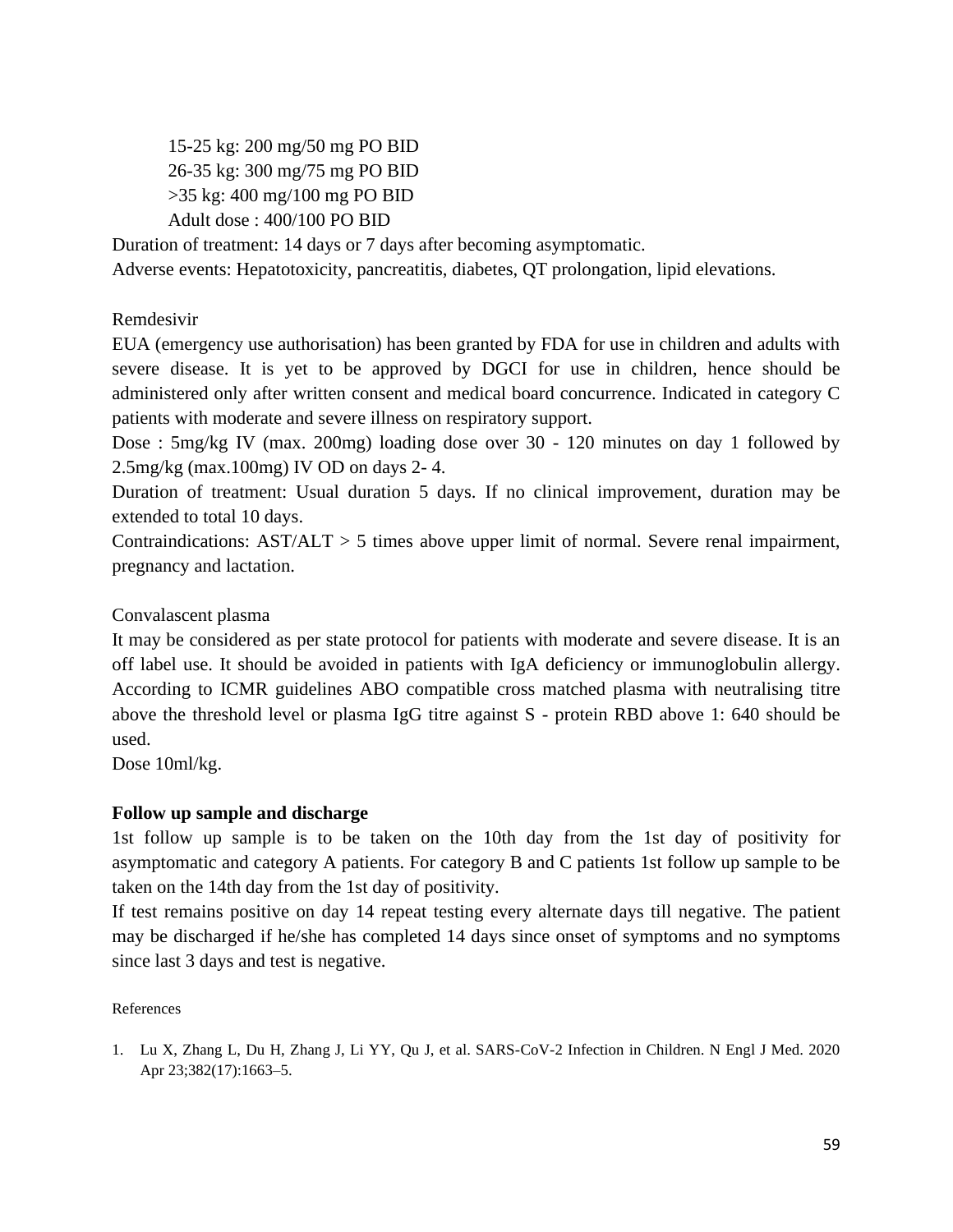15-25 kg: 200 mg/50 mg PO BID
26-35 kg: 300 mg/75 mg PO BID
>35 kg: 400 mg/100 mg PO BID
Adult dose : 400/100 PO BID

Duration of treatment: 14 days or 7 days after becoming asymptomatic.
Adverse events: Hepatotoxicity, pancreatitis, diabetes, QT prolongation, lipid elevations.

Remdesivir

EUA (emergency use authorisation) has been granted by FDA for use in children and adults with severe disease. It is yet to be approved by DGCI for use in children, hence should be administered only after written consent and medical board concurrence. Indicated in category C patients with moderate and severe illness on respiratory support.

Dose : 5mg/kg IV (max. 200mg) loading dose over 30 - 120 minutes on day 1 followed by 2.5mg/kg (max.100mg) IV OD on days 2- 4.

Duration of treatment: Usual duration 5 days. If no clinical improvement, duration may be extended to total 10 days.

Contraindications: AST/ALT > 5 times above upper limit of normal. Severe renal impairment, pregnancy and lactation.

Convalascent plasma

It may be considered as per state protocol for patients with moderate and severe disease. It is an off label use. It should be avoided in patients with IgA deficiency or immunoglobulin allergy. According to ICMR guidelines ABO compatible cross matched plasma with neutralising titre above the threshold level or plasma IgG titre against S - protein RBD above 1: 640 should be used.

Dose 10ml/kg.

**Follow up sample and discharge**

1st follow up sample is to be taken on the 10th day from the 1st day of positivity for asymptomatic and category A patients. For category B and C patients 1st follow up sample to be taken on the 14th day from the 1st day of positivity.

If test remains positive on day 14 repeat testing every alternate days till negative. The patient may be discharged if he/she has completed 14 days since onset of symptoms and no symptoms since last 3 days and test is negative.

References

1. Lu X, Zhang L, Du H, Zhang J, Li YY, Qu J, et al. SARS-CoV-2 Infection in Children. N Engl J Med. 2020 Apr 23;382(17):1663–5.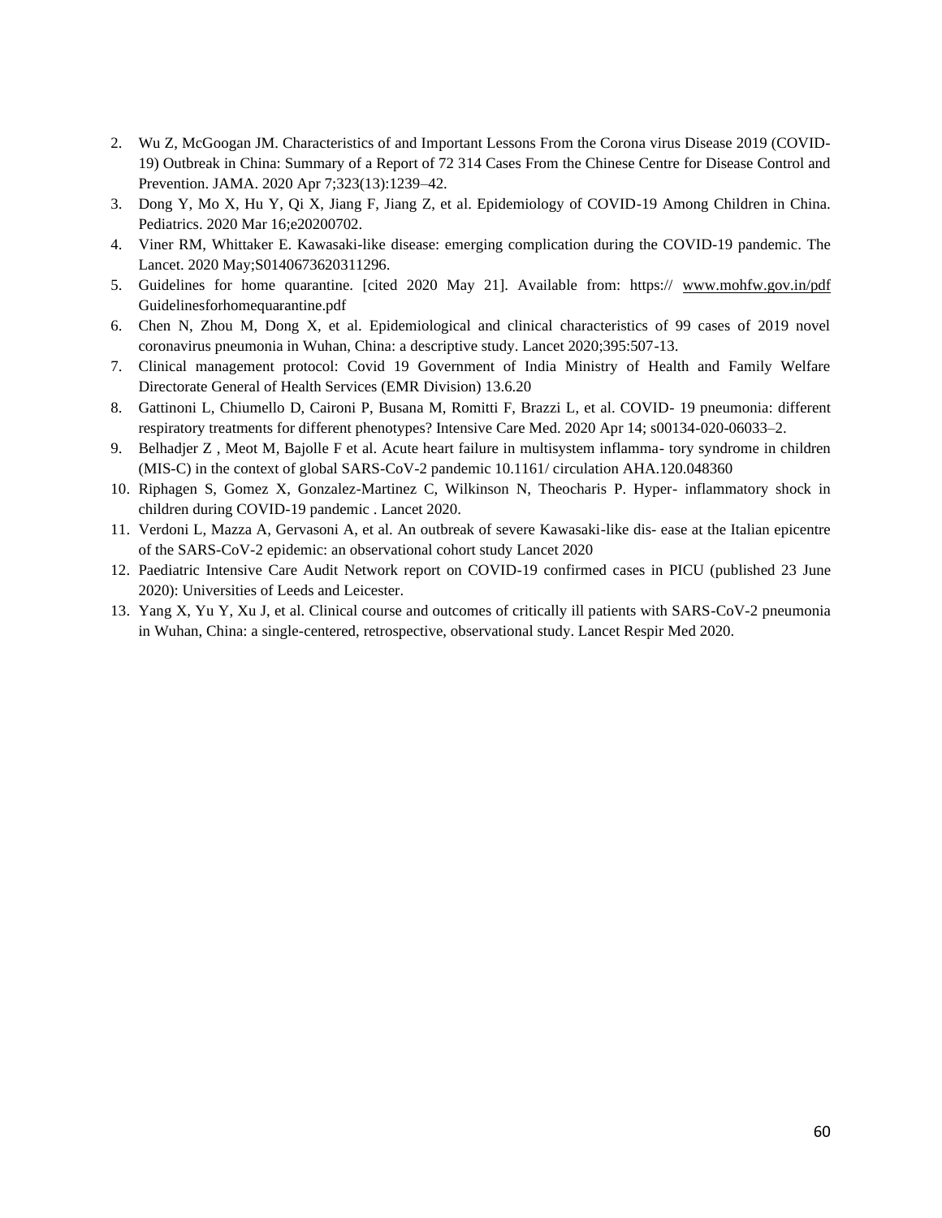2. Wu Z, McGoogan JM. Characteristics of and Important Lessons From the Corona virus Disease 2019 (COVID-19) Outbreak in China: Summary of a Report of 72 314 Cases From the Chinese Centre for Disease Control and Prevention. JAMA. 2020 Apr 7;323(13):1239–42.
3. Dong Y, Mo X, Hu Y, Qi X, Jiang F, Jiang Z, et al. Epidemiology of COVID-19 Among Children in China. Pediatrics. 2020 Mar 16;e20200702.
4. Viner RM, Whittaker E. Kawasaki-like disease: emerging complication during the COVID-19 pandemic. The Lancet. 2020 May;S0140673620311296.
5. Guidelines for home quarantine. [cited 2020 May 21]. Available from: https:// www.mohfw.gov.in/pdf Guidelinesforhomequarantine.pdf
6. Chen N, Zhou M, Dong X, et al. Epidemiological and clinical characteristics of 99 cases of 2019 novel coronavirus pneumonia in Wuhan, China: a descriptive study. Lancet 2020;395:507-13.
7. Clinical management protocol: Covid 19 Government of India Ministry of Health and Family Welfare Directorate General of Health Services (EMR Division) 13.6.20
8. Gattinoni L, Chiumello D, Caironi P, Busana M, Romitti F, Brazzi L, et al. COVID- 19 pneumonia: different respiratory treatments for different phenotypes? Intensive Care Med. 2020 Apr 14; s00134-020-06033–2.
9. Belhadjer Z , Meot M, Bajolle F et al. Acute heart failure in multisystem inflamma- tory syndrome in children (MIS-C) in the context of global SARS-CoV-2 pandemic 10.1161/ circulation AHA.120.048360
10. Riphagen S, Gomez X, Gonzalez-Martinez C, Wilkinson N, Theocharis P. Hyper- inflammatory shock in children during COVID-19 pandemic . Lancet 2020.
11. Verdoni L, Mazza A, Gervasoni A, et al. An outbreak of severe Kawasaki-like dis- ease at the Italian epicentre of the SARS-CoV-2 epidemic: an observational cohort study Lancet 2020
12. Paediatric Intensive Care Audit Network report on COVID-19 confirmed cases in PICU (published 23 June 2020): Universities of Leeds and Leicester.
13. Yang X, Yu Y, Xu J, et al. Clinical course and outcomes of critically ill patients with SARS-CoV-2 pneumonia in Wuhan, China: a single-centered, retrospective, observational study. Lancet Respir Med 2020.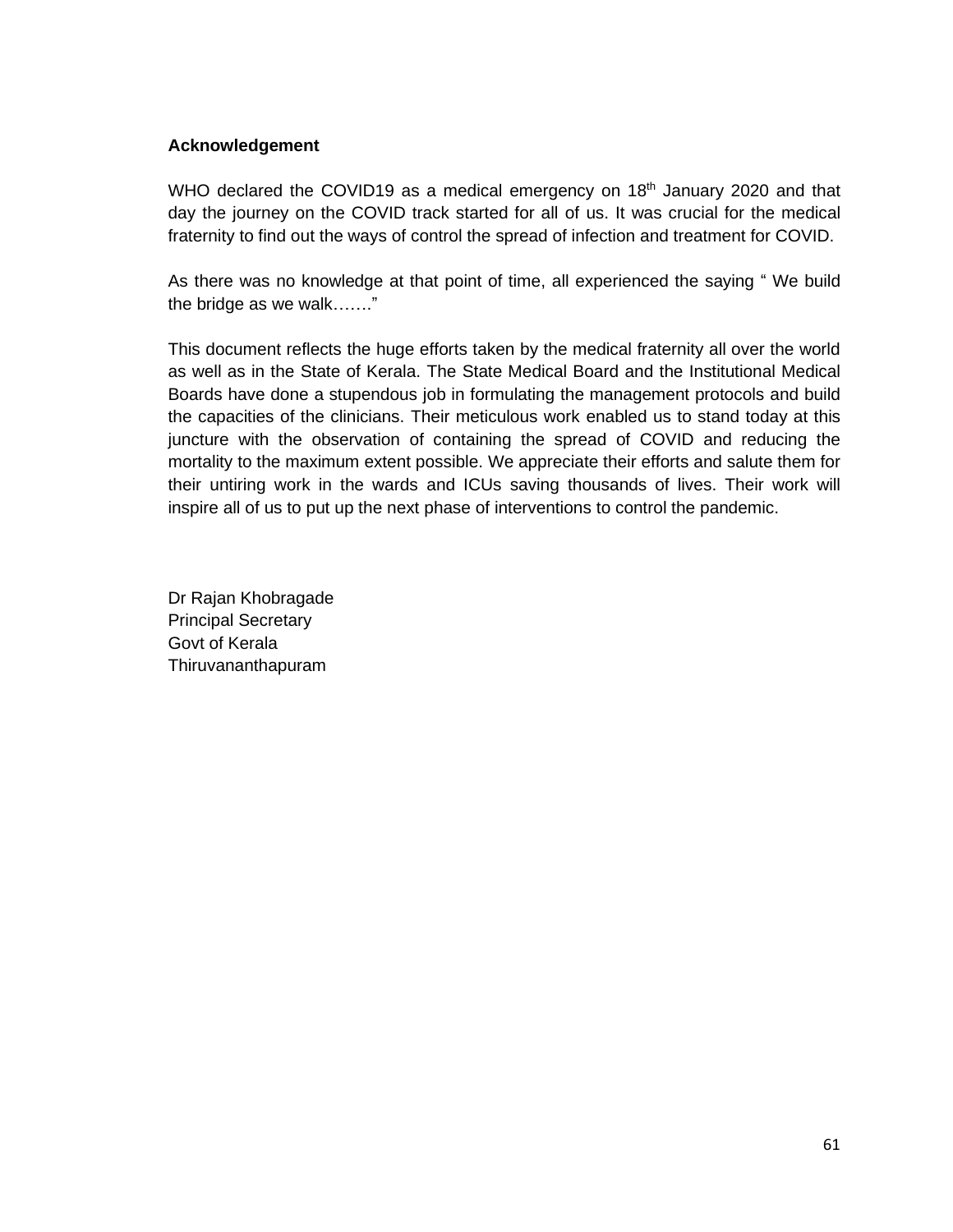**Acknowledgement**

WHO declared the COVID19 as a medical emergency on 18th January 2020 and that day the journey on the COVID track started for all of us. It was crucial for the medical fraternity to find out the ways of control the spread of infection and treatment for COVID.

As there was no knowledge at that point of time, all experienced the saying " We build the bridge as we walk……"

This document reflects the huge efforts taken by the medical fraternity all over the world as well as in the State of Kerala. The State Medical Board and the Institutional Medical Boards have done a stupendous job in formulating the management protocols and build the capacities of the clinicians. Their meticulous work enabled us to stand today at this juncture with the observation of containing the spread of COVID and reducing the mortality to the maximum extent possible. We appreciate their efforts and salute them for their untiring work in the wards and ICUs saving thousands of lives. Their work will inspire all of us to put up the next phase of interventions to control the pandemic.

Dr Rajan Khobragade
Principal Secretary
Govt of Kerala
Thiruvananthapuram